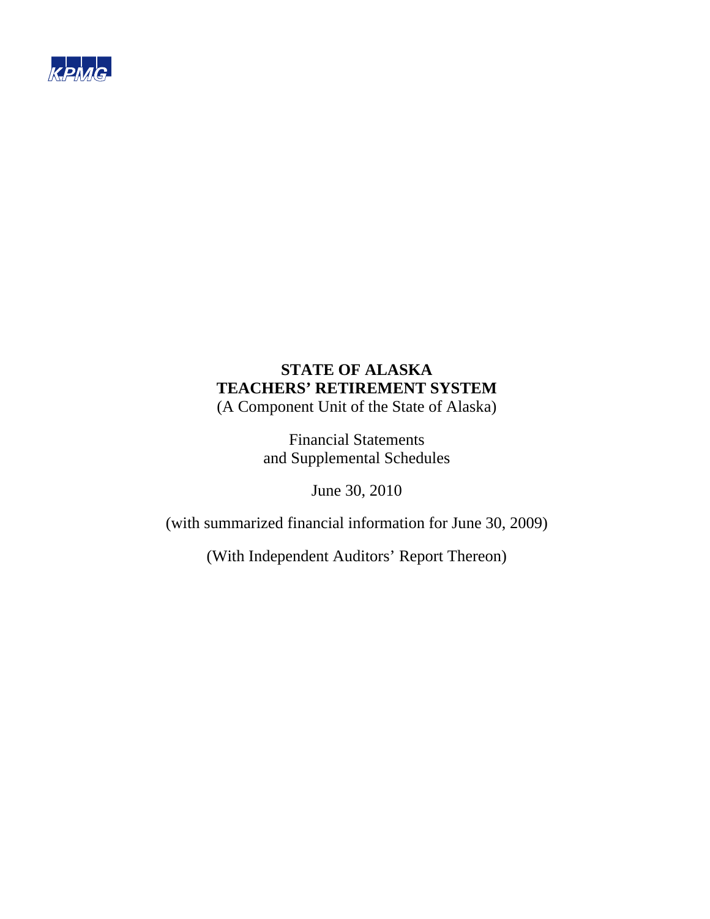KPMG

# STATE OF ALASKA
# TEACHERS' RETIREMENT SYSTEM

(A Component Unit of the State of Alaska)

Financial Statements
and Supplemental Schedules

June 30, 2010

(with summarized financial information for June 30, 2009)

(With Independent Auditors' Report Thereon)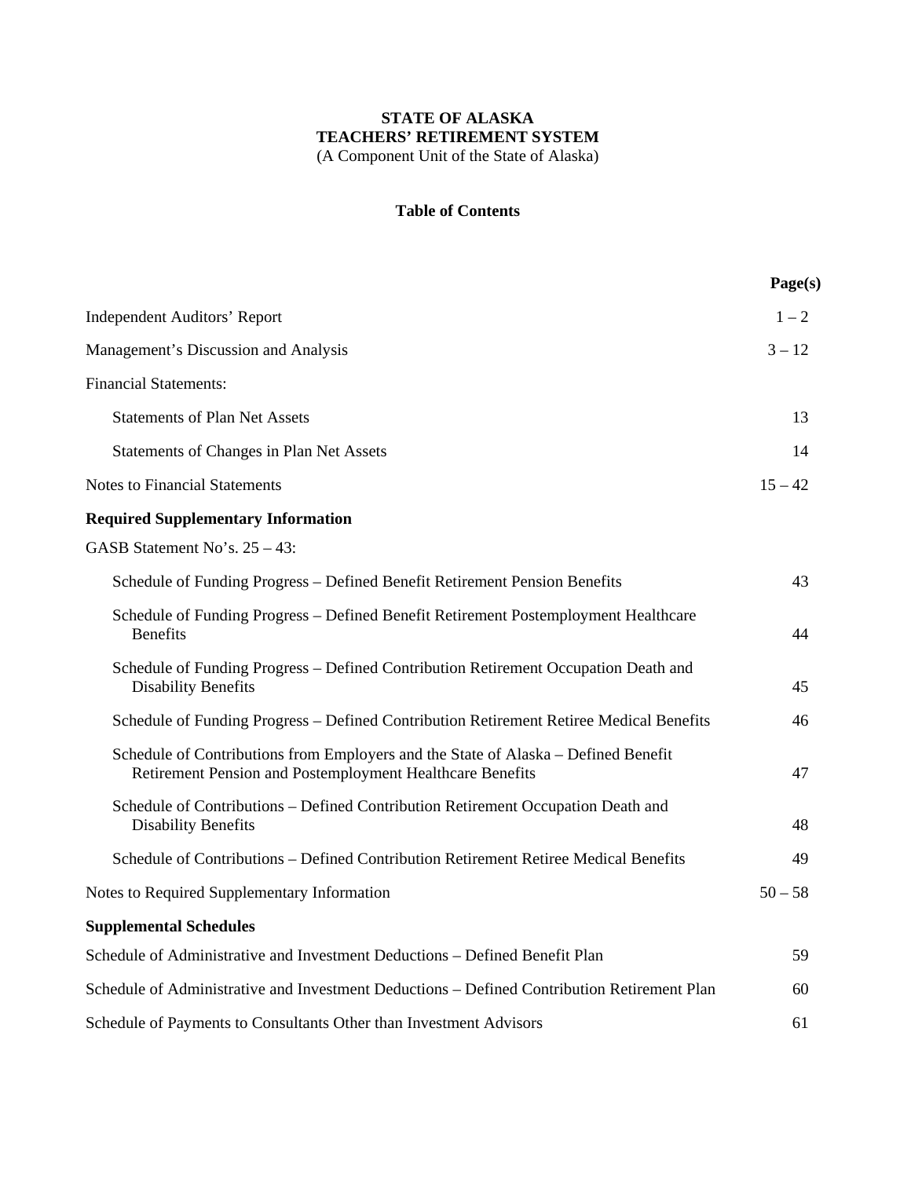**STATE OF ALASKA**
**TEACHERS' RETIREMENT SYSTEM**
(A Component Unit of the State of Alaska)

**Table of Contents**

| | Page(s) |
|---|---|
| Independent Auditors' Report | 1 – 2 |
| Management's Discussion and Analysis | 3 – 12 |
| Financial Statements: | |
| Statements of Plan Net Assets | 13 |
| Statements of Changes in Plan Net Assets | 14 |
| Notes to Financial Statements | 15 – 42 |
| **Required Supplementary Information** | |
| GASB Statement No's. 25 – 43: | |
| Schedule of Funding Progress – Defined Benefit Retirement Pension Benefits | 43 |
| Schedule of Funding Progress – Defined Benefit Retirement Postemployment Healthcare Benefits | 44 |
| Schedule of Funding Progress – Defined Contribution Retirement Occupation Death and Disability Benefits | 45 |
| Schedule of Funding Progress – Defined Contribution Retirement Retiree Medical Benefits | 46 |
| Schedule of Contributions from Employers and the State of Alaska – Defined Benefit Retirement Pension and Postemployment Healthcare Benefits | 47 |
| Schedule of Contributions – Defined Contribution Retirement Occupation Death and Disability Benefits | 48 |
| Schedule of Contributions – Defined Contribution Retirement Retiree Medical Benefits | 49 |
| Notes to Required Supplementary Information | 50 – 58 |
| **Supplemental Schedules** | |
| Schedule of Administrative and Investment Deductions – Defined Benefit Plan | 59 |
| Schedule of Administrative and Investment Deductions – Defined Contribution Retirement Plan | 60 |
| Schedule of Payments to Consultants Other than Investment Advisors | 61 |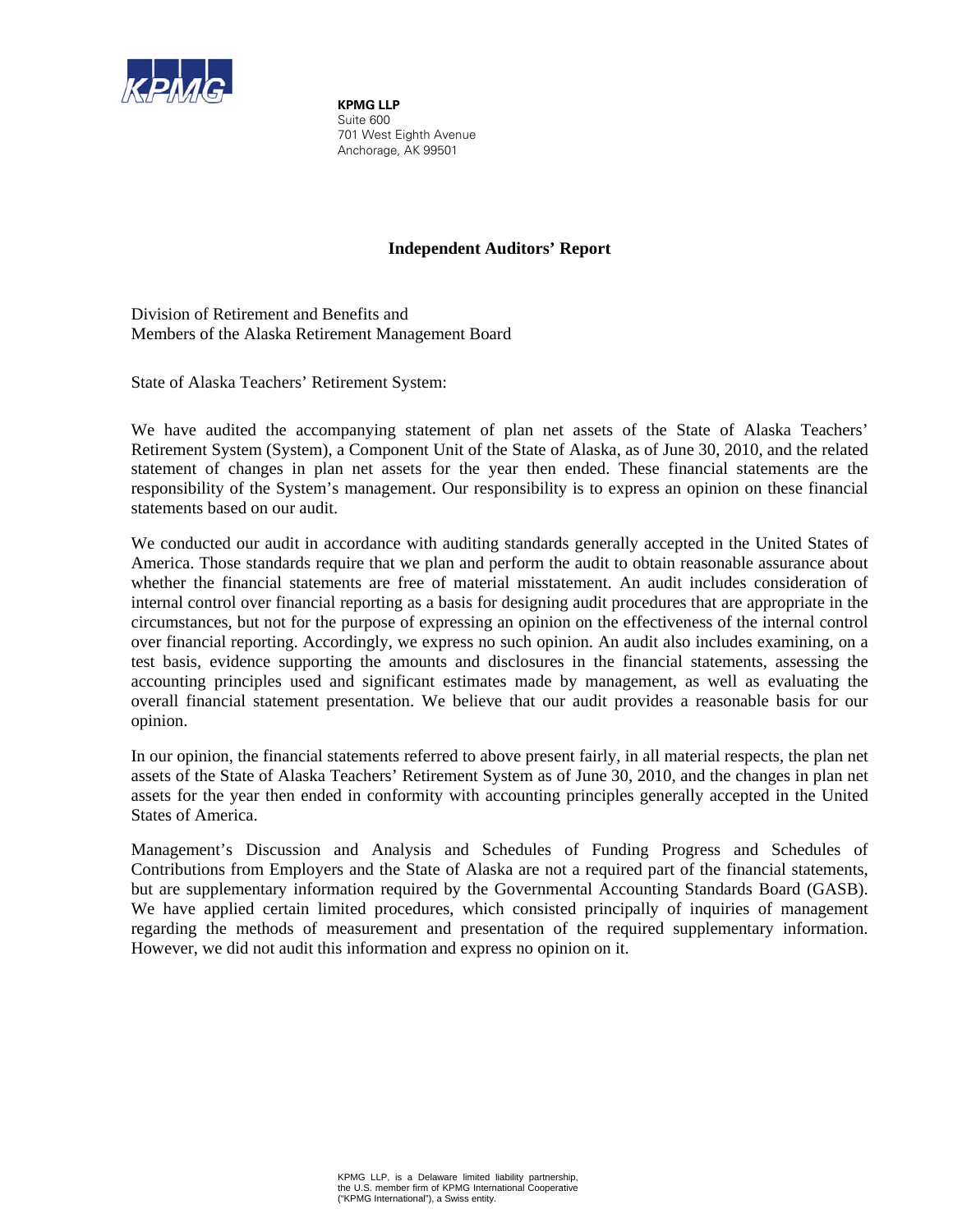**KPMG LLP**
Suite 600
701 West Eighth Avenue
Anchorage, AK 99501

## Independent Auditors' Report

Division of Retirement and Benefits and
Members of the Alaska Retirement Management Board

State of Alaska Teachers' Retirement System:

We have audited the accompanying statement of plan net assets of the State of Alaska Teachers' Retirement System (System), a Component Unit of the State of Alaska, as of June 30, 2010, and the related statement of changes in plan net assets for the year then ended. These financial statements are the responsibility of the System's management. Our responsibility is to express an opinion on these financial statements based on our audit.

We conducted our audit in accordance with auditing standards generally accepted in the United States of America. Those standards require that we plan and perform the audit to obtain reasonable assurance about whether the financial statements are free of material misstatement. An audit includes consideration of internal control over financial reporting as a basis for designing audit procedures that are appropriate in the circumstances, but not for the purpose of expressing an opinion on the effectiveness of the internal control over financial reporting. Accordingly, we express no such opinion. An audit also includes examining, on a test basis, evidence supporting the amounts and disclosures in the financial statements, assessing the accounting principles used and significant estimates made by management, as well as evaluating the overall financial statement presentation. We believe that our audit provides a reasonable basis for our opinion.

In our opinion, the financial statements referred to above present fairly, in all material respects, the plan net assets of the State of Alaska Teachers' Retirement System as of June 30, 2010, and the changes in plan net assets for the year then ended in conformity with accounting principles generally accepted in the United States of America.

Management's Discussion and Analysis and Schedules of Funding Progress and Schedules of Contributions from Employers and the State of Alaska are not a required part of the financial statements, but are supplementary information required by the Governmental Accounting Standards Board (GASB). We have applied certain limited procedures, which consisted principally of inquiries of management regarding the methods of measurement and presentation of the required supplementary information. However, we did not audit this information and express no opinion on it.

KPMG LLP, is a Delaware limited liability partnership, the U.S. member firm of KPMG International Cooperative ("KPMG International"), a Swiss entity.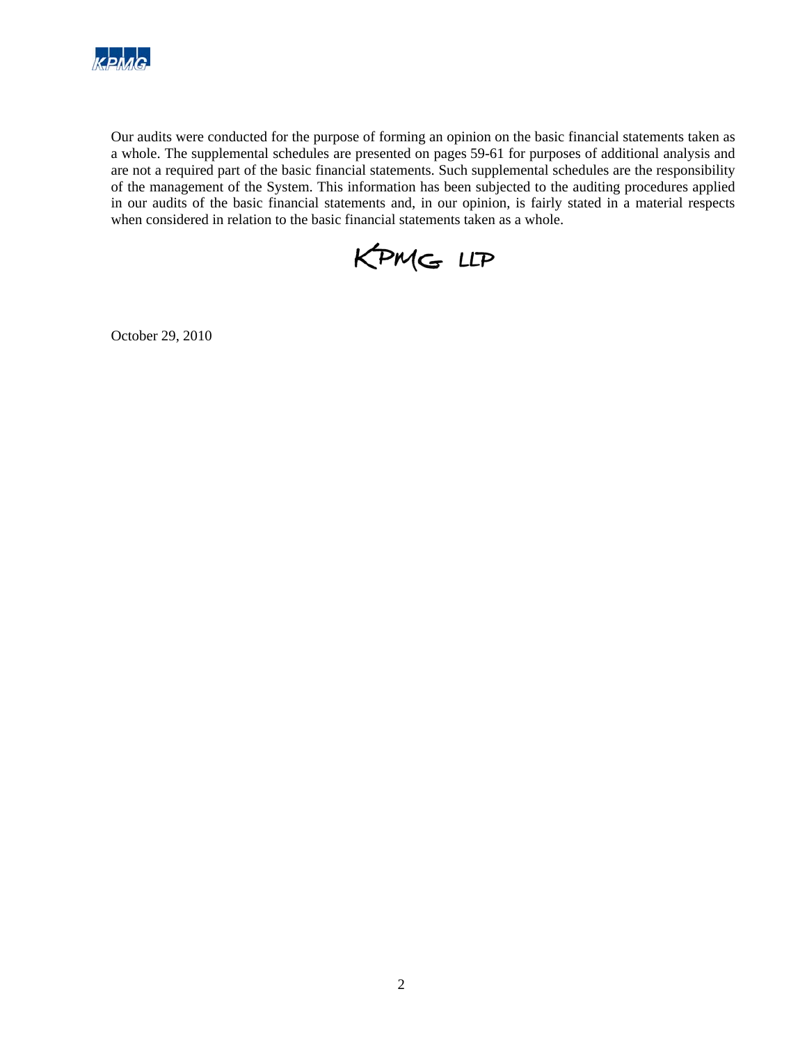Our audits were conducted for the purpose of forming an opinion on the basic financial statements taken as a whole. The supplemental schedules are presented on pages 59-61 for purposes of additional analysis and are not a required part of the basic financial statements. Such supplemental schedules are the responsibility of the management of the System. This information has been subjected to the auditing procedures applied in our audits of the basic financial statements and, in our opinion, is fairly stated in a material respects when considered in relation to the basic financial statements taken as a whole.

KPMG LLP

October 29, 2010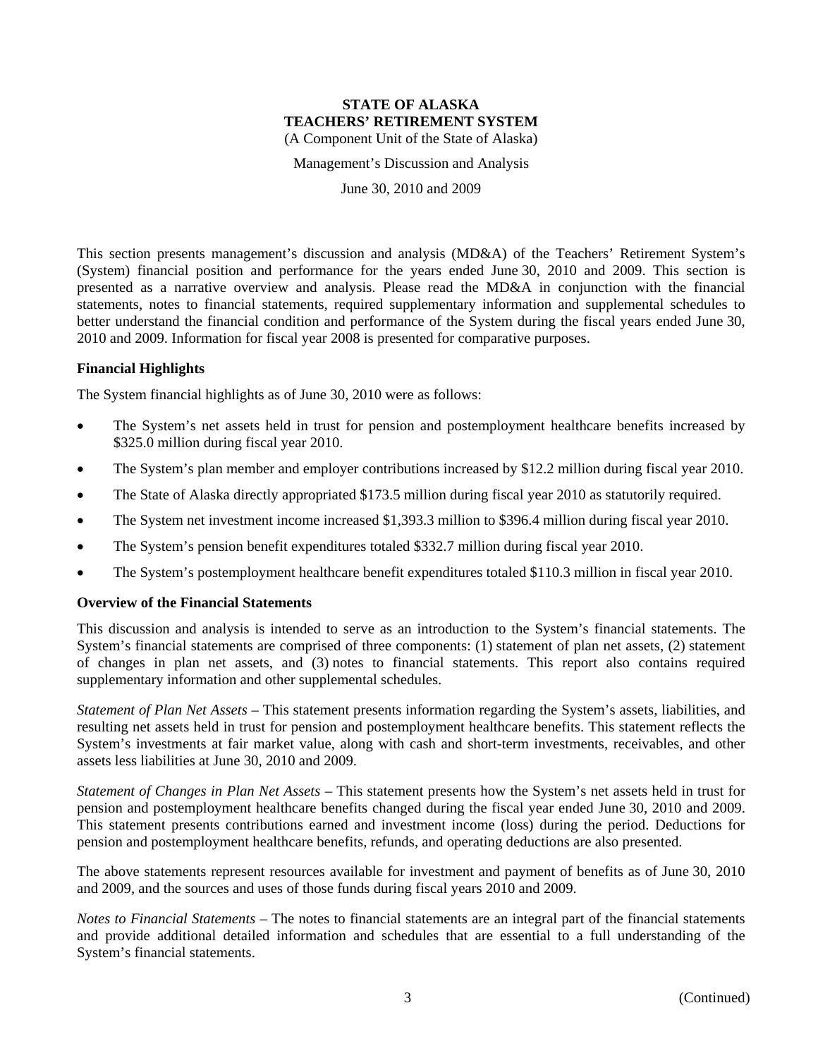# STATE OF ALASKA
# TEACHERS' RETIREMENT SYSTEM

(A Component Unit of the State of Alaska)

Management's Discussion and Analysis

June 30, 2010 and 2009

This section presents management's discussion and analysis (MD&A) of the Teachers' Retirement System's (System) financial position and performance for the years ended June 30, 2010 and 2009. This section is presented as a narrative overview and analysis. Please read the MD&A in conjunction with the financial statements, notes to financial statements, required supplementary information and supplemental schedules to better understand the financial condition and performance of the System during the fiscal years ended June 30, 2010 and 2009. Information for fiscal year 2008 is presented for comparative purposes.

## Financial Highlights

The System financial highlights as of June 30, 2010 were as follows:

- The System's net assets held in trust for pension and postemployment healthcare benefits increased by \$325.0 million during fiscal year 2010.
- The System's plan member and employer contributions increased by \$12.2 million during fiscal year 2010.
- The State of Alaska directly appropriated \$173.5 million during fiscal year 2010 as statutorily required.
- The System net investment income increased \$1,393.3 million to \$396.4 million during fiscal year 2010.
- The System's pension benefit expenditures totaled \$332.7 million during fiscal year 2010.
- The System's postemployment healthcare benefit expenditures totaled \$110.3 million in fiscal year 2010.

## Overview of the Financial Statements

This discussion and analysis is intended to serve as an introduction to the System's financial statements. The System's financial statements are comprised of three components: (1) statement of plan net assets, (2) statement of changes in plan net assets, and (3) notes to financial statements. This report also contains required supplementary information and other supplemental schedules.

*Statement of Plan Net Assets* – This statement presents information regarding the System's assets, liabilities, and resulting net assets held in trust for pension and postemployment healthcare benefits. This statement reflects the System's investments at fair market value, along with cash and short-term investments, receivables, and other assets less liabilities at June 30, 2010 and 2009.

*Statement of Changes in Plan Net Assets* – This statement presents how the System's net assets held in trust for pension and postemployment healthcare benefits changed during the fiscal year ended June 30, 2010 and 2009. This statement presents contributions earned and investment income (loss) during the period. Deductions for pension and postemployment healthcare benefits, refunds, and operating deductions are also presented.

The above statements represent resources available for investment and payment of benefits as of June 30, 2010 and 2009, and the sources and uses of those funds during fiscal years 2010 and 2009.

*Notes to Financial Statements* – The notes to financial statements are an integral part of the financial statements and provide additional detailed information and schedules that are essential to a full understanding of the System's financial statements.

(Continued)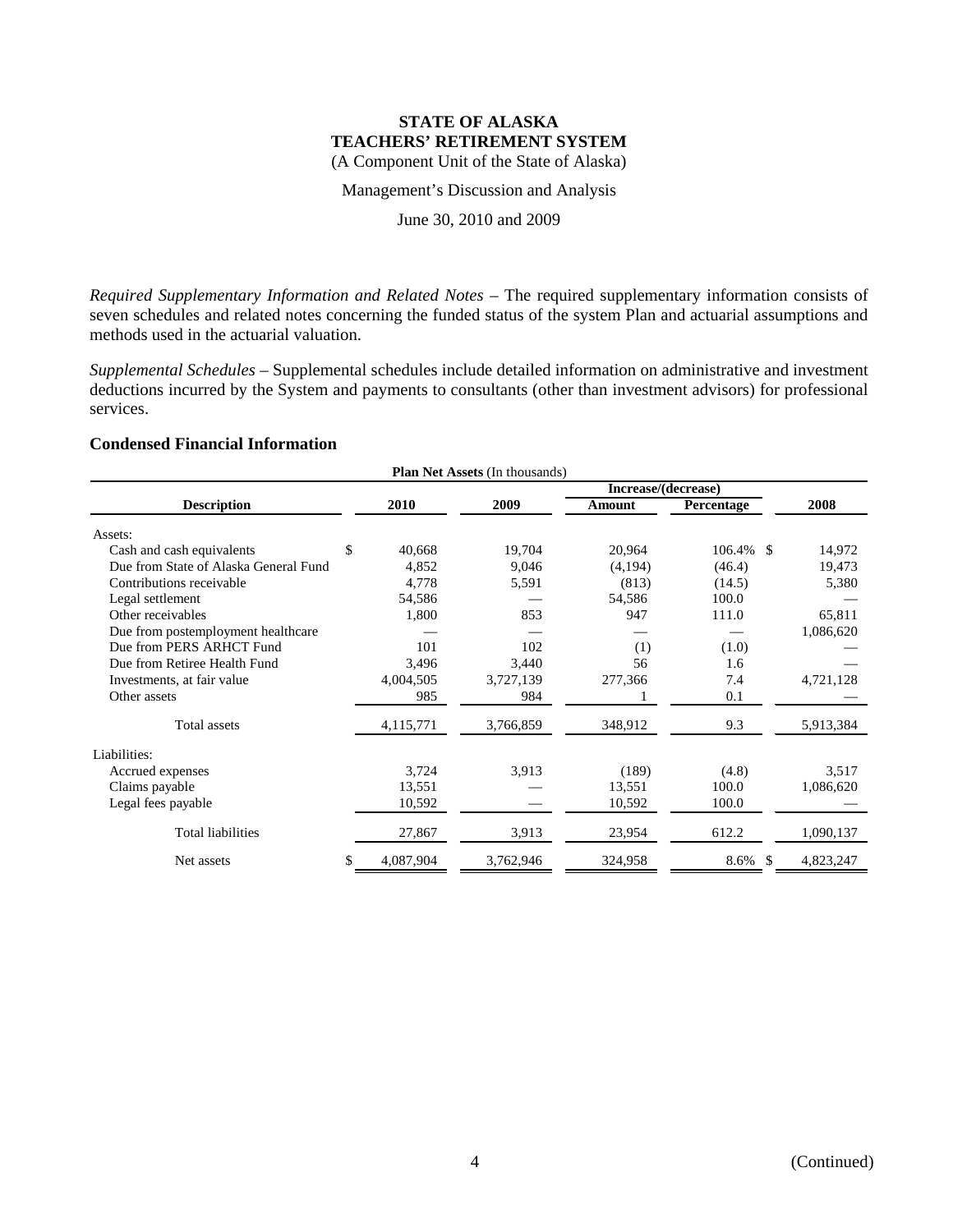# STATE OF ALASKA
# TEACHERS' RETIREMENT SYSTEM

(A Component Unit of the State of Alaska)

Management's Discussion and Analysis

June 30, 2010 and 2009

*Required Supplementary Information and Related Notes* – The required supplementary information consists of seven schedules and related notes concerning the funded status of the system Plan and actuarial assumptions and methods used in the actuarial valuation.

*Supplemental Schedules* – Supplemental schedules include detailed information on administrative and investment deductions incurred by the System and payments to consultants (other than investment advisors) for professional services.

### Condensed Financial Information

**Plan Net Assets** (In thousands)

| Description | 2010 | 2009 | Increase/(decrease) Amount | Increase/(decrease) Percentage | 2008 |
|---|---|---|---|---|---|
| Assets: | | | | | |
| Cash and cash equivalents | $ 40,668 | 19,704 | 20,964 | 106.4% | $ 14,972 |
| Due from State of Alaska General Fund | 4,852 | 9,046 | (4,194) | (46.4) | 19,473 |
| Contributions receivable | 4,778 | 5,591 | (813) | (14.5) | 5,380 |
| Legal settlement | 54,586 | — | 54,586 | 100.0 | — |
| Other receivables | 1,800 | 853 | 947 | 111.0 | 65,811 |
| Due from postemployment healthcare | — | — | — | — | 1,086,620 |
| Due from PERS ARHCT Fund | 101 | 102 | (1) | (1.0) | — |
| Due from Retiree Health Fund | 3,496 | 3,440 | 56 | 1.6 | — |
| Investments, at fair value | 4,004,505 | 3,727,139 | 277,366 | 7.4 | 4,721,128 |
| Other assets | 985 | 984 | 1 | 0.1 | — |
| Total assets | 4,115,771 | 3,766,859 | 348,912 | 9.3 | 5,913,384 |
| Liabilities: | | | | | |
| Accrued expenses | 3,724 | 3,913 | (189) | (4.8) | 3,517 |
| Claims payable | 13,551 | — | 13,551 | 100.0 | 1,086,620 |
| Legal fees payable | 10,592 | — | 10,592 | 100.0 | — |
| Total liabilities | 27,867 | 3,913 | 23,954 | 612.2 | 1,090,137 |
| Net assets | $ 4,087,904 | 3,762,946 | 324,958 | 8.6% | $ 4,823,247 |

(Continued)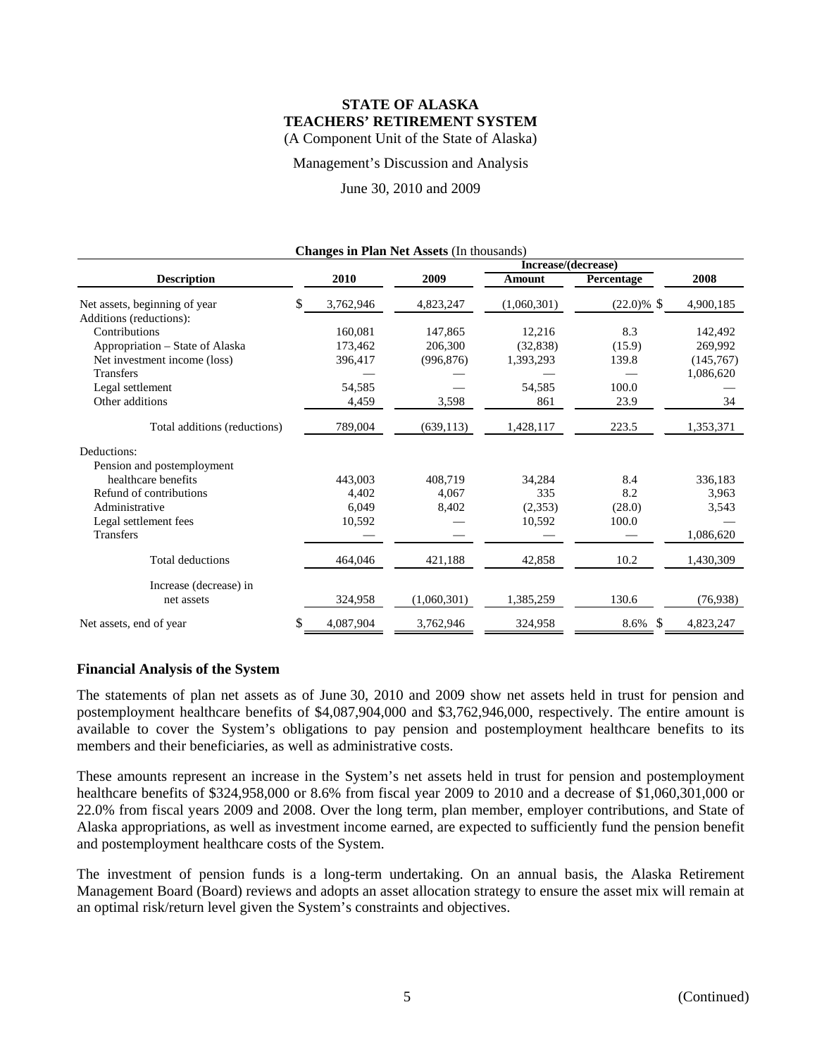# STATE OF ALASKA
# TEACHERS' RETIREMENT SYSTEM

(A Component Unit of the State of Alaska)

Management's Discussion and Analysis

June 30, 2010 and 2009

**Changes in Plan Net Assets** (In thousands)

| Description | 2010 | 2009 | Increase/(decrease) Amount | Percentage | 2008 |
|---|---|---|---|---|---|
| Net assets, beginning of year | $ 3,762,946 | 4,823,247 | (1,060,301) | (22.0)% | $ 4,900,185 |
| Additions (reductions): | | | | | |
| Contributions | 160,081 | 147,865 | 12,216 | 8.3 | 142,492 |
| Appropriation – State of Alaska | 173,462 | 206,300 | (32,838) | (15.9) | 269,992 |
| Net investment income (loss) | 396,417 | (996,876) | 1,393,293 | 139.8 | (145,767) |
| Transfers | — | — | — | — | 1,086,620 |
| Legal settlement | 54,585 | — | 54,585 | 100.0 | — |
| Other additions | 4,459 | 3,598 | 861 | 23.9 | 34 |
| Total additions (reductions) | 789,004 | (639,113) | 1,428,117 | 223.5 | 1,353,371 |
| Deductions: | | | | | |
| Pension and postemployment healthcare benefits | 443,003 | 408,719 | 34,284 | 8.4 | 336,183 |
| Refund of contributions | 4,402 | 4,067 | 335 | 8.2 | 3,963 |
| Administrative | 6,049 | 8,402 | (2,353) | (28.0) | 3,543 |
| Legal settlement fees | 10,592 | — | 10,592 | 100.0 | — |
| Transfers | — | — | — | — | 1,086,620 |
| Total deductions | 464,046 | 421,188 | 42,858 | 10.2 | 1,430,309 |
| Increase (decrease) in net assets | 324,958 | (1,060,301) | 1,385,259 | 130.6 | (76,938) |
| Net assets, end of year | $ 4,087,904 | 3,762,946 | 324,958 | 8.6% | $ 4,823,247 |

## Financial Analysis of the System

The statements of plan net assets as of June 30, 2010 and 2009 show net assets held in trust for pension and postemployment healthcare benefits of $4,087,904,000 and $3,762,946,000, respectively. The entire amount is available to cover the System's obligations to pay pension and postemployment healthcare benefits to its members and their beneficiaries, as well as administrative costs.

These amounts represent an increase in the System's net assets held in trust for pension and postemployment healthcare benefits of $324,958,000 or 8.6% from fiscal year 2009 to 2010 and a decrease of $1,060,301,000 or 22.0% from fiscal years 2009 and 2008. Over the long term, plan member, employer contributions, and State of Alaska appropriations, as well as investment income earned, are expected to sufficiently fund the pension benefit and postemployment healthcare costs of the System.

The investment of pension funds is a long-term undertaking. On an annual basis, the Alaska Retirement Management Board (Board) reviews and adopts an asset allocation strategy to ensure the asset mix will remain at an optimal risk/return level given the System's constraints and objectives.

(Continued)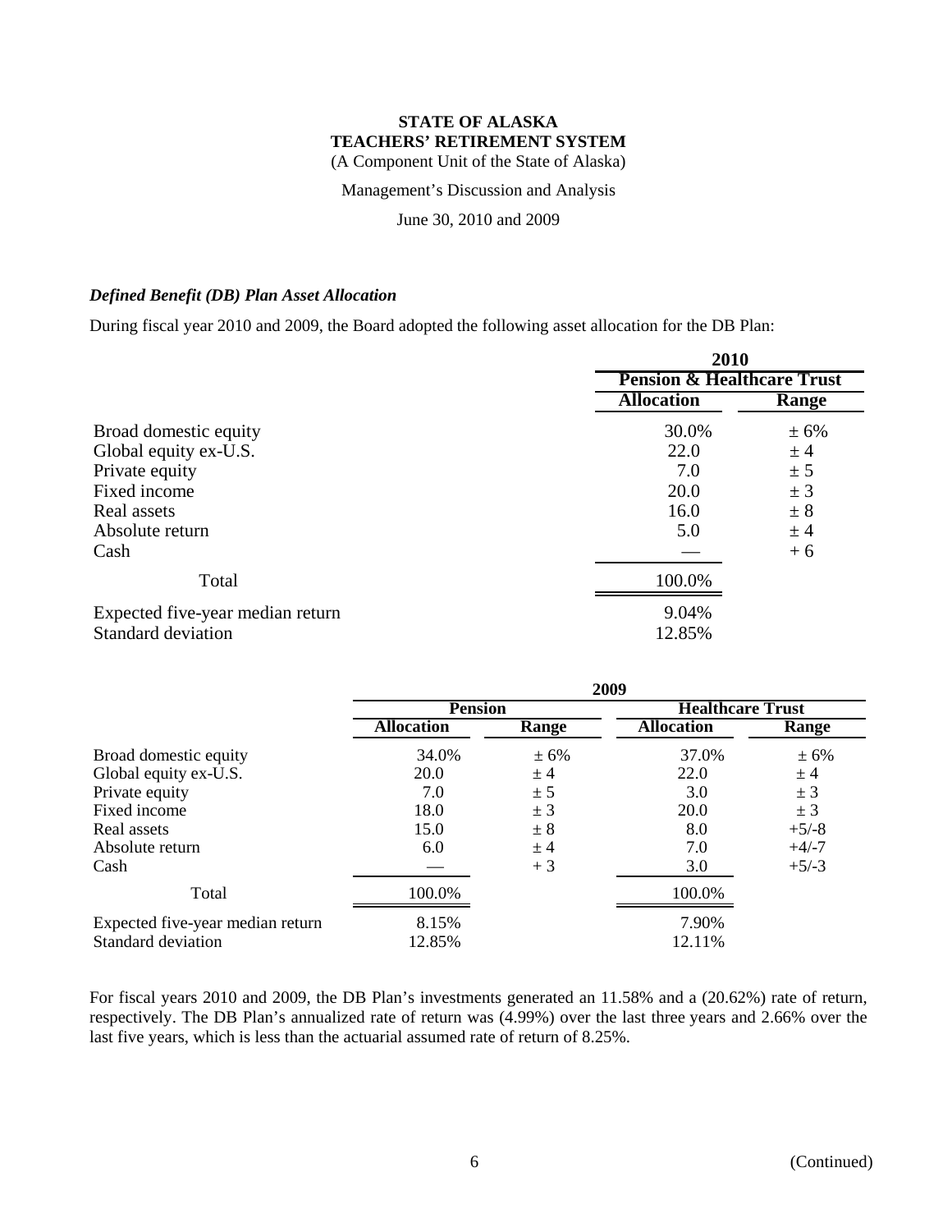### *Defined Benefit (DB) Plan Asset Allocation*

During fiscal year 2010 and 2009, the Board adopted the following asset allocation for the DB Plan:

| | 2010 | |
|---|---|---|
| | Pension & Healthcare Trust | |
| | Allocation | Range |
| Broad domestic equity | 30.0% | ± 6% |
| Global equity ex-U.S. | 22.0 | ± 4 |
| Private equity | 7.0 | ± 5 |
| Fixed income | 20.0 | ± 3 |
| Real assets | 16.0 | ± 8 |
| Absolute return | 5.0 | ± 4 |
| Cash | — | + 6 |
| Total | 100.0% | |
| Expected five-year median return | 9.04% | |
| Standard deviation | 12.85% | |

| | 2009 | | | |
|---|---|---|---|---|
| | Pension | | Healthcare Trust | |
| | Allocation | Range | Allocation | Range |
| Broad domestic equity | 34.0% | ± 6% | 37.0% | ± 6% |
| Global equity ex-U.S. | 20.0 | ± 4 | 22.0 | ± 4 |
| Private equity | 7.0 | ± 5 | 3.0 | ± 3 |
| Fixed income | 18.0 | ± 3 | 20.0 | ± 3 |
| Real assets | 15.0 | ± 8 | 8.0 | +5/-8 |
| Absolute return | 6.0 | ± 4 | 7.0 | +4/-7 |
| Cash | — | + 3 | 3.0 | +5/-3 |
| Total | 100.0% | | 100.0% | |
| Expected five-year median return | 8.15% | | 7.90% | |
| Standard deviation | 12.85% | | 12.11% | |

For fiscal years 2010 and 2009, the DB Plan's investments generated an 11.58% and a (20.62%) rate of return, respectively. The DB Plan's annualized rate of return was (4.99%) over the last three years and 2.66% over the last five years, which is less than the actuarial assumed rate of return of 8.25%.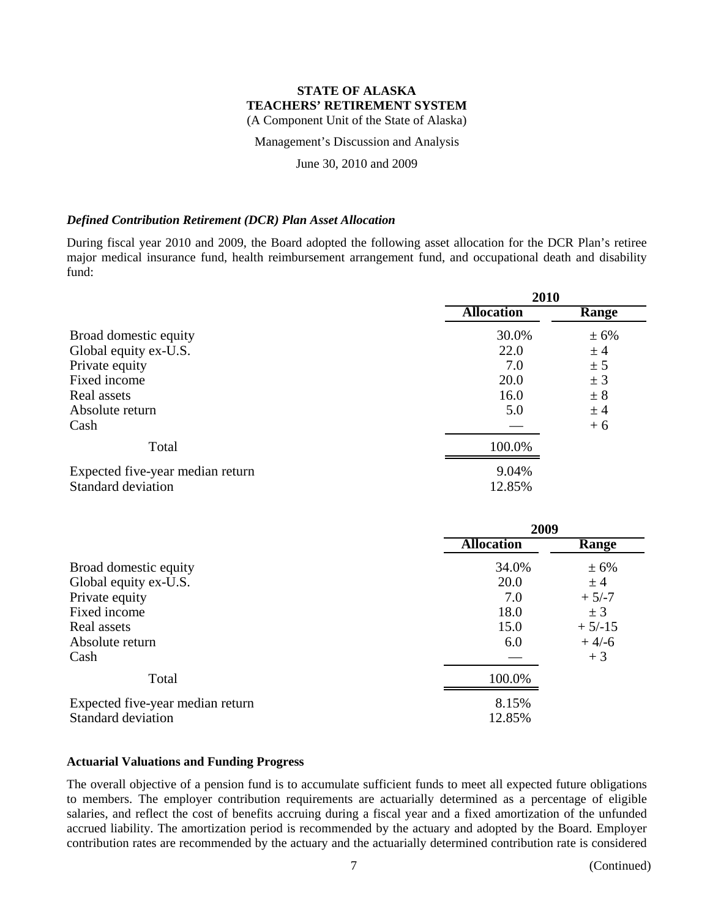**STATE OF ALASKA**
**TEACHERS' RETIREMENT SYSTEM**
(A Component Unit of the State of Alaska)

Management's Discussion and Analysis

June 30, 2010 and 2009

### *Defined Contribution Retirement (DCR) Plan Asset Allocation*

During fiscal year 2010 and 2009, the Board adopted the following asset allocation for the DCR Plan's retiree major medical insurance fund, health reimbursement arrangement fund, and occupational death and disability fund:

| | 2010 | |
|---|---|---|
| | **Allocation** | **Range** |
| Broad domestic equity | 30.0% | ± 6% |
| Global equity ex-U.S. | 22.0 | ± 4 |
| Private equity | 7.0 | ± 5 |
| Fixed income | 20.0 | ± 3 |
| Real assets | 16.0 | ± 8 |
| Absolute return | 5.0 | ± 4 |
| Cash | — | + 6 |
| Total | 100.0% | |
| Expected five-year median return | 9.04% | |
| Standard deviation | 12.85% | |

| | 2009 | |
|---|---|---|
| | **Allocation** | **Range** |
| Broad domestic equity | 34.0% | ± 6% |
| Global equity ex-U.S. | 20.0 | ± 4 |
| Private equity | 7.0 | + 5/-7 |
| Fixed income | 18.0 | ± 3 |
| Real assets | 15.0 | + 5/-15 |
| Absolute return | 6.0 | + 4/-6 |
| Cash | — | + 3 |
| Total | 100.0% | |
| Expected five-year median return | 8.15% | |
| Standard deviation | 12.85% | |

### Actuarial Valuations and Funding Progress

The overall objective of a pension fund is to accumulate sufficient funds to meet all expected future obligations to members. The employer contribution requirements are actuarially determined as a percentage of eligible salaries, and reflect the cost of benefits accruing during a fiscal year and a fixed amortization of the unfunded accrued liability. The amortization period is recommended by the actuary and adopted by the Board. Employer contribution rates are recommended by the actuary and the actuarially determined contribution rate is considered

(Continued)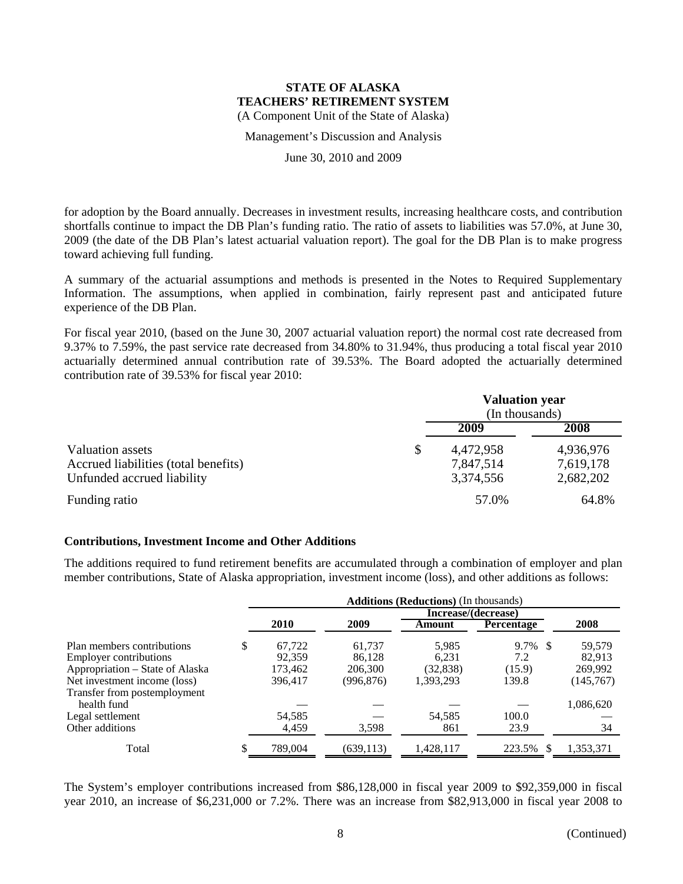for adoption by the Board annually. Decreases in investment results, increasing healthcare costs, and contribution shortfalls continue to impact the DB Plan's funding ratio. The ratio of assets to liabilities was 57.0%, at June 30, 2009 (the date of the DB Plan's latest actuarial valuation report). The goal for the DB Plan is to make progress toward achieving full funding.

A summary of the actuarial assumptions and methods is presented in the Notes to Required Supplementary Information. The assumptions, when applied in combination, fairly represent past and anticipated future experience of the DB Plan.

For fiscal year 2010, (based on the June 30, 2007 actuarial valuation report) the normal cost rate decreased from 9.37% to 7.59%, the past service rate decreased from 34.80% to 31.94%, thus producing a total fiscal year 2010 actuarially determined annual contribution rate of 39.53%. The Board adopted the actuarially determined contribution rate of 39.53% for fiscal year 2010:

| | Valuation year (In thousands) | |
|---|---|---|
| | 2009 | 2008 |
| Valuation assets | $ 4,472,958 | 4,936,976 |
| Accrued liabilities (total benefits) | 7,847,514 | 7,619,178 |
| Unfunded accrued liability | 3,374,556 | 2,682,202 |
| Funding ratio | 57.0% | 64.8% |

**Contributions, Investment Income and Other Additions**

The additions required to fund retirement benefits are accumulated through a combination of employer and plan member contributions, State of Alaska appropriation, investment income (loss), and other additions as follows:

| | **Additions (Reductions)** (In thousands) | | | | |
|---|---|---|---|---|---|
| | | | Increase/(decrease) | | |
| | 2010 | 2009 | Amount | Percentage | 2008 |
| Plan members contributions | $ 67,722 | 61,737 | 5,985 | 9.7% | $ 59,579 |
| Employer contributions | 92,359 | 86,128 | 6,231 | 7.2 | 82,913 |
| Appropriation – State of Alaska | 173,462 | 206,300 | (32,838) | (15.9) | 269,992 |
| Net investment income (loss) | 396,417 | (996,876) | 1,393,293 | 139.8 | (145,767) |
| Transfer from postemployment health fund | — | — | — | — | 1,086,620 |
| Legal settlement | 54,585 | — | 54,585 | 100.0 | — |
| Other additions | 4,459 | 3,598 | 861 | 23.9 | 34 |
| Total | $ 789,004 | (639,113) | 1,428,117 | 223.5% | $ 1,353,371 |

The System's employer contributions increased from $86,128,000 in fiscal year 2009 to $92,359,000 in fiscal year 2010, an increase of $6,231,000 or 7.2%. There was an increase from $82,913,000 in fiscal year 2008 to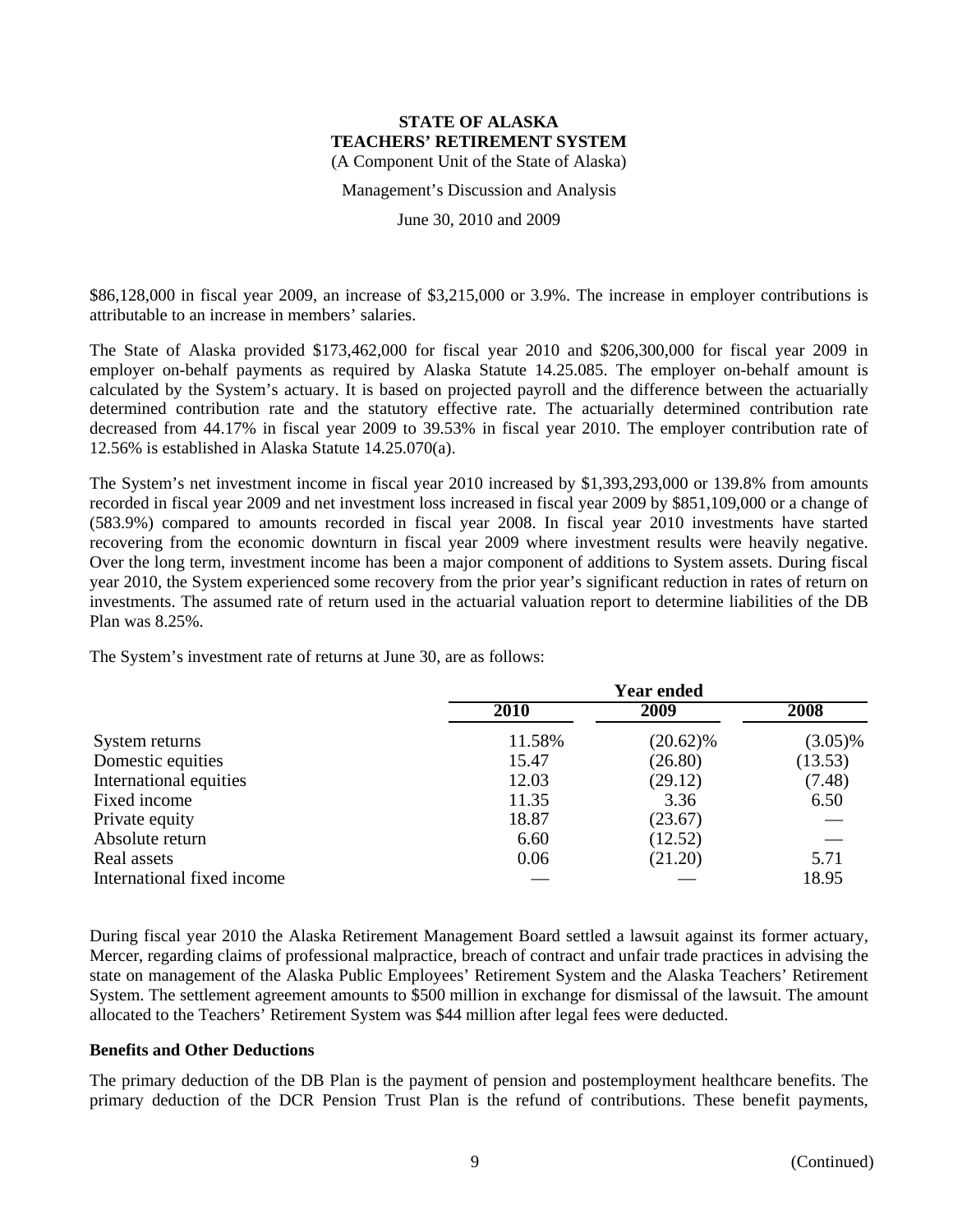$86,128,000 in fiscal year 2009, an increase of $3,215,000 or 3.9%. The increase in employer contributions is attributable to an increase in members' salaries.

The State of Alaska provided $173,462,000 for fiscal year 2010 and $206,300,000 for fiscal year 2009 in employer on-behalf payments as required by Alaska Statute 14.25.085. The employer on-behalf amount is calculated by the System's actuary. It is based on projected payroll and the difference between the actuarially determined contribution rate and the statutory effective rate. The actuarially determined contribution rate decreased from 44.17% in fiscal year 2009 to 39.53% in fiscal year 2010. The employer contribution rate of 12.56% is established in Alaska Statute 14.25.070(a).

The System's net investment income in fiscal year 2010 increased by $1,393,293,000 or 139.8% from amounts recorded in fiscal year 2009 and net investment loss increased in fiscal year 2009 by $851,109,000 or a change of (583.9%) compared to amounts recorded in fiscal year 2008. In fiscal year 2010 investments have started recovering from the economic downturn in fiscal year 2009 where investment results were heavily negative. Over the long term, investment income has been a major component of additions to System assets. During fiscal year 2010, the System experienced some recovery from the prior year's significant reduction in rates of return on investments. The assumed rate of return used in the actuarial valuation report to determine liabilities of the DB Plan was 8.25%.

The System's investment rate of returns at June 30, are as follows:

| | Year ended | | |
|---|---|---|---|
| | 2010 | 2009 | 2008 |
| System returns | 11.58% | (20.62)% | (3.05)% |
| Domestic equities | 15.47 | (26.80) | (13.53) |
| International equities | 12.03 | (29.12) | (7.48) |
| Fixed income | 11.35 | 3.36 | 6.50 |
| Private equity | 18.87 | (23.67) | — |
| Absolute return | 6.60 | (12.52) | — |
| Real assets | 0.06 | (21.20) | 5.71 |
| International fixed income | — | — | 18.95 |

During fiscal year 2010 the Alaska Retirement Management Board settled a lawsuit against its former actuary, Mercer, regarding claims of professional malpractice, breach of contract and unfair trade practices in advising the state on management of the Alaska Public Employees' Retirement System and the Alaska Teachers' Retirement System. The settlement agreement amounts to $500 million in exchange for dismissal of the lawsuit. The amount allocated to the Teachers' Retirement System was $44 million after legal fees were deducted.

**Benefits and Other Deductions**

The primary deduction of the DB Plan is the payment of pension and postemployment healthcare benefits. The primary deduction of the DCR Pension Trust Plan is the refund of contributions. These benefit payments,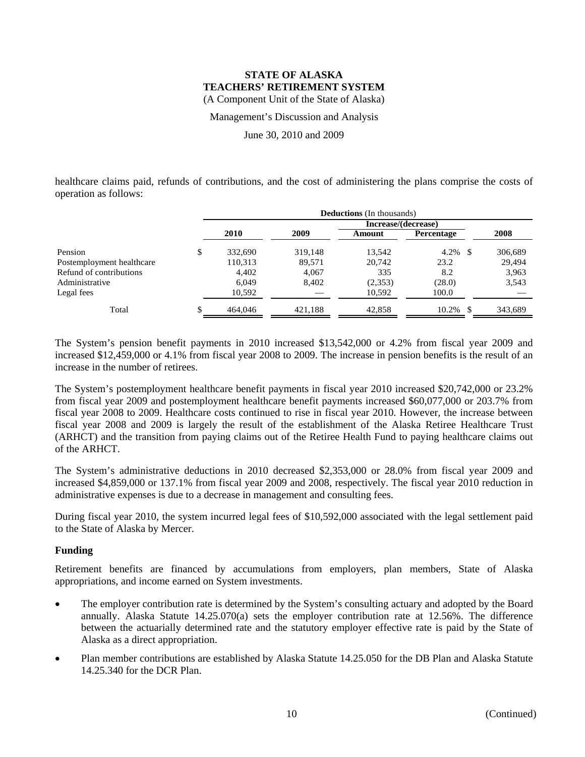healthcare claims paid, refunds of contributions, and the cost of administering the plans comprise the costs of operation as follows:

| | Deductions (In thousands) | | | | |
|---|---|---|---|---|---|
| | | | Increase/(decrease) | | |
| | 2010 | 2009 | Amount | Percentage | 2008 |
| Pension | $ 332,690 | 319,148 | 13,542 | 4.2% | $ 306,689 |
| Postemployment healthcare | 110,313 | 89,571 | 20,742 | 23.2 | 29,494 |
| Refund of contributions | 4,402 | 4,067 | 335 | 8.2 | 3,963 |
| Administrative | 6,049 | 8,402 | (2,353) | (28.0) | 3,543 |
| Legal fees | 10,592 | — | 10,592 | 100.0 | — |
| Total | $ 464,046 | 421,188 | 42,858 | 10.2% | $ 343,689 |

The System's pension benefit payments in 2010 increased $13,542,000 or 4.2% from fiscal year 2009 and increased $12,459,000 or 4.1% from fiscal year 2008 to 2009. The increase in pension benefits is the result of an increase in the number of retirees.

The System's postemployment healthcare benefit payments in fiscal year 2010 increased $20,742,000 or 23.2% from fiscal year 2009 and postemployment healthcare benefit payments increased $60,077,000 or 203.7% from fiscal year 2008 to 2009. Healthcare costs continued to rise in fiscal year 2010. However, the increase between fiscal year 2008 and 2009 is largely the result of the establishment of the Alaska Retiree Healthcare Trust (ARHCT) and the transition from paying claims out of the Retiree Health Fund to paying healthcare claims out of the ARHCT.

The System's administrative deductions in 2010 decreased $2,353,000 or 28.0% from fiscal year 2009 and increased $4,859,000 or 137.1% from fiscal year 2009 and 2008, respectively. The fiscal year 2010 reduction in administrative expenses is due to a decrease in management and consulting fees.

During fiscal year 2010, the system incurred legal fees of $10,592,000 associated with the legal settlement paid to the State of Alaska by Mercer.

### Funding

Retirement benefits are financed by accumulations from employers, plan members, State of Alaska appropriations, and income earned on System investments.

- The employer contribution rate is determined by the System's consulting actuary and adopted by the Board annually. Alaska Statute 14.25.070(a) sets the employer contribution rate at 12.56%. The difference between the actuarially determined rate and the statutory employer effective rate is paid by the State of Alaska as a direct appropriation.
- Plan member contributions are established by Alaska Statute 14.25.050 for the DB Plan and Alaska Statute 14.25.340 for the DCR Plan.

(Continued)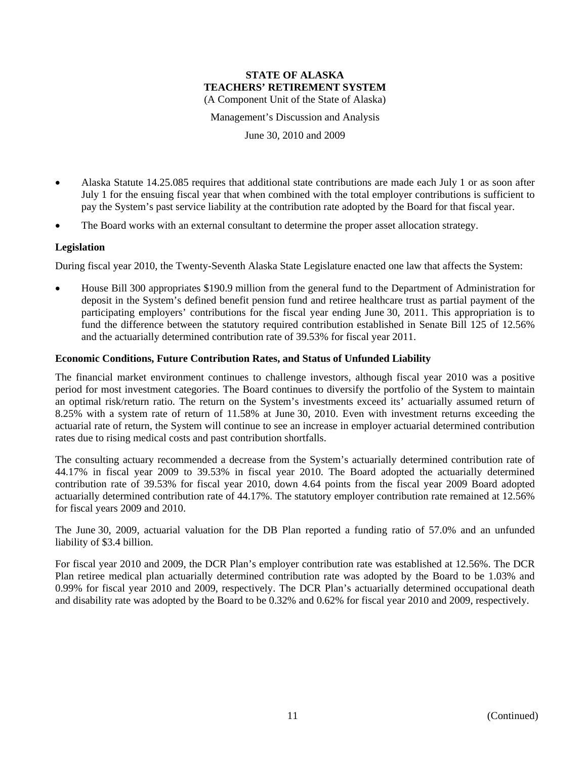- Alaska Statute 14.25.085 requires that additional state contributions are made each July 1 or as soon after July 1 for the ensuing fiscal year that when combined with the total employer contributions is sufficient to pay the System's past service liability at the contribution rate adopted by the Board for that fiscal year.
- The Board works with an external consultant to determine the proper asset allocation strategy.

**Legislation**

During fiscal year 2010, the Twenty-Seventh Alaska State Legislature enacted one law that affects the System:

- House Bill 300 appropriates $190.9 million from the general fund to the Department of Administration for deposit in the System's defined benefit pension fund and retiree healthcare trust as partial payment of the participating employers' contributions for the fiscal year ending June 30, 2011. This appropriation is to fund the difference between the statutory required contribution established in Senate Bill 125 of 12.56% and the actuarially determined contribution rate of 39.53% for fiscal year 2011.

**Economic Conditions, Future Contribution Rates, and Status of Unfunded Liability**

The financial market environment continues to challenge investors, although fiscal year 2010 was a positive period for most investment categories. The Board continues to diversify the portfolio of the System to maintain an optimal risk/return ratio. The return on the System's investments exceed its' actuarially assumed return of 8.25% with a system rate of return of 11.58% at June 30, 2010. Even with investment returns exceeding the actuarial rate of return, the System will continue to see an increase in employer actuarial determined contribution rates due to rising medical costs and past contribution shortfalls.

The consulting actuary recommended a decrease from the System's actuarially determined contribution rate of 44.17% in fiscal year 2009 to 39.53% in fiscal year 2010. The Board adopted the actuarially determined contribution rate of 39.53% for fiscal year 2010, down 4.64 points from the fiscal year 2009 Board adopted actuarially determined contribution rate of 44.17%. The statutory employer contribution rate remained at 12.56% for fiscal years 2009 and 2010.

The June 30, 2009, actuarial valuation for the DB Plan reported a funding ratio of 57.0% and an unfunded liability of $3.4 billion.

For fiscal year 2010 and 2009, the DCR Plan's employer contribution rate was established at 12.56%. The DCR Plan retiree medical plan actuarially determined contribution rate was adopted by the Board to be 1.03% and 0.99% for fiscal year 2010 and 2009, respectively. The DCR Plan's actuarially determined occupational death and disability rate was adopted by the Board to be 0.32% and 0.62% for fiscal year 2010 and 2009, respectively.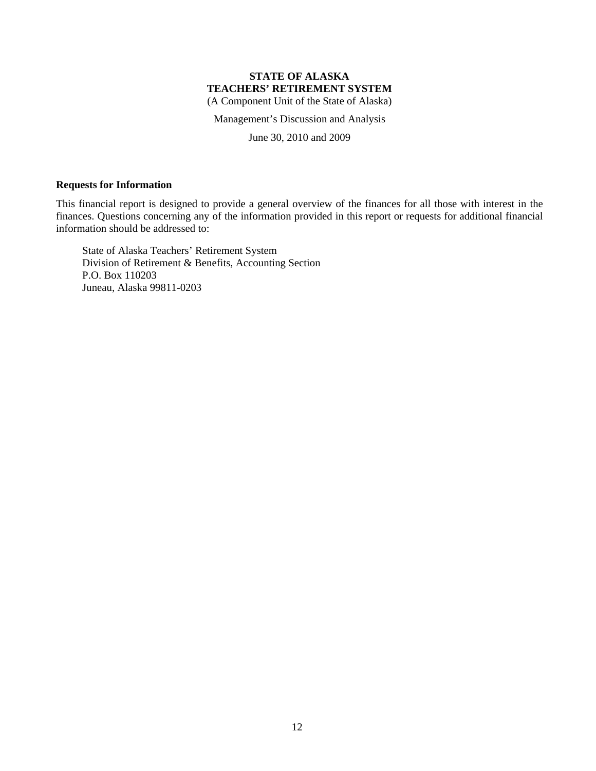**Requests for Information**

This financial report is designed to provide a general overview of the finances for all those with interest in the finances. Questions concerning any of the information provided in this report or requests for additional financial information should be addressed to:

State of Alaska Teachers' Retirement System  
Division of Retirement & Benefits, Accounting Section  
P.O. Box 110203  
Juneau, Alaska 99811-0203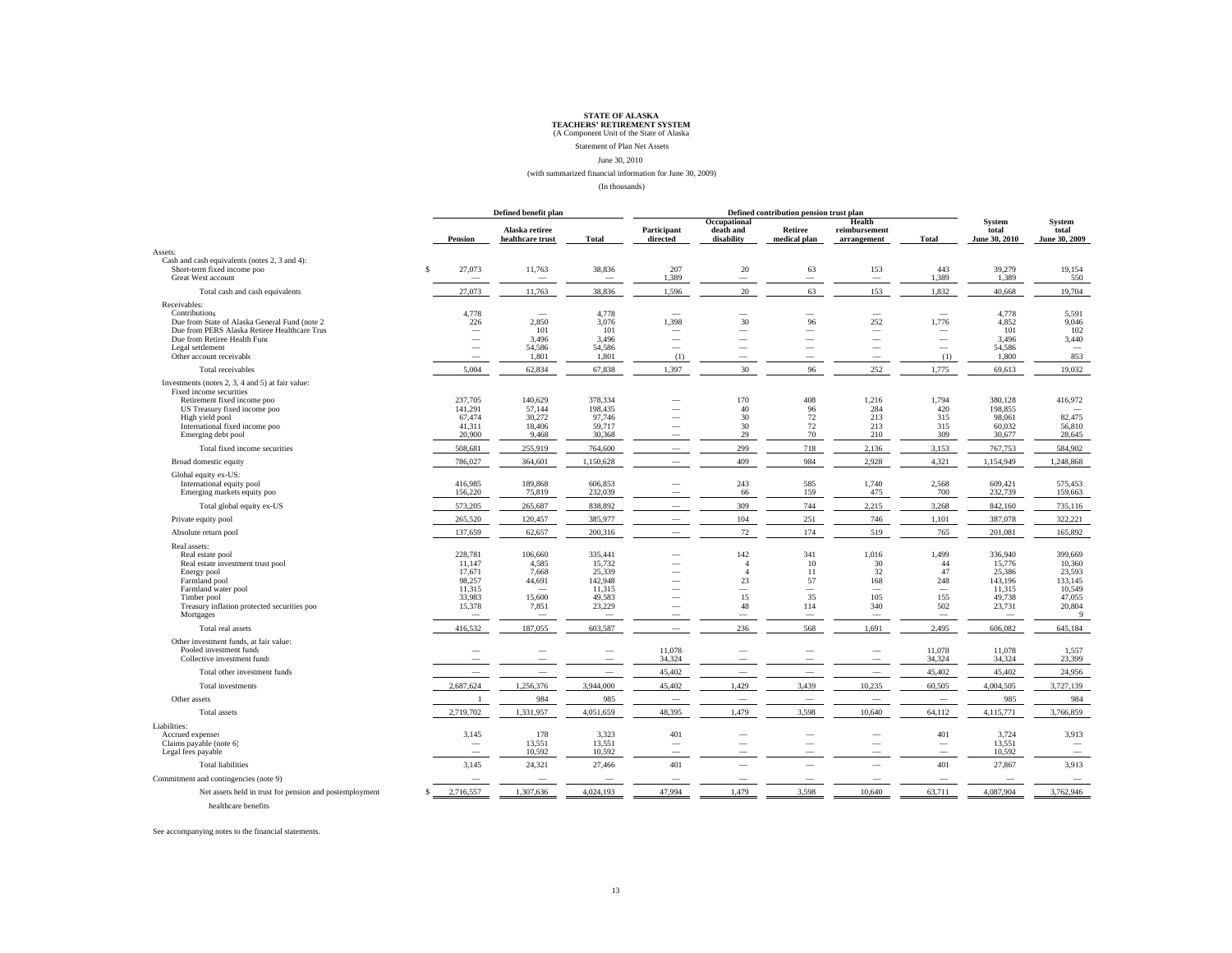**STATE OF ALASKA**
**TEACHERS' RETIREMENT SYSTEM**
(A Component Unit of the State of Alaska

Statement of Plan Net Assets

June 30, 2010

(with summarized financial information for June 30, 2009)

(In thousands)

| | Defined benefit plan | | | Defined contribution pension trust plan | | | | | | |
|---|---|---|---|---|---|---|---|---|---|---|
| | Pension | Alaska retiree healthcare trust | Total | Participant directed | Occupational death and disability | Retiree medical plan | Health reimbursement arrangement | Total | System total June 30, 2010 | System total June 30, 2009 |
| Assets: | | | | | | | | | | |
| Cash and cash equivalents (notes 2, 3 and 4): | | | | | | | | | | |
| Short-term fixed income poo | $ 27,073 | 11,763 | 38,836 | 207 | 20 | 63 | 153 | 443 | 39,279 | 19,154 |
| Great West account | — | — | — | 1,389 | — | — | — | 1,389 | 1,389 | 550 |
| Total cash and cash equivalents | 27,073 | 11,763 | 38,836 | 1,596 | 20 | 63 | 153 | 1,832 | 40,668 | 19,704 |
| Receivables: | | | | | | | | | | |
| Contributions | 4,778 | — | 4,778 | — | — | — | — | — | 4,778 | 5,591 |
| Due from State of Alaska General Fund (note 2 | 226 | 2,850 | 3,076 | 1,398 | 30 | 96 | 252 | 1,776 | 4,852 | 9,046 |
| Due from PERS Alaska Retiree Healthcare Trus | — | 101 | 101 | — | — | — | — | — | 101 | 102 |
| Due from Retiree Health Fund | — | 3,496 | 3,496 | — | — | — | — | — | 3,496 | 3,440 |
| Legal settlement | — | 54,586 | 54,586 | — | — | — | — | — | 54,586 | — |
| Other account receivable | — | 1,801 | 1,801 | (1) | — | — | — | (1) | 1,800 | 853 |
| Total receivables | 5,004 | 62,834 | 67,838 | 1,397 | 30 | 96 | 252 | 1,775 | 69,613 | 19,032 |
| Investments (notes 2, 3, 4 and 5) at fair value: | | | | | | | | | | |
| Fixed income securities | | | | | | | | | | |
| Retirement fixed income poo | 237,705 | 140,629 | 378,334 | — | 170 | 408 | 1,216 | 1,794 | 380,128 | 416,972 |
| US Treasury fixed income poo | 141,291 | 57,144 | 198,435 | — | 40 | 96 | 284 | 420 | 198,855 | — |
| High yield pool | 67,474 | 30,272 | 97,746 | — | 30 | 72 | 213 | 315 | 98,061 | 82,475 |
| International fixed income poo | 41,311 | 18,406 | 59,717 | — | 30 | 72 | 213 | 315 | 60,032 | 56,810 |
| Emerging debt pool | 20,900 | 9,468 | 30,368 | — | 29 | 70 | 210 | 309 | 30,677 | 28,645 |
| Total fixed income securities | 508,681 | 255,919 | 764,600 | — | 299 | 718 | 2,136 | 3,153 | 767,753 | 584,902 |
| Broad domestic equity | 786,027 | 364,601 | 1,150,628 | — | 409 | 984 | 2,928 | 4,321 | 1,154,949 | 1,248,868 |
| Global equity ex-US: | | | | | | | | | | |
| International equity pool | 416,985 | 189,868 | 606,853 | — | 243 | 585 | 1,740 | 2,568 | 609,421 | 575,453 |
| Emerging markets equity poo | 156,220 | 75,819 | 232,039 | — | 66 | 159 | 475 | 700 | 232,739 | 159,663 |
| Total global equity ex-US | 573,205 | 265,687 | 838,892 | — | 309 | 744 | 2,215 | 3,268 | 842,160 | 735,116 |
| Private equity pool | 265,520 | 120,457 | 385,977 | — | 104 | 251 | 746 | 1,101 | 387,078 | 322,221 |
| Absolute return pool | 137,659 | 62,657 | 200,316 | — | 72 | 174 | 519 | 765 | 201,081 | 165,892 |
| Real assets: | | | | | | | | | | |
| Real estate pool | 228,781 | 106,660 | 335,441 | — | 142 | 341 | 1,016 | 1,499 | 336,940 | 399,669 |
| Real estate investment trust pool | 11,147 | 4,585 | 15,732 | — | 4 | 10 | 30 | 44 | 15,776 | 10,360 |
| Energy pool | 17,671 | 7,668 | 25,339 | — | 4 | 11 | 32 | 47 | 25,386 | 23,593 |
| Farmland pool | 98,257 | 44,691 | 142,948 | — | 23 | 57 | 168 | 248 | 143,196 | 133,145 |
| Farmland water pool | 11,315 | — | 11,315 | — | — | — | — | — | 11,315 | 10,549 |
| Timber pool | 33,983 | 15,600 | 49,583 | — | 15 | 35 | 105 | 155 | 49,738 | 47,055 |
| Treasury inflation protected securities poo | 15,378 | 7,851 | 23,229 | — | 48 | 114 | 340 | 502 | 23,731 | 20,804 |
| Mortgages | — | — | — | — | — | — | — | — | — | 9 |
| Total real assets | 416,532 | 187,055 | 603,587 | — | 236 | 568 | 1,691 | 2,495 | 606,082 | 645,184 |
| Other investment funds, at fair value: | | | | | | | | | | |
| Pooled investment funds | — | — | — | 11,078 | — | — | — | 11,078 | 11,078 | 1,557 |
| Collective investment funds | — | — | — | 34,324 | — | — | — | 34,324 | 34,324 | 23,399 |
| Total other investment funds | — | — | — | 45,402 | — | — | — | 45,402 | 45,402 | 24,956 |
| Total investments | 2,687,624 | 1,256,376 | 3,944,000 | 45,402 | 1,429 | 3,439 | 10,235 | 60,505 | 4,004,505 | 3,727,139 |
| Other assets | 1 | 984 | 985 | — | — | — | — | — | 985 | 984 |
| Total assets | 2,719,702 | 1,331,957 | 4,051,659 | 48,395 | 1,479 | 3,598 | 10,640 | 64,112 | 4,115,771 | 3,766,859 |
| Liabilities: | | | | | | | | | | |
| Accrued expenses | 3,145 | 178 | 3,323 | 401 | — | — | — | 401 | 3,724 | 3,913 |
| Claims payable (note 6) | — | 13,551 | 13,551 | — | — | — | — | — | 13,551 | — |
| Legal fees payable | — | 10,592 | 10,592 | — | — | — | — | — | 10,592 | — |
| Total liabilities | 3,145 | 24,321 | 27,466 | 401 | — | — | — | 401 | 27,867 | 3,913 |
| Commitment and contingencies (note 9) | — | — | — | — | — | — | — | — | — | — |
| Net assets held in trust for pension and postemployment healthcare benefits | $ 2,716,557 | 1,307,636 | 4,024,193 | 47,994 | 1,479 | 3,598 | 10,640 | 63,711 | 4,087,904 | 3,762,946 |

See accompanying notes to the financial statements.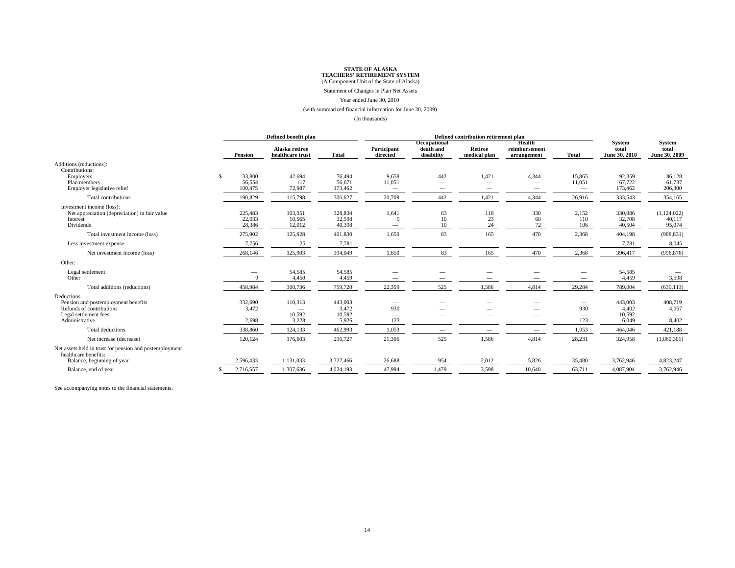**STATE OF ALASKA**
**TEACHERS' RETIREMENT SYSTEM**
(A Component Unit of the State of Alaska)

Statement of Changes in Plan Net Assets

Year ended June 30, 2010

(with summarized financial information for June 30, 2009)

(In thousands)

| | Defined benefit plan | | | Defined contribution retirement plan | | | | | | |
|---|---|---|---|---|---|---|---|---|---|---|
| | Pension | Alaska retiree healthcare trust | Total | Participant directed | Occupational death and disability | Retiree medical plan | Health reimbursement arrangement | Total | System total June 30, 2010 | System total June 30, 2009 |
| Additions (reductions): | | | | | | | | | | |
| Contributions: | | | | | | | | | | |
| Employers | $ 33,800 | 42,694 | 76,494 | 9,658 | 442 | 1,421 | 4,344 | 15,865 | 92,359 | 86,128 |
| Plan members | 56,554 | 117 | 56,671 | 11,051 | — | — | — | 11,051 | 67,722 | 61,737 |
| Employer legislative relief | 100,475 | 72,987 | 173,462 | — | — | — | — | — | 173,462 | 206,300 |
| Total contributions | 190,829 | 115,798 | 306,627 | 20,709 | 442 | 1,421 | 4,344 | 26,916 | 333,543 | 354,165 |
| Investment income (loss): | | | | | | | | | | |
| Net appreciation (depreciation) in fair value | 225,483 | 103,351 | 328,834 | 1,641 | 63 | 118 | 330 | 2,152 | 330,986 | (1,124,022) |
| Interest | 22,033 | 10,565 | 32,598 | 9 | 10 | 23 | 68 | 110 | 32,708 | 40,117 |
| Dividends | 28,386 | 12,012 | 40,398 | — | 10 | 24 | 72 | 106 | 40,504 | 95,074 |
| Total investment income (loss) | 275,902 | 125,928 | 401,830 | 1,650 | 83 | 165 | 470 | 2,368 | 404,198 | (988,831) |
| Less investment expense | 7,756 | 25 | 7,781 | | | | | — | 7,781 | 8,045 |
| Net investment income (loss) | 268,146 | 125,903 | 394,049 | 1,650 | 83 | 165 | 470 | 2,368 | 396,417 | (996,876) |
| Other: | | | | | | | | | | |
| Legal settlement | — | 54,585 | 54,585 | — | — | — | — | — | 54,585 | — |
| Other | 9 | 4,450 | 4,459 | — | — | — | — | — | 4,459 | 3,598 |
| Total additions (reductions) | 458,984 | 300,736 | 759,720 | 22,359 | 525 | 1,586 | 4,814 | 29,284 | 789,004 | (639,113) |
| Deductions: | | | | | | | | | | |
| Pension and postemployment benefits | 332,690 | 110,313 | 443,003 | — | — | — | — | — | 443,003 | 408,719 |
| Refunds of contributions | 3,472 | — | 3,472 | 930 | — | — | — | 930 | 4,402 | 4,067 |
| Legal settlement fees | — | 10,592 | 10,592 | — | — | — | — | — | 10,592 | — |
| Administrative | 2,698 | 3,228 | 5,926 | 123 | — | — | — | 123 | 6,049 | 8,402 |
| Total deductions | 338,860 | 124,133 | 462,993 | 1,053 | — | — | — | 1,053 | 464,046 | 421,188 |
| Net increase (decrease) | 120,124 | 176,603 | 296,727 | 21,306 | 525 | 1,586 | 4,814 | 28,231 | 324,958 | (1,060,301) |
| Net assets held in trust for pension and postemployment healthcare benefits: | | | | | | | | | | |
| Balance, beginning of year | 2,596,433 | 1,131,033 | 3,727,466 | 26,688 | 954 | 2,012 | 5,826 | 35,480 | 3,762,946 | 4,823,247 |
| Balance, end of year | $ 2,716,557 | 1,307,636 | 4,024,193 | 47,994 | 1,479 | 3,598 | 10,640 | 63,711 | 4,087,904 | 3,762,946 |

See accompanying notes to the financial statements.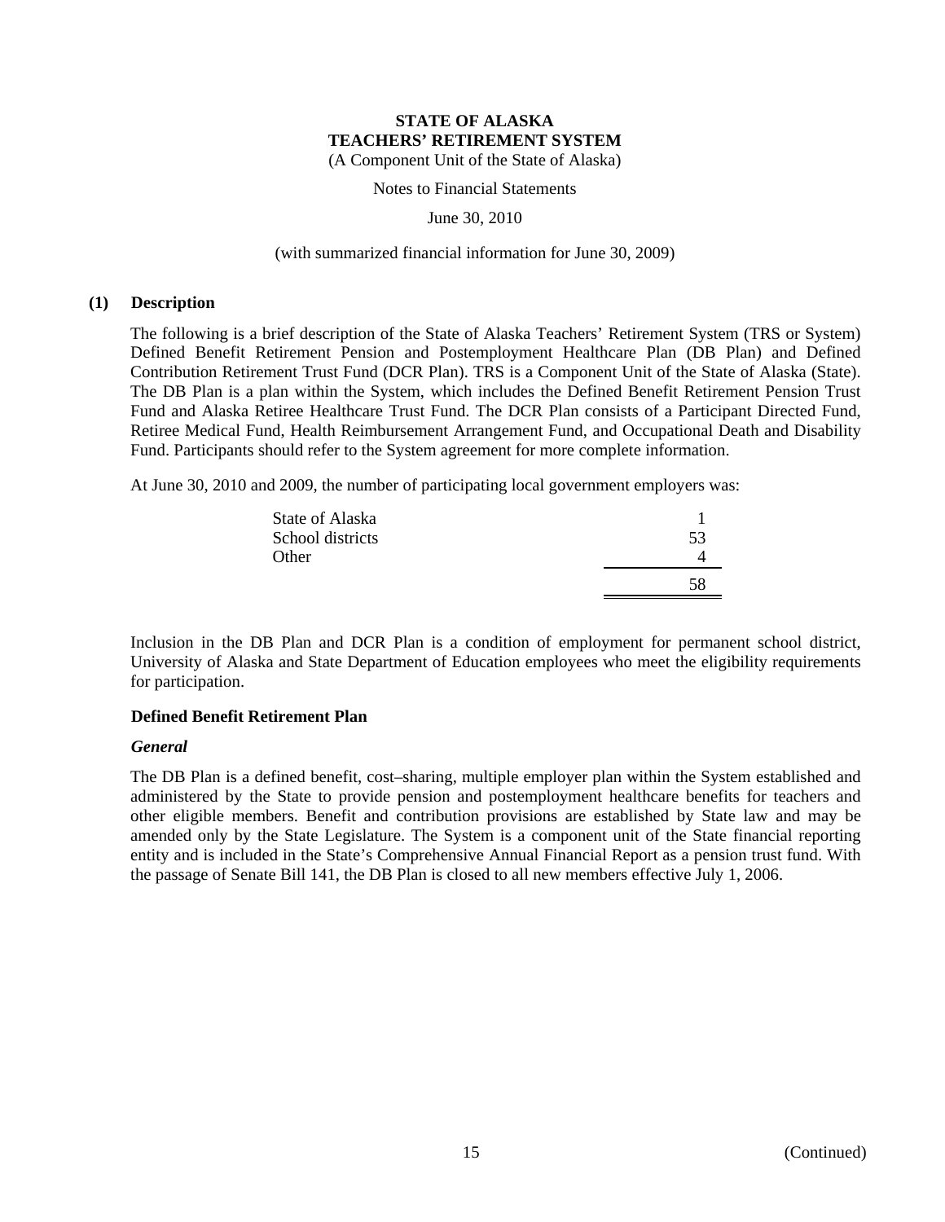# STATE OF ALASKA
# TEACHERS' RETIREMENT SYSTEM

(A Component Unit of the State of Alaska)

Notes to Financial Statements

June 30, 2010

(with summarized financial information for June 30, 2009)

## (1) Description

The following is a brief description of the State of Alaska Teachers' Retirement System (TRS or System) Defined Benefit Retirement Pension and Postemployment Healthcare Plan (DB Plan) and Defined Contribution Retirement Trust Fund (DCR Plan). TRS is a Component Unit of the State of Alaska (State). The DB Plan is a plan within the System, which includes the Defined Benefit Retirement Pension Trust Fund and Alaska Retiree Healthcare Trust Fund. The DCR Plan consists of a Participant Directed Fund, Retiree Medical Fund, Health Reimbursement Arrangement Fund, and Occupational Death and Disability Fund. Participants should refer to the System agreement for more complete information.

At June 30, 2010 and 2009, the number of participating local government employers was:

| | |
|---|---|
| State of Alaska | 1 |
| School districts | 53 |
| Other | 4 |
| | 58 |

Inclusion in the DB Plan and DCR Plan is a condition of employment for permanent school district, University of Alaska and State Department of Education employees who meet the eligibility requirements for participation.

### Defined Benefit Retirement Plan

***General***

The DB Plan is a defined benefit, cost–sharing, multiple employer plan within the System established and administered by the State to provide pension and postemployment healthcare benefits for teachers and other eligible members. Benefit and contribution provisions are established by State law and may be amended only by the State Legislature. The System is a component unit of the State financial reporting entity and is included in the State's Comprehensive Annual Financial Report as a pension trust fund. With the passage of Senate Bill 141, the DB Plan is closed to all new members effective July 1, 2006.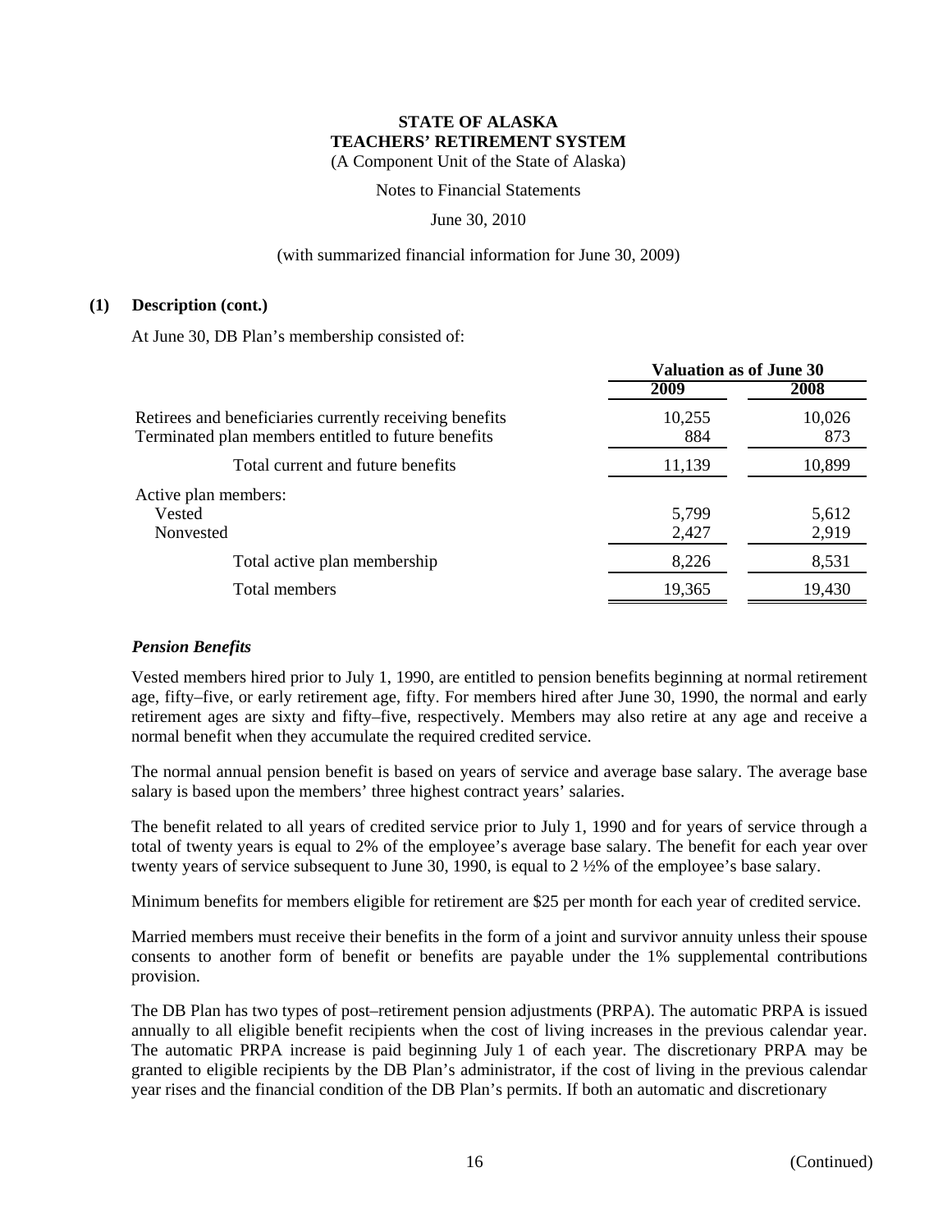**STATE OF ALASKA**
**TEACHERS' RETIREMENT SYSTEM**
(A Component Unit of the State of Alaska)

Notes to Financial Statements

June 30, 2010

(with summarized financial information for June 30, 2009)

**(1) Description (cont.)**

At June 30, DB Plan's membership consisted of:

| | Valuation as of June 30 | |
|---|---|---|
| | 2009 | 2008 |
| Retirees and beneficiaries currently receiving benefits | 10,255 | 10,026 |
| Terminated plan members entitled to future benefits | 884 | 873 |
| Total current and future benefits | 11,139 | 10,899 |
| Active plan members: | | |
| Vested | 5,799 | 5,612 |
| Nonvested | 2,427 | 2,919 |
| Total active plan membership | 8,226 | 8,531 |
| Total members | 19,365 | 19,430 |

***Pension Benefits***

Vested members hired prior to July 1, 1990, are entitled to pension benefits beginning at normal retirement age, fifty–five, or early retirement age, fifty. For members hired after June 30, 1990, the normal and early retirement ages are sixty and fifty–five, respectively. Members may also retire at any age and receive a normal benefit when they accumulate the required credited service.

The normal annual pension benefit is based on years of service and average base salary. The average base salary is based upon the members' three highest contract years' salaries.

The benefit related to all years of credited service prior to July 1, 1990 and for years of service through a total of twenty years is equal to 2% of the employee's average base salary. The benefit for each year over twenty years of service subsequent to June 30, 1990, is equal to 2 ½% of the employee's base salary.

Minimum benefits for members eligible for retirement are $25 per month for each year of credited service.

Married members must receive their benefits in the form of a joint and survivor annuity unless their spouse consents to another form of benefit or benefits are payable under the 1% supplemental contributions provision.

The DB Plan has two types of post–retirement pension adjustments (PRPA). The automatic PRPA is issued annually to all eligible benefit recipients when the cost of living increases in the previous calendar year. The automatic PRPA increase is paid beginning July 1 of each year. The discretionary PRPA may be granted to eligible recipients by the DB Plan's administrator, if the cost of living in the previous calendar year rises and the financial condition of the DB Plan's permits. If both an automatic and discretionary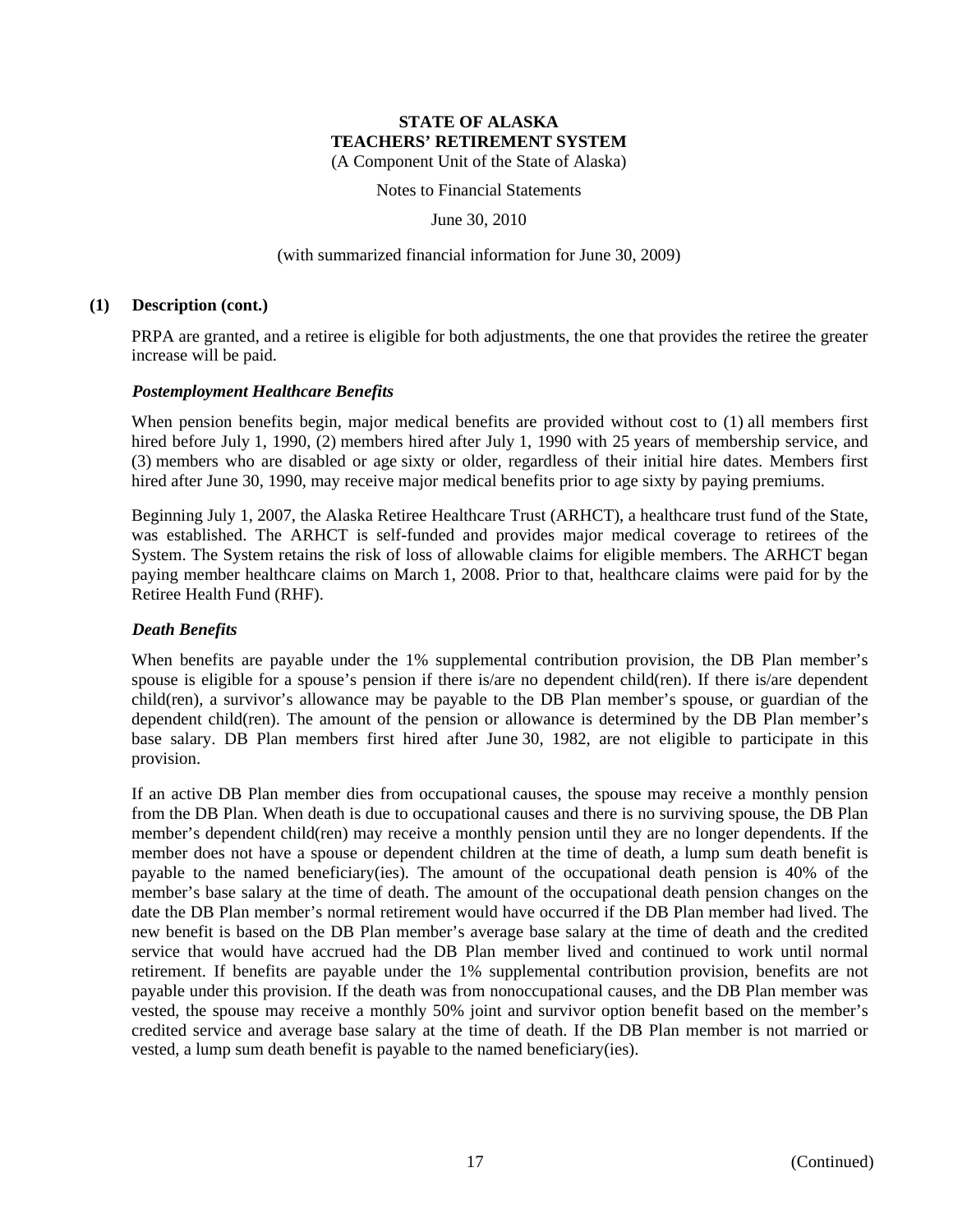### (1) Description (cont.)

PRPA are granted, and a retiree is eligible for both adjustments, the one that provides the retiree the greater increase will be paid.

#### *Postemployment Healthcare Benefits*

When pension benefits begin, major medical benefits are provided without cost to (1) all members first hired before July 1, 1990, (2) members hired after July 1, 1990 with 25 years of membership service, and (3) members who are disabled or age sixty or older, regardless of their initial hire dates. Members first hired after June 30, 1990, may receive major medical benefits prior to age sixty by paying premiums.

Beginning July 1, 2007, the Alaska Retiree Healthcare Trust (ARHCT), a healthcare trust fund of the State, was established. The ARHCT is self-funded and provides major medical coverage to retirees of the System. The System retains the risk of loss of allowable claims for eligible members. The ARHCT began paying member healthcare claims on March 1, 2008. Prior to that, healthcare claims were paid for by the Retiree Health Fund (RHF).

#### *Death Benefits*

When benefits are payable under the 1% supplemental contribution provision, the DB Plan member's spouse is eligible for a spouse's pension if there is/are no dependent child(ren). If there is/are dependent child(ren), a survivor's allowance may be payable to the DB Plan member's spouse, or guardian of the dependent child(ren). The amount of the pension or allowance is determined by the DB Plan member's base salary. DB Plan members first hired after June 30, 1982, are not eligible to participate in this provision.

If an active DB Plan member dies from occupational causes, the spouse may receive a monthly pension from the DB Plan. When death is due to occupational causes and there is no surviving spouse, the DB Plan member's dependent child(ren) may receive a monthly pension until they are no longer dependents. If the member does not have a spouse or dependent children at the time of death, a lump sum death benefit is payable to the named beneficiary(ies). The amount of the occupational death pension is 40% of the member's base salary at the time of death. The amount of the occupational death pension changes on the date the DB Plan member's normal retirement would have occurred if the DB Plan member had lived. The new benefit is based on the DB Plan member's average base salary at the time of death and the credited service that would have accrued had the DB Plan member lived and continued to work until normal retirement. If benefits are payable under the 1% supplemental contribution provision, benefits are not payable under this provision. If the death was from nonoccupational causes, and the DB Plan member was vested, the spouse may receive a monthly 50% joint and survivor option benefit based on the member's credited service and average base salary at the time of death. If the DB Plan member is not married or vested, a lump sum death benefit is payable to the named beneficiary(ies).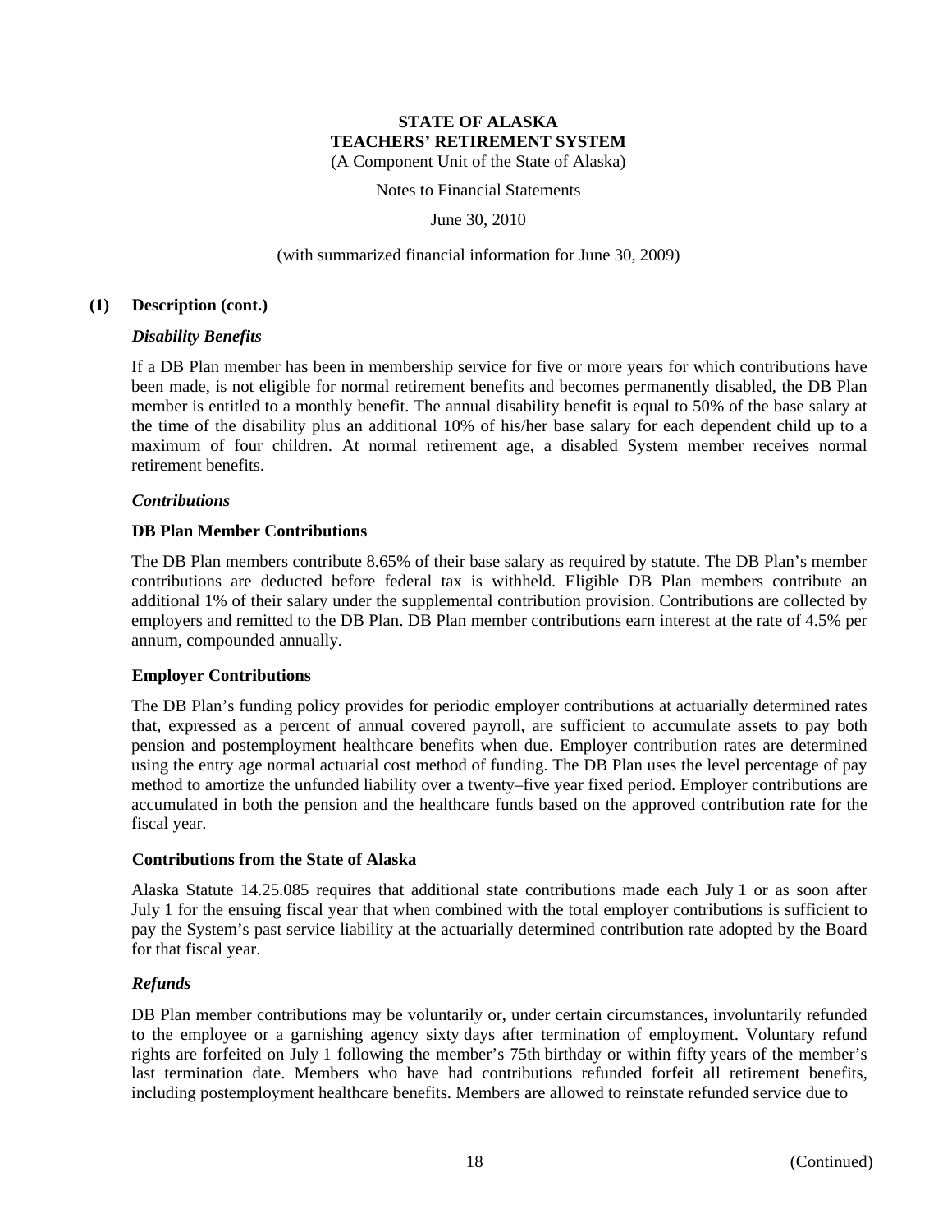**STATE OF ALASKA**
**TEACHERS' RETIREMENT SYSTEM**
(A Component Unit of the State of Alaska)

Notes to Financial Statements

June 30, 2010

(with summarized financial information for June 30, 2009)

**(1) Description (cont.)**

***Disability Benefits***

If a DB Plan member has been in membership service for five or more years for which contributions have been made, is not eligible for normal retirement benefits and becomes permanently disabled, the DB Plan member is entitled to a monthly benefit. The annual disability benefit is equal to 50% of the base salary at the time of the disability plus an additional 10% of his/her base salary for each dependent child up to a maximum of four children. At normal retirement age, a disabled System member receives normal retirement benefits.

***Contributions***

**DB Plan Member Contributions**

The DB Plan members contribute 8.65% of their base salary as required by statute. The DB Plan's member contributions are deducted before federal tax is withheld. Eligible DB Plan members contribute an additional 1% of their salary under the supplemental contribution provision. Contributions are collected by employers and remitted to the DB Plan. DB Plan member contributions earn interest at the rate of 4.5% per annum, compounded annually.

**Employer Contributions**

The DB Plan's funding policy provides for periodic employer contributions at actuarially determined rates that, expressed as a percent of annual covered payroll, are sufficient to accumulate assets to pay both pension and postemployment healthcare benefits when due. Employer contribution rates are determined using the entry age normal actuarial cost method of funding. The DB Plan uses the level percentage of pay method to amortize the unfunded liability over a twenty–five year fixed period. Employer contributions are accumulated in both the pension and the healthcare funds based on the approved contribution rate for the fiscal year.

**Contributions from the State of Alaska**

Alaska Statute 14.25.085 requires that additional state contributions made each July 1 or as soon after July 1 for the ensuing fiscal year that when combined with the total employer contributions is sufficient to pay the System's past service liability at the actuarially determined contribution rate adopted by the Board for that fiscal year.

***Refunds***

DB Plan member contributions may be voluntarily or, under certain circumstances, involuntarily refunded to the employee or a garnishing agency sixty days after termination of employment. Voluntary refund rights are forfeited on July 1 following the member's 75th birthday or within fifty years of the member's last termination date. Members who have had contributions refunded forfeit all retirement benefits, including postemployment healthcare benefits. Members are allowed to reinstate refunded service due to

(Continued)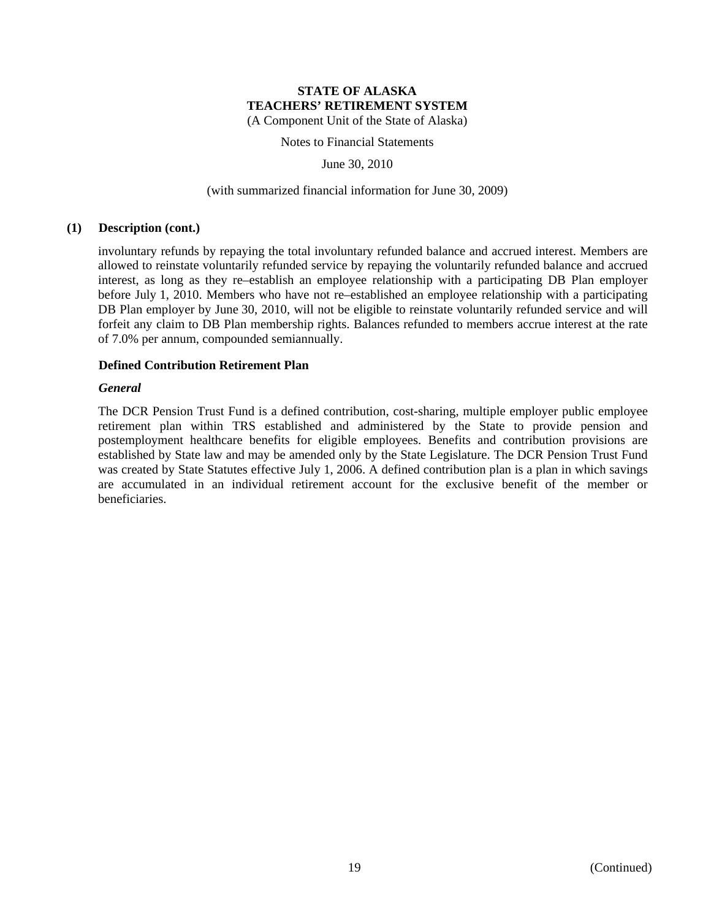**(1) Description (cont.)**

involuntary refunds by repaying the total involuntary refunded balance and accrued interest. Members are allowed to reinstate voluntarily refunded service by repaying the voluntarily refunded balance and accrued interest, as long as they re–establish an employee relationship with a participating DB Plan employer before July 1, 2010. Members who have not re–established an employee relationship with a participating DB Plan employer by June 30, 2010, will not be eligible to reinstate voluntarily refunded service and will forfeit any claim to DB Plan membership rights. Balances refunded to members accrue interest at the rate of 7.0% per annum, compounded semiannually.

**Defined Contribution Retirement Plan**

***General***

The DCR Pension Trust Fund is a defined contribution, cost-sharing, multiple employer public employee retirement plan within TRS established and administered by the State to provide pension and postemployment healthcare benefits for eligible employees. Benefits and contribution provisions are established by State law and may be amended only by the State Legislature. The DCR Pension Trust Fund was created by State Statutes effective July 1, 2006. A defined contribution plan is a plan in which savings are accumulated in an individual retirement account for the exclusive benefit of the member or beneficiaries.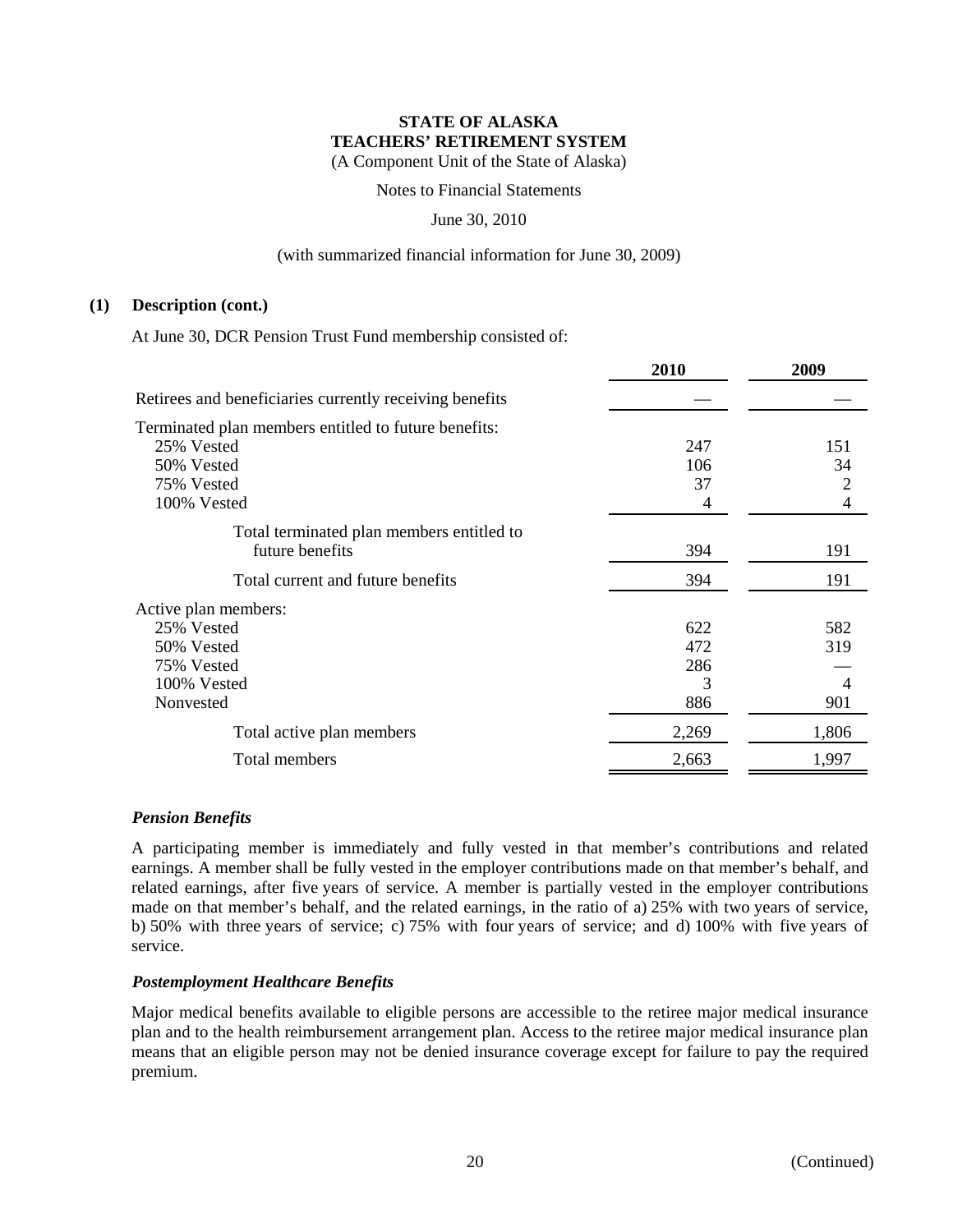**STATE OF ALASKA**
**TEACHERS' RETIREMENT SYSTEM**
(A Component Unit of the State of Alaska)

Notes to Financial Statements

June 30, 2010

(with summarized financial information for June 30, 2009)

**(1) Description (cont.)**

At June 30, DCR Pension Trust Fund membership consisted of:

| | 2010 | 2009 |
|---|---|---|
| Retirees and beneficiaries currently receiving benefits | — | — |
| Terminated plan members entitled to future benefits: | | |
| 25% Vested | 247 | 151 |
| 50% Vested | 106 | 34 |
| 75% Vested | 37 | 2 |
| 100% Vested | 4 | 4 |
| Total terminated plan members entitled to future benefits | 394 | 191 |
| Total current and future benefits | 394 | 191 |
| Active plan members: | | |
| 25% Vested | 622 | 582 |
| 50% Vested | 472 | 319 |
| 75% Vested | 286 | — |
| 100% Vested | 3 | 4 |
| Nonvested | 886 | 901 |
| Total active plan members | 2,269 | 1,806 |
| Total members | 2,663 | 1,997 |

***Pension Benefits***

A participating member is immediately and fully vested in that member's contributions and related earnings. A member shall be fully vested in the employer contributions made on that member's behalf, and related earnings, after five years of service. A member is partially vested in the employer contributions made on that member's behalf, and the related earnings, in the ratio of a) 25% with two years of service, b) 50% with three years of service; c) 75% with four years of service; and d) 100% with five years of service.

***Postemployment Healthcare Benefits***

Major medical benefits available to eligible persons are accessible to the retiree major medical insurance plan and to the health reimbursement arrangement plan. Access to the retiree major medical insurance plan means that an eligible person may not be denied insurance coverage except for failure to pay the required premium.

(Continued)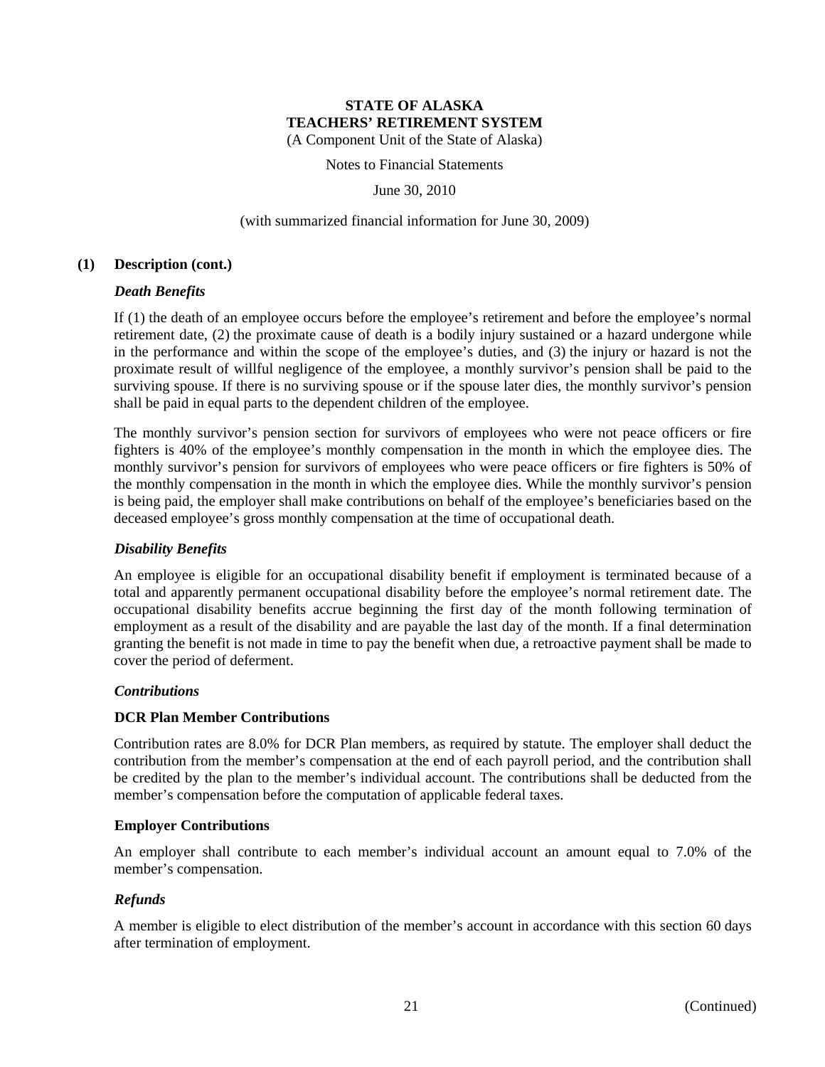# STATE OF ALASKA
# TEACHERS' RETIREMENT SYSTEM

(A Component Unit of the State of Alaska)

Notes to Financial Statements

June 30, 2010

(with summarized financial information for June 30, 2009)

## (1) Description (cont.)

### *Death Benefits*

If (1) the death of an employee occurs before the employee's retirement and before the employee's normal retirement date, (2) the proximate cause of death is a bodily injury sustained or a hazard undergone while in the performance and within the scope of the employee's duties, and (3) the injury or hazard is not the proximate result of willful negligence of the employee, a monthly survivor's pension shall be paid to the surviving spouse. If there is no surviving spouse or if the spouse later dies, the monthly survivor's pension shall be paid in equal parts to the dependent children of the employee.

The monthly survivor's pension section for survivors of employees who were not peace officers or fire fighters is 40% of the employee's monthly compensation in the month in which the employee dies. The monthly survivor's pension for survivors of employees who were peace officers or fire fighters is 50% of the monthly compensation in the month in which the employee dies. While the monthly survivor's pension is being paid, the employer shall make contributions on behalf of the employee's beneficiaries based on the deceased employee's gross monthly compensation at the time of occupational death.

### *Disability Benefits*

An employee is eligible for an occupational disability benefit if employment is terminated because of a total and apparently permanent occupational disability before the employee's normal retirement date. The occupational disability benefits accrue beginning the first day of the month following termination of employment as a result of the disability and are payable the last day of the month. If a final determination granting the benefit is not made in time to pay the benefit when due, a retroactive payment shall be made to cover the period of deferment.

### *Contributions*

**DCR Plan Member Contributions**

Contribution rates are 8.0% for DCR Plan members, as required by statute. The employer shall deduct the contribution from the member's compensation at the end of each payroll period, and the contribution shall be credited by the plan to the member's individual account. The contributions shall be deducted from the member's compensation before the computation of applicable federal taxes.

**Employer Contributions**

An employer shall contribute to each member's individual account an amount equal to 7.0% of the member's compensation.

### *Refunds*

A member is eligible to elect distribution of the member's account in accordance with this section 60 days after termination of employment.

(Continued)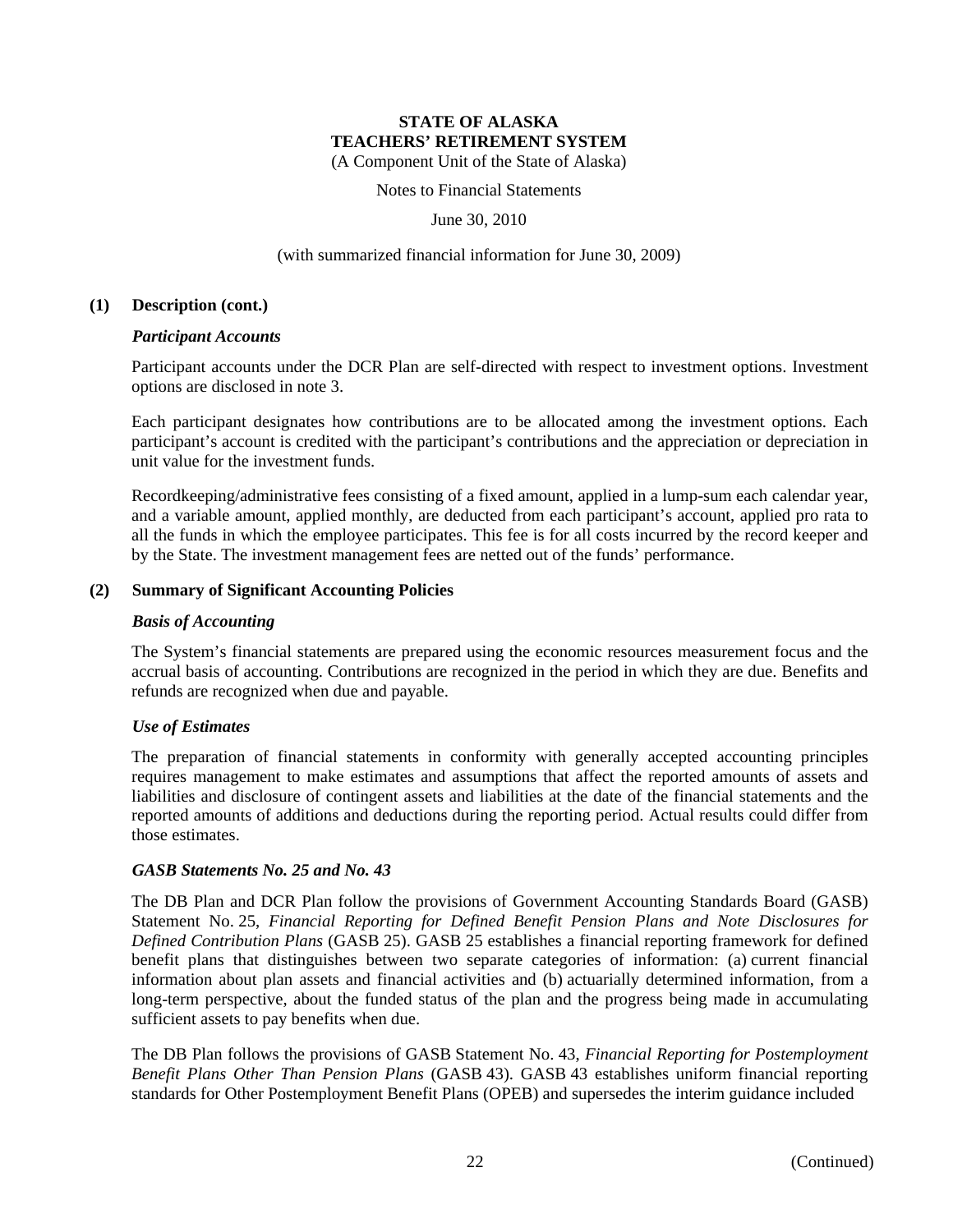## (1) Description (cont.)

### *Participant Accounts*

Participant accounts under the DCR Plan are self-directed with respect to investment options. Investment options are disclosed in note 3.

Each participant designates how contributions are to be allocated among the investment options. Each participant's account is credited with the participant's contributions and the appreciation or depreciation in unit value for the investment funds.

Recordkeeping/administrative fees consisting of a fixed amount, applied in a lump-sum each calendar year, and a variable amount, applied monthly, are deducted from each participant's account, applied pro rata to all the funds in which the employee participates. This fee is for all costs incurred by the record keeper and by the State. The investment management fees are netted out of the funds' performance.

## (2) Summary of Significant Accounting Policies

### *Basis of Accounting*

The System's financial statements are prepared using the economic resources measurement focus and the accrual basis of accounting. Contributions are recognized in the period in which they are due. Benefits and refunds are recognized when due and payable.

### *Use of Estimates*

The preparation of financial statements in conformity with generally accepted accounting principles requires management to make estimates and assumptions that affect the reported amounts of assets and liabilities and disclosure of contingent assets and liabilities at the date of the financial statements and the reported amounts of additions and deductions during the reporting period. Actual results could differ from those estimates.

### *GASB Statements No. 25 and No. 43*

The DB Plan and DCR Plan follow the provisions of Government Accounting Standards Board (GASB) Statement No. 25, *Financial Reporting for Defined Benefit Pension Plans and Note Disclosures for Defined Contribution Plans* (GASB 25). GASB 25 establishes a financial reporting framework for defined benefit plans that distinguishes between two separate categories of information: (a) current financial information about plan assets and financial activities and (b) actuarially determined information, from a long-term perspective, about the funded status of the plan and the progress being made in accumulating sufficient assets to pay benefits when due.

The DB Plan follows the provisions of GASB Statement No. 43, *Financial Reporting for Postemployment Benefit Plans Other Than Pension Plans* (GASB 43). GASB 43 establishes uniform financial reporting standards for Other Postemployment Benefit Plans (OPEB) and supersedes the interim guidance included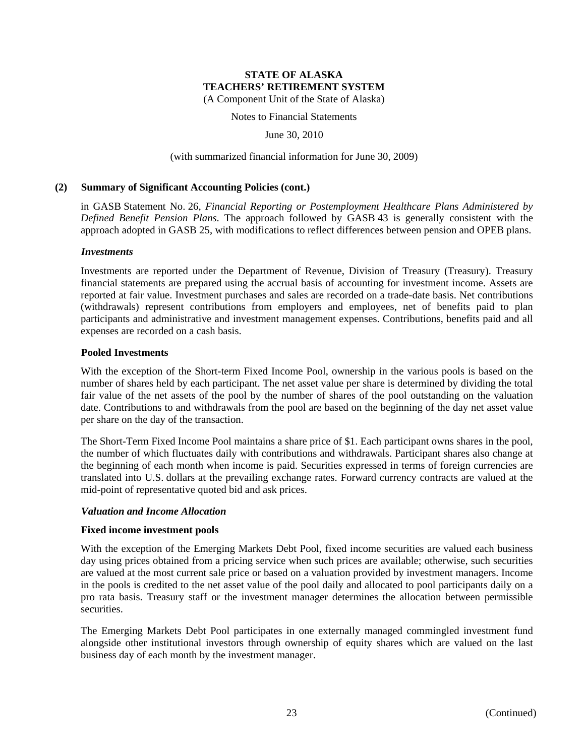## (2) Summary of Significant Accounting Policies (cont.)

in GASB Statement No. 26, *Financial Reporting or Postemployment Healthcare Plans Administered by Defined Benefit Pension Plans*. The approach followed by GASB 43 is generally consistent with the approach adopted in GASB 25, with modifications to reflect differences between pension and OPEB plans.

### *Investments*

Investments are reported under the Department of Revenue, Division of Treasury (Treasury). Treasury financial statements are prepared using the accrual basis of accounting for investment income. Assets are reported at fair value. Investment purchases and sales are recorded on a trade-date basis. Net contributions (withdrawals) represent contributions from employers and employees, net of benefits paid to plan participants and administrative and investment management expenses. Contributions, benefits paid and all expenses are recorded on a cash basis.

#### Pooled Investments

With the exception of the Short-term Fixed Income Pool, ownership in the various pools is based on the number of shares held by each participant. The net asset value per share is determined by dividing the total fair value of the net assets of the pool by the number of shares of the pool outstanding on the valuation date. Contributions to and withdrawals from the pool are based on the beginning of the day net asset value per share on the day of the transaction.

The Short-Term Fixed Income Pool maintains a share price of $1. Each participant owns shares in the pool, the number of which fluctuates daily with contributions and withdrawals. Participant shares also change at the beginning of each month when income is paid. Securities expressed in terms of foreign currencies are translated into U.S. dollars at the prevailing exchange rates. Forward currency contracts are valued at the mid-point of representative quoted bid and ask prices.

### *Valuation and Income Allocation*

#### Fixed income investment pools

With the exception of the Emerging Markets Debt Pool, fixed income securities are valued each business day using prices obtained from a pricing service when such prices are available; otherwise, such securities are valued at the most current sale price or based on a valuation provided by investment managers. Income in the pools is credited to the net asset value of the pool daily and allocated to pool participants daily on a pro rata basis. Treasury staff or the investment manager determines the allocation between permissible securities.

The Emerging Markets Debt Pool participates in one externally managed commingled investment fund alongside other institutional investors through ownership of equity shares which are valued on the last business day of each month by the investment manager.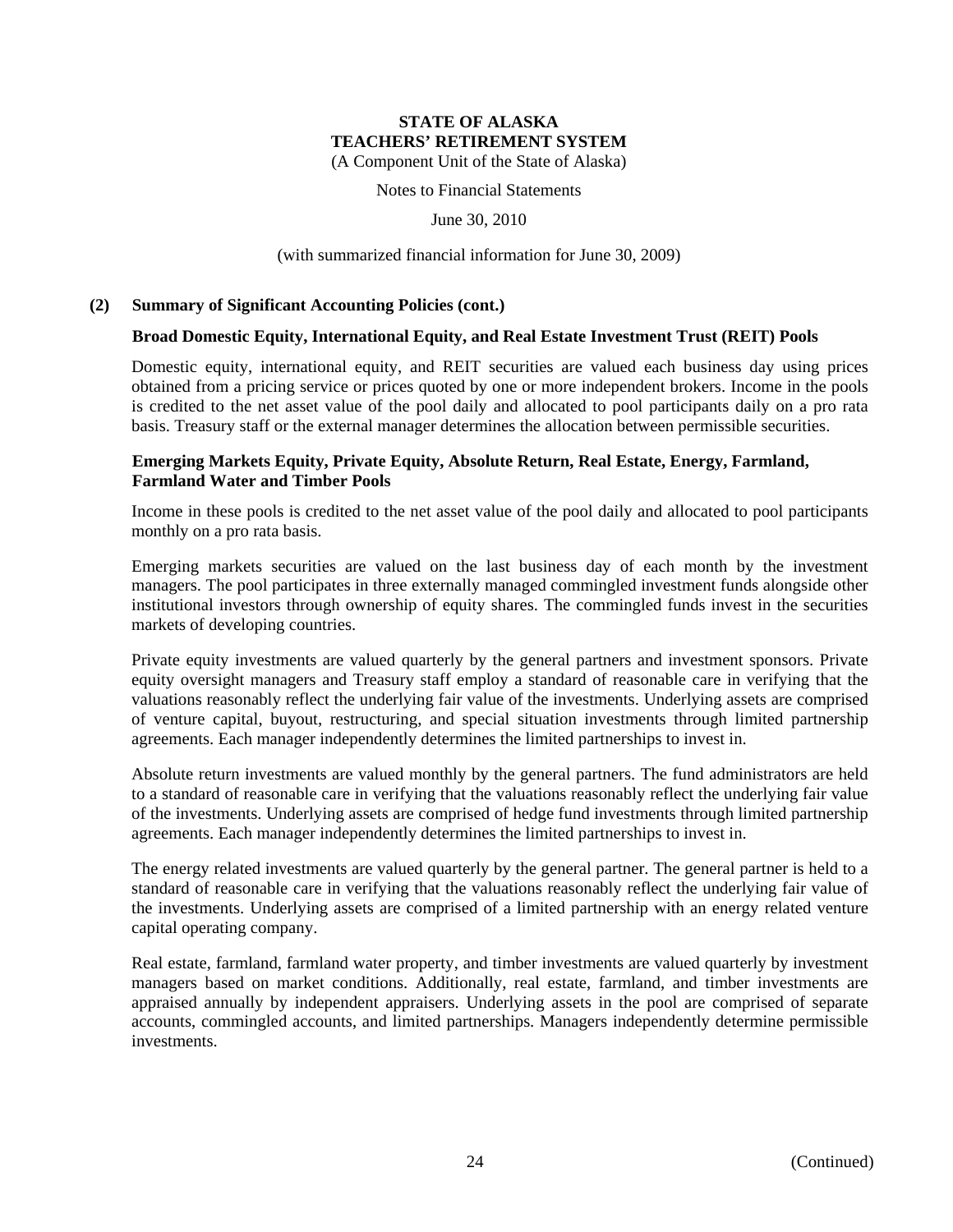## (2) Summary of Significant Accounting Policies (cont.)

### Broad Domestic Equity, International Equity, and Real Estate Investment Trust (REIT) Pools

Domestic equity, international equity, and REIT securities are valued each business day using prices obtained from a pricing service or prices quoted by one or more independent brokers. Income in the pools is credited to the net asset value of the pool daily and allocated to pool participants daily on a pro rata basis. Treasury staff or the external manager determines the allocation between permissible securities.

### Emerging Markets Equity, Private Equity, Absolute Return, Real Estate, Energy, Farmland, Farmland Water and Timber Pools

Income in these pools is credited to the net asset value of the pool daily and allocated to pool participants monthly on a pro rata basis.

Emerging markets securities are valued on the last business day of each month by the investment managers. The pool participates in three externally managed commingled investment funds alongside other institutional investors through ownership of equity shares. The commingled funds invest in the securities markets of developing countries.

Private equity investments are valued quarterly by the general partners and investment sponsors. Private equity oversight managers and Treasury staff employ a standard of reasonable care in verifying that the valuations reasonably reflect the underlying fair value of the investments. Underlying assets are comprised of venture capital, buyout, restructuring, and special situation investments through limited partnership agreements. Each manager independently determines the limited partnerships to invest in.

Absolute return investments are valued monthly by the general partners. The fund administrators are held to a standard of reasonable care in verifying that the valuations reasonably reflect the underlying fair value of the investments. Underlying assets are comprised of hedge fund investments through limited partnership agreements. Each manager independently determines the limited partnerships to invest in.

The energy related investments are valued quarterly by the general partner. The general partner is held to a standard of reasonable care in verifying that the valuations reasonably reflect the underlying fair value of the investments. Underlying assets are comprised of a limited partnership with an energy related venture capital operating company.

Real estate, farmland, farmland water property, and timber investments are valued quarterly by investment managers based on market conditions. Additionally, real estate, farmland, and timber investments are appraised annually by independent appraisers. Underlying assets in the pool are comprised of separate accounts, commingled accounts, and limited partnerships. Managers independently determine permissible investments.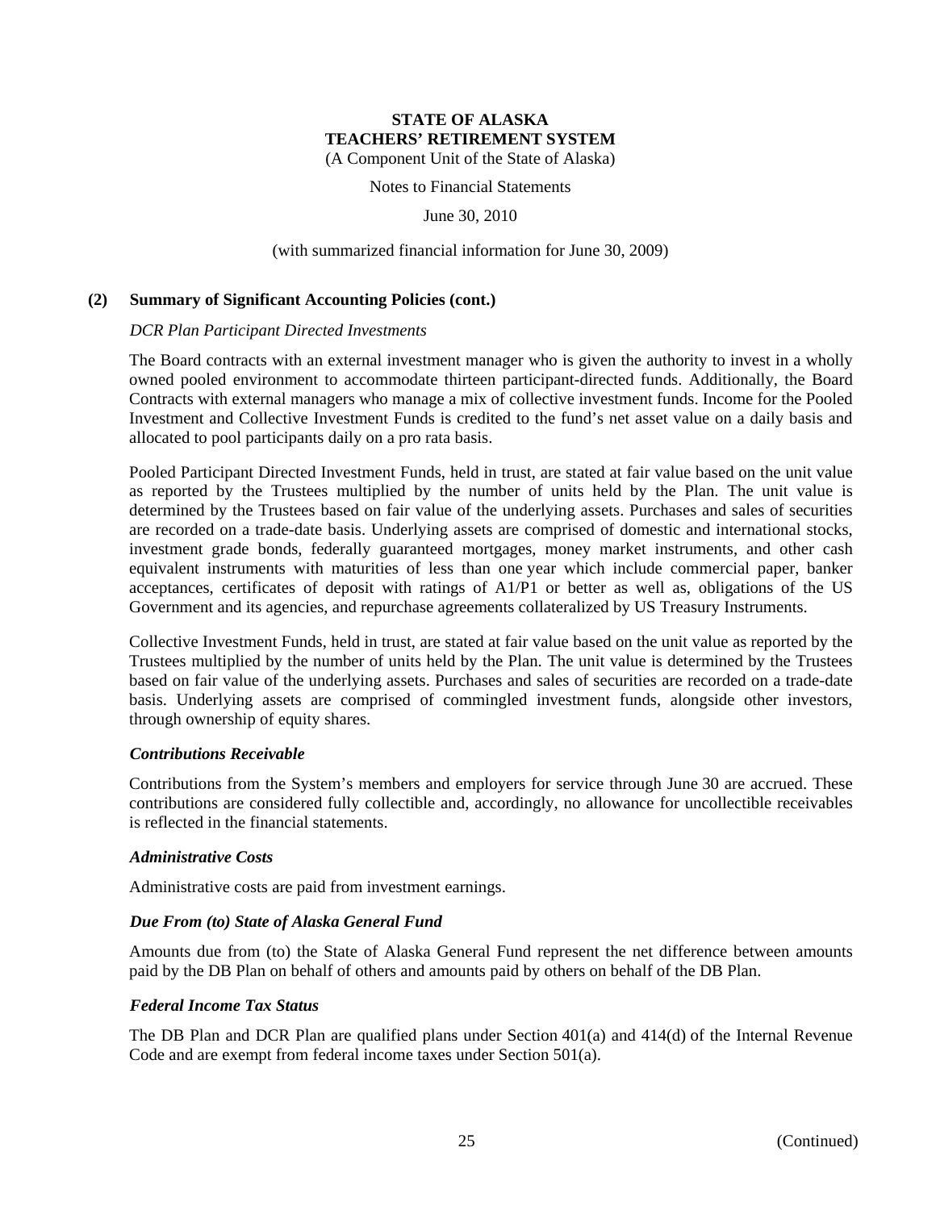## (2) Summary of Significant Accounting Policies (cont.)

*DCR Plan Participant Directed Investments*

The Board contracts with an external investment manager who is given the authority to invest in a wholly owned pooled environment to accommodate thirteen participant-directed funds. Additionally, the Board Contracts with external managers who manage a mix of collective investment funds. Income for the Pooled Investment and Collective Investment Funds is credited to the fund's net asset value on a daily basis and allocated to pool participants daily on a pro rata basis.

Pooled Participant Directed Investment Funds, held in trust, are stated at fair value based on the unit value as reported by the Trustees multiplied by the number of units held by the Plan. The unit value is determined by the Trustees based on fair value of the underlying assets. Purchases and sales of securities are recorded on a trade-date basis. Underlying assets are comprised of domestic and international stocks, investment grade bonds, federally guaranteed mortgages, money market instruments, and other cash equivalent instruments with maturities of less than one year which include commercial paper, banker acceptances, certificates of deposit with ratings of A1/P1 or better as well as, obligations of the US Government and its agencies, and repurchase agreements collateralized by US Treasury Instruments.

Collective Investment Funds, held in trust, are stated at fair value based on the unit value as reported by the Trustees multiplied by the number of units held by the Plan. The unit value is determined by the Trustees based on fair value of the underlying assets. Purchases and sales of securities are recorded on a trade-date basis. Underlying assets are comprised of commingled investment funds, alongside other investors, through ownership of equity shares.

### *Contributions Receivable*

Contributions from the System's members and employers for service through June 30 are accrued. These contributions are considered fully collectible and, accordingly, no allowance for uncollectible receivables is reflected in the financial statements.

### *Administrative Costs*

Administrative costs are paid from investment earnings.

### *Due From (to) State of Alaska General Fund*

Amounts due from (to) the State of Alaska General Fund represent the net difference between amounts paid by the DB Plan on behalf of others and amounts paid by others on behalf of the DB Plan.

### *Federal Income Tax Status*

The DB Plan and DCR Plan are qualified plans under Section 401(a) and 414(d) of the Internal Revenue Code and are exempt from federal income taxes under Section 501(a).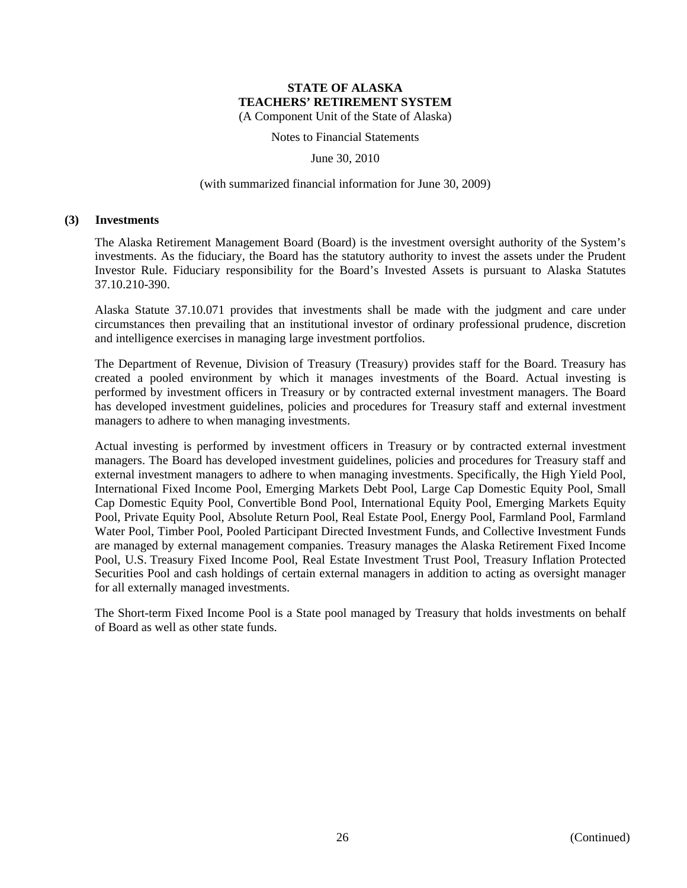# STATE OF ALASKA
# TEACHERS' RETIREMENT SYSTEM

(A Component Unit of the State of Alaska)

Notes to Financial Statements

June 30, 2010

(with summarized financial information for June 30, 2009)

## (3) Investments

The Alaska Retirement Management Board (Board) is the investment oversight authority of the System's investments. As the fiduciary, the Board has the statutory authority to invest the assets under the Prudent Investor Rule. Fiduciary responsibility for the Board's Invested Assets is pursuant to Alaska Statutes 37.10.210-390.

Alaska Statute 37.10.071 provides that investments shall be made with the judgment and care under circumstances then prevailing that an institutional investor of ordinary professional prudence, discretion and intelligence exercises in managing large investment portfolios.

The Department of Revenue, Division of Treasury (Treasury) provides staff for the Board. Treasury has created a pooled environment by which it manages investments of the Board. Actual investing is performed by investment officers in Treasury or by contracted external investment managers. The Board has developed investment guidelines, policies and procedures for Treasury staff and external investment managers to adhere to when managing investments.

Actual investing is performed by investment officers in Treasury or by contracted external investment managers. The Board has developed investment guidelines, policies and procedures for Treasury staff and external investment managers to adhere to when managing investments. Specifically, the High Yield Pool, International Fixed Income Pool, Emerging Markets Debt Pool, Large Cap Domestic Equity Pool, Small Cap Domestic Equity Pool, Convertible Bond Pool, International Equity Pool, Emerging Markets Equity Pool, Private Equity Pool, Absolute Return Pool, Real Estate Pool, Energy Pool, Farmland Pool, Farmland Water Pool, Timber Pool, Pooled Participant Directed Investment Funds, and Collective Investment Funds are managed by external management companies. Treasury manages the Alaska Retirement Fixed Income Pool, U.S. Treasury Fixed Income Pool, Real Estate Investment Trust Pool, Treasury Inflation Protected Securities Pool and cash holdings of certain external managers in addition to acting as oversight manager for all externally managed investments.

The Short-term Fixed Income Pool is a State pool managed by Treasury that holds investments on behalf of Board as well as other state funds.

(Continued)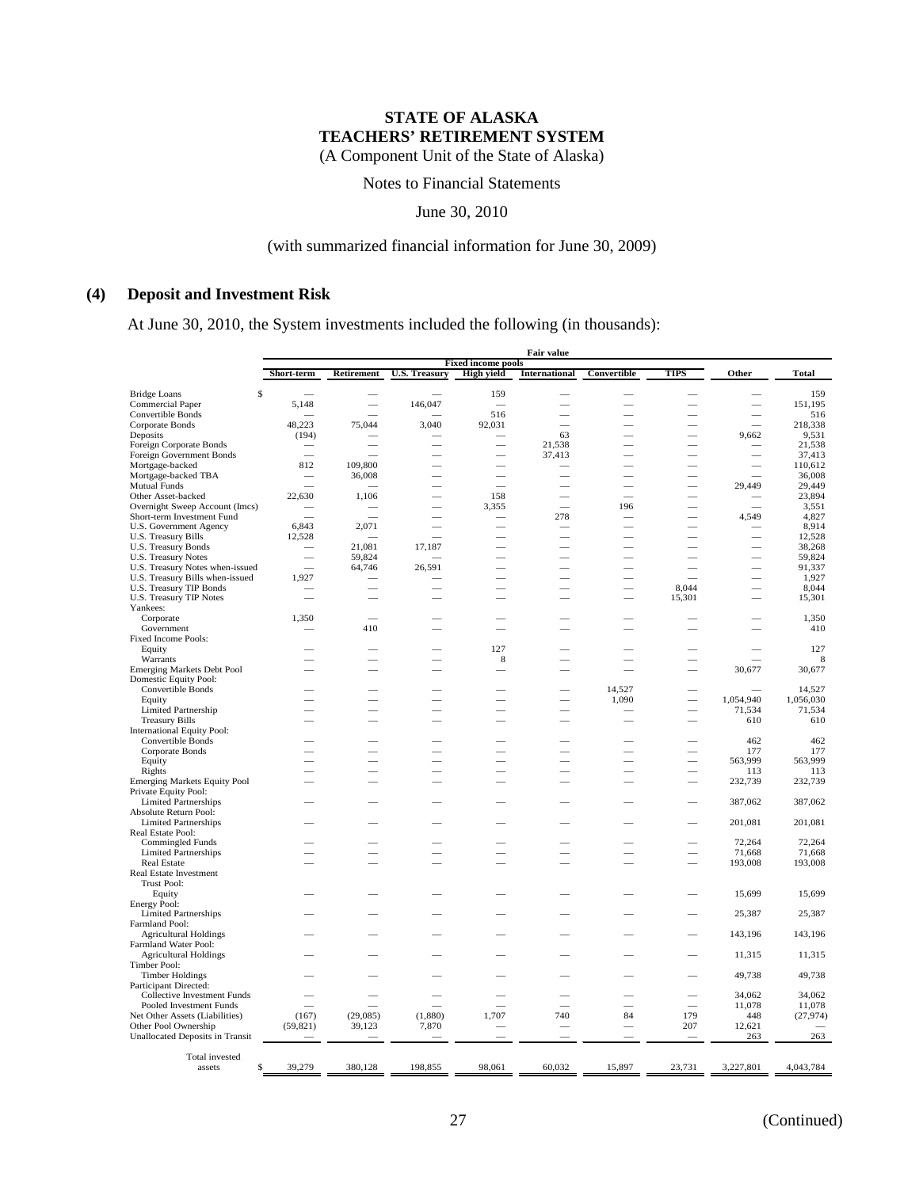# STATE OF ALASKA
# TEACHERS' RETIREMENT SYSTEM
(A Component Unit of the State of Alaska)

Notes to Financial Statements

June 30, 2010

(with summarized financial information for June 30, 2009)

## (4) Deposit and Investment Risk

At June 30, 2010, the System investments included the following (in thousands):

| | Fair value | | | | | | | | |
|---|---|---|---|---|---|---|---|---|---|
| | Fixed income pools | | | | | | | | |
| | Short-term | Retirement | U.S. Treasury | High yield | International | Convertible | TIPS | Other | Total |
| Bridge Loans | $ — | — | — | 159 | — | — | — | — | 159 |
| Commercial Paper | 5,148 | — | 146,047 | — | — | — | — | — | 151,195 |
| Convertible Bonds | — | — | — | 516 | — | — | — | — | 516 |
| Corporate Bonds | 48,223 | 75,044 | 3,040 | 92,031 | — | — | — | — | 218,338 |
| Deposits | (194) | — | — | — | 63 | — | — | 9,662 | 9,531 |
| Foreign Corporate Bonds | — | — | — | — | 21,538 | — | — | — | 21,538 |
| Foreign Government Bonds | — | — | — | — | 37,413 | — | — | — | 37,413 |
| Mortgage-backed | 812 | 109,800 | — | — | — | — | — | — | 110,612 |
| Mortgage-backed TBA | — | 36,008 | — | — | — | — | — | — | 36,008 |
| Mutual Funds | — | — | — | — | — | — | — | 29,449 | 29,449 |
| Other Asset-backed | 22,630 | 1,106 | — | 158 | — | — | — | — | 23,894 |
| Overnight Sweep Account (Imcs) | — | — | — | 3,355 | — | 196 | — | — | 3,551 |
| Short-term Investment Fund | — | — | — | — | 278 | — | — | 4,549 | 4,827 |
| U.S. Government Agency | 6,843 | 2,071 | — | — | — | — | — | — | 8,914 |
| U.S. Treasury Bills | 12,528 | — | — | — | — | — | — | — | 12,528 |
| U.S. Treasury Bonds | — | 21,081 | 17,187 | — | — | — | — | — | 38,268 |
| U.S. Treasury Notes | — | 59,824 | — | — | — | — | — | — | 59,824 |
| U.S. Treasury Notes when-issued | — | 64,746 | 26,591 | — | — | — | — | — | 91,337 |
| U.S. Treasury Bills when-issued | 1,927 | — | — | — | — | — | — | — | 1,927 |
| U.S. Treasury TIP Bonds | — | — | — | — | — | — | 8,044 | — | 8,044 |
| U.S. Treasury TIP Notes | — | — | — | — | — | — | 15,301 | — | 15,301 |
| Yankees: | | | | | | | | | |
| Corporate | 1,350 | — | — | — | — | — | — | — | 1,350 |
| Government | — | 410 | — | — | — | — | — | — | 410 |
| Fixed Income Pools: | | | | | | | | | |
| Equity | — | — | — | 127 | — | — | — | — | 127 |
| Warrants | — | — | — | 8 | — | — | — | — | 8 |
| Emerging Markets Debt Pool | — | — | — | — | — | — | — | 30,677 | 30,677 |
| Domestic Equity Pool: | | | | | | | | | |
| Convertible Bonds | — | — | — | — | — | 14,527 | — | — | 14,527 |
| Equity | — | — | — | — | — | 1,090 | — | 1,054,940 | 1,056,030 |
| Limited Partnership | — | — | — | — | — | — | — | 71,534 | 71,534 |
| Treasury Bills | — | — | — | — | — | — | — | 610 | 610 |
| International Equity Pool: | | | | | | | | | |
| Convertible Bonds | — | — | — | — | — | — | — | 462 | 462 |
| Corporate Bonds | — | — | — | — | — | — | — | 177 | 177 |
| Equity | — | — | — | — | — | — | — | 563,999 | 563,999 |
| Rights | — | — | — | — | — | — | — | 113 | 113 |
| Emerging Markets Equity Pool | — | — | — | — | — | — | — | 232,739 | 232,739 |
| Private Equity Pool: | | | | | | | | | |
| Limited Partnerships | — | — | — | — | — | — | — | 387,062 | 387,062 |
| Absolute Return Pool: | | | | | | | | | |
| Limited Partnerships | — | — | — | — | — | — | — | 201,081 | 201,081 |
| Real Estate Pool: | | | | | | | | | |
| Commingled Funds | — | — | — | — | — | — | — | 72,264 | 72,264 |
| Limited Partnerships | — | — | — | — | — | — | — | 71,668 | 71,668 |
| Real Estate | — | — | — | — | — | — | — | 193,008 | 193,008 |
| Real Estate Investment Trust Pool: | | | | | | | | | |
| Equity | — | — | — | — | — | — | — | 15,699 | 15,699 |
| Energy Pool: | | | | | | | | | |
| Limited Partnerships | — | — | — | — | — | — | — | 25,387 | 25,387 |
| Farmland Pool: | | | | | | | | | |
| Agricultural Holdings | — | — | — | — | — | — | — | 143,196 | 143,196 |
| Farmland Water Pool: | | | | | | | | | |
| Agricultural Holdings | — | — | — | — | — | — | — | 11,315 | 11,315 |
| Timber Pool: | | | | | | | | | |
| Timber Holdings | — | — | — | — | — | — | — | 49,738 | 49,738 |
| Participant Directed: | | | | | | | | | |
| Collective Investment Funds | — | — | — | — | — | — | — | 34,062 | 34,062 |
| Pooled Investment Funds | — | — | — | — | — | — | — | 11,078 | 11,078 |
| Net Other Assets (Liabilities) | (167) | (29,085) | (1,880) | 1,707 | 740 | 84 | 179 | 448 | (27,974) |
| Other Pool Ownership | (59,821) | 39,123 | 7,870 | — | — | — | 207 | 12,621 | — |
| Unallocated Deposits in Transit | — | — | — | — | — | — | — | 263 | 263 |
| Total invested assets | $ 39,279 | 380,128 | 198,855 | 98,061 | 60,032 | 15,897 | 23,731 | 3,227,801 | 4,043,784 |

(Continued)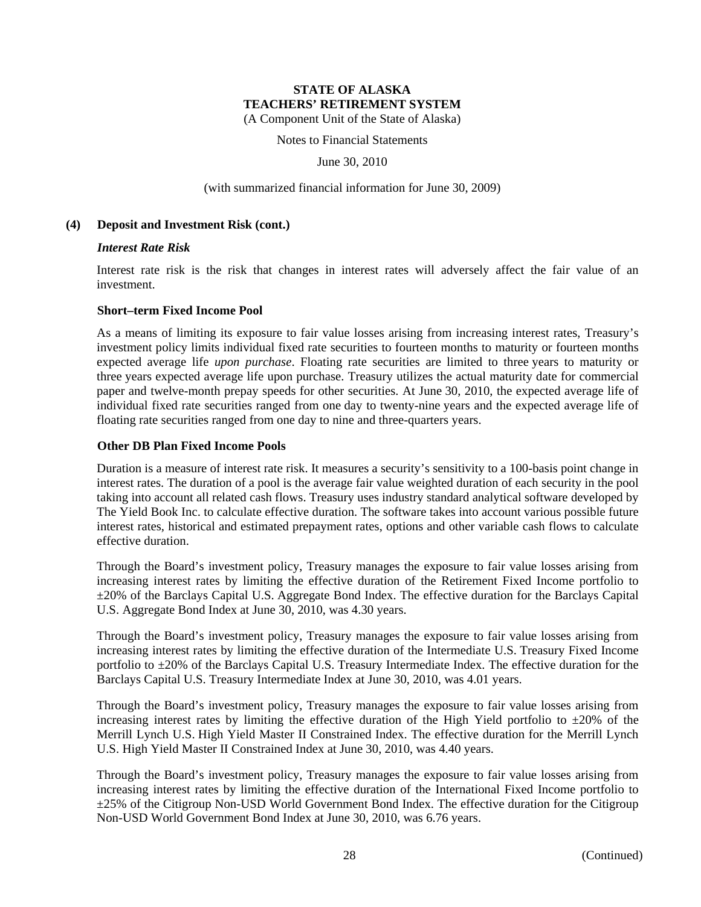## (4) Deposit and Investment Risk (cont.)

### *Interest Rate Risk*

Interest rate risk is the risk that changes in interest rates will adversely affect the fair value of an investment.

#### Short–term Fixed Income Pool

As a means of limiting its exposure to fair value losses arising from increasing interest rates, Treasury's investment policy limits individual fixed rate securities to fourteen months to maturity or fourteen months expected average life *upon purchase*. Floating rate securities are limited to three years to maturity or three years expected average life upon purchase. Treasury utilizes the actual maturity date for commercial paper and twelve-month prepay speeds for other securities. At June 30, 2010, the expected average life of individual fixed rate securities ranged from one day to twenty-nine years and the expected average life of floating rate securities ranged from one day to nine and three-quarters years.

#### Other DB Plan Fixed Income Pools

Duration is a measure of interest rate risk. It measures a security's sensitivity to a 100-basis point change in interest rates. The duration of a pool is the average fair value weighted duration of each security in the pool taking into account all related cash flows. Treasury uses industry standard analytical software developed by The Yield Book Inc. to calculate effective duration. The software takes into account various possible future interest rates, historical and estimated prepayment rates, options and other variable cash flows to calculate effective duration.

Through the Board's investment policy, Treasury manages the exposure to fair value losses arising from increasing interest rates by limiting the effective duration of the Retirement Fixed Income portfolio to ±20% of the Barclays Capital U.S. Aggregate Bond Index. The effective duration for the Barclays Capital U.S. Aggregate Bond Index at June 30, 2010, was 4.30 years.

Through the Board's investment policy, Treasury manages the exposure to fair value losses arising from increasing interest rates by limiting the effective duration of the Intermediate U.S. Treasury Fixed Income portfolio to ±20% of the Barclays Capital U.S. Treasury Intermediate Index. The effective duration for the Barclays Capital U.S. Treasury Intermediate Index at June 30, 2010, was 4.01 years.

Through the Board's investment policy, Treasury manages the exposure to fair value losses arising from increasing interest rates by limiting the effective duration of the High Yield portfolio to ±20% of the Merrill Lynch U.S. High Yield Master II Constrained Index. The effective duration for the Merrill Lynch U.S. High Yield Master II Constrained Index at June 30, 2010, was 4.40 years.

Through the Board's investment policy, Treasury manages the exposure to fair value losses arising from increasing interest rates by limiting the effective duration of the International Fixed Income portfolio to ±25% of the Citigroup Non-USD World Government Bond Index. The effective duration for the Citigroup Non-USD World Government Bond Index at June 30, 2010, was 6.76 years.

(Continued)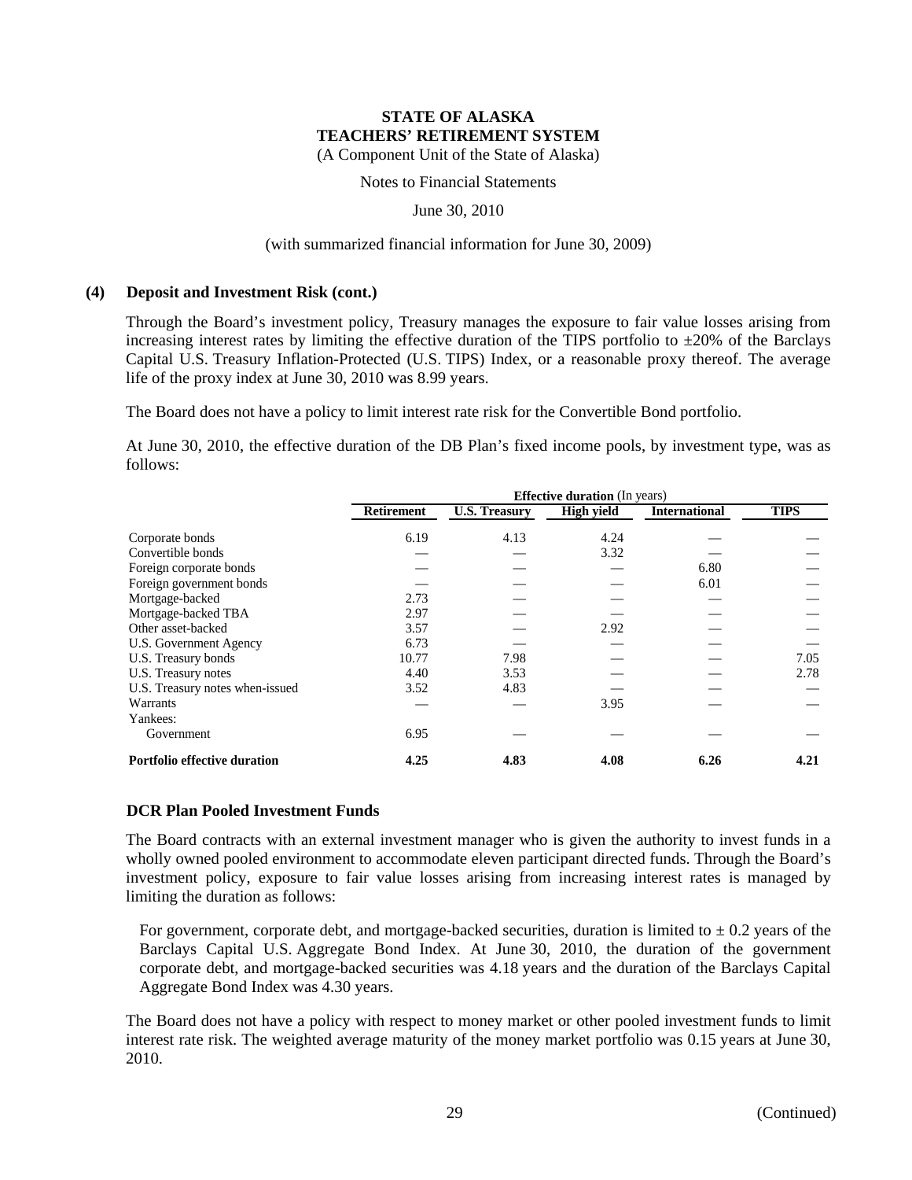### (4) Deposit and Investment Risk (cont.)

Through the Board's investment policy, Treasury manages the exposure to fair value losses arising from increasing interest rates by limiting the effective duration of the TIPS portfolio to ±20% of the Barclays Capital U.S. Treasury Inflation-Protected (U.S. TIPS) Index, or a reasonable proxy thereof. The average life of the proxy index at June 30, 2010 was 8.99 years.

The Board does not have a policy to limit interest rate risk for the Convertible Bond portfolio.

At June 30, 2010, the effective duration of the DB Plan's fixed income pools, by investment type, was as follows:

| | Effective duration (In years) | | | | |
|---|---|---|---|---|---|
| | **Retirement** | **U.S. Treasury** | **High yield** | **International** | **TIPS** |
| Corporate bonds | 6.19 | 4.13 | 4.24 | — | — |
| Convertible bonds | — | — | 3.32 | — | — |
| Foreign corporate bonds | — | — | — | 6.80 | — |
| Foreign government bonds | — | — | — | 6.01 | — |
| Mortgage-backed | 2.73 | — | — | — | — |
| Mortgage-backed TBA | 2.97 | — | — | — | — |
| Other asset-backed | 3.57 | — | 2.92 | — | — |
| U.S. Government Agency | 6.73 | — | — | — | — |
| U.S. Treasury bonds | 10.77 | 7.98 | — | — | 7.05 |
| U.S. Treasury notes | 4.40 | 3.53 | — | — | 2.78 |
| U.S. Treasury notes when-issued | 3.52 | 4.83 | — | — | — |
| Warrants | — | — | 3.95 | — | — |
| Yankees: | | | | | |
| Government | 6.95 | — | — | — | — |
| **Portfolio effective duration** | **4.25** | **4.83** | **4.08** | **6.26** | **4.21** |

**DCR Plan Pooled Investment Funds**

The Board contracts with an external investment manager who is given the authority to invest funds in a wholly owned pooled environment to accommodate eleven participant directed funds. Through the Board's investment policy, exposure to fair value losses arising from increasing interest rates is managed by limiting the duration as follows:

For government, corporate debt, and mortgage-backed securities, duration is limited to ± 0.2 years of the Barclays Capital U.S. Aggregate Bond Index. At June 30, 2010, the duration of the government corporate debt, and mortgage-backed securities was 4.18 years and the duration of the Barclays Capital Aggregate Bond Index was 4.30 years.

The Board does not have a policy with respect to money market or other pooled investment funds to limit interest rate risk. The weighted average maturity of the money market portfolio was 0.15 years at June 30, 2010.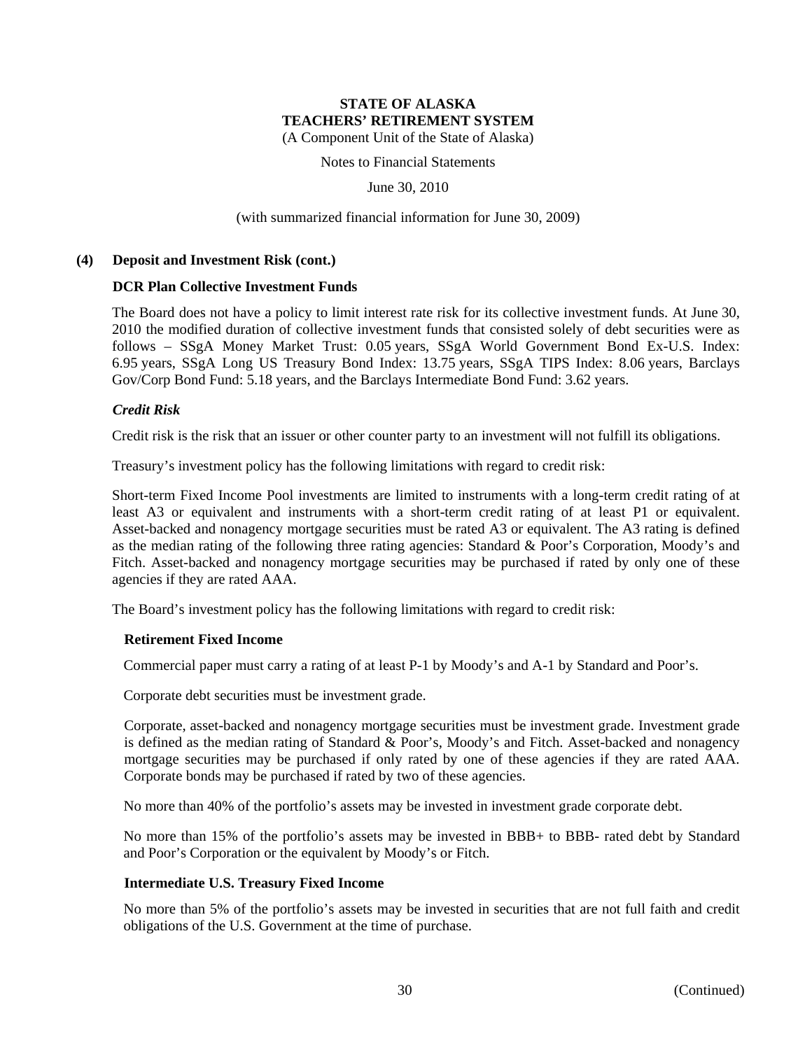# STATE OF ALASKA
# TEACHERS' RETIREMENT SYSTEM

(A Component Unit of the State of Alaska)

Notes to Financial Statements

June 30, 2010

(with summarized financial information for June 30, 2009)

## (4) Deposit and Investment Risk (cont.)

### DCR Plan Collective Investment Funds

The Board does not have a policy to limit interest rate risk for its collective investment funds. At June 30, 2010 the modified duration of collective investment funds that consisted solely of debt securities were as follows – SSgA Money Market Trust: 0.05 years, SSgA World Government Bond Ex-U.S. Index: 6.95 years, SSgA Long US Treasury Bond Index: 13.75 years, SSgA TIPS Index: 8.06 years, Barclays Gov/Corp Bond Fund: 5.18 years, and the Barclays Intermediate Bond Fund: 3.62 years.

### *Credit Risk*

Credit risk is the risk that an issuer or other counter party to an investment will not fulfill its obligations.

Treasury's investment policy has the following limitations with regard to credit risk:

Short-term Fixed Income Pool investments are limited to instruments with a long-term credit rating of at least A3 or equivalent and instruments with a short-term credit rating of at least P1 or equivalent. Asset-backed and nonagency mortgage securities must be rated A3 or equivalent. The A3 rating is defined as the median rating of the following three rating agencies: Standard & Poor's Corporation, Moody's and Fitch. Asset-backed and nonagency mortgage securities may be purchased if rated by only one of these agencies if they are rated AAA.

The Board's investment policy has the following limitations with regard to credit risk:

#### Retirement Fixed Income

Commercial paper must carry a rating of at least P-1 by Moody's and A-1 by Standard and Poor's.

Corporate debt securities must be investment grade.

Corporate, asset-backed and nonagency mortgage securities must be investment grade. Investment grade is defined as the median rating of Standard & Poor's, Moody's and Fitch. Asset-backed and nonagency mortgage securities may be purchased if only rated by one of these agencies if they are rated AAA. Corporate bonds may be purchased if rated by two of these agencies.

No more than 40% of the portfolio's assets may be invested in investment grade corporate debt.

No more than 15% of the portfolio's assets may be invested in BBB+ to BBB- rated debt by Standard and Poor's Corporation or the equivalent by Moody's or Fitch.

#### Intermediate U.S. Treasury Fixed Income

No more than 5% of the portfolio's assets may be invested in securities that are not full faith and credit obligations of the U.S. Government at the time of purchase.

(Continued)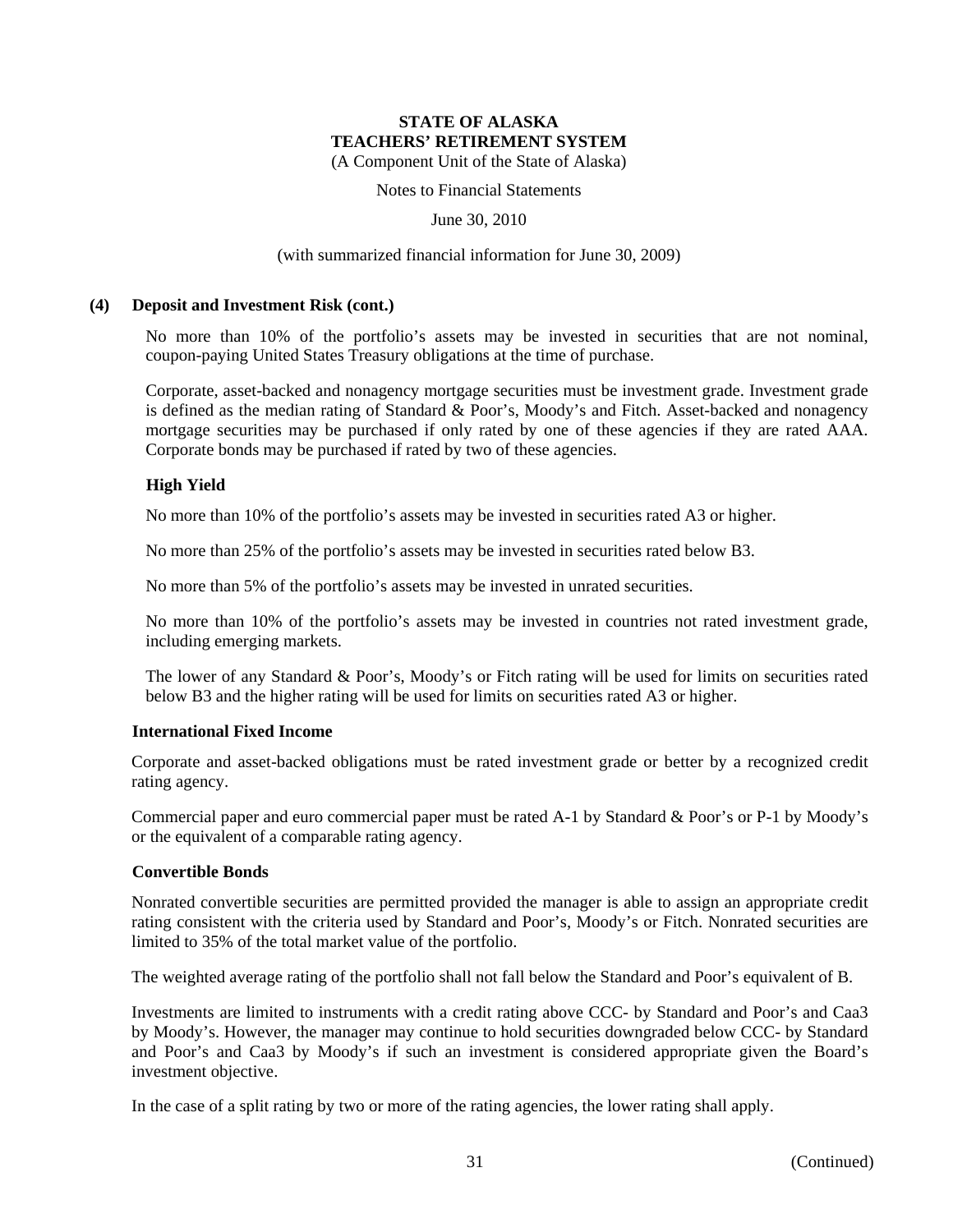**(4) Deposit and Investment Risk (cont.)**

No more than 10% of the portfolio's assets may be invested in securities that are not nominal, coupon-paying United States Treasury obligations at the time of purchase.

Corporate, asset-backed and nonagency mortgage securities must be investment grade. Investment grade is defined as the median rating of Standard & Poor's, Moody's and Fitch. Asset-backed and nonagency mortgage securities may be purchased if only rated by one of these agencies if they are rated AAA. Corporate bonds may be purchased if rated by two of these agencies.

**High Yield**

No more than 10% of the portfolio's assets may be invested in securities rated A3 or higher.

No more than 25% of the portfolio's assets may be invested in securities rated below B3.

No more than 5% of the portfolio's assets may be invested in unrated securities.

No more than 10% of the portfolio's assets may be invested in countries not rated investment grade, including emerging markets.

The lower of any Standard & Poor's, Moody's or Fitch rating will be used for limits on securities rated below B3 and the higher rating will be used for limits on securities rated A3 or higher.

**International Fixed Income**

Corporate and asset-backed obligations must be rated investment grade or better by a recognized credit rating agency.

Commercial paper and euro commercial paper must be rated A-1 by Standard & Poor's or P-1 by Moody's or the equivalent of a comparable rating agency.

**Convertible Bonds**

Nonrated convertible securities are permitted provided the manager is able to assign an appropriate credit rating consistent with the criteria used by Standard and Poor's, Moody's or Fitch. Nonrated securities are limited to 35% of the total market value of the portfolio.

The weighted average rating of the portfolio shall not fall below the Standard and Poor's equivalent of B.

Investments are limited to instruments with a credit rating above CCC- by Standard and Poor's and Caa3 by Moody's. However, the manager may continue to hold securities downgraded below CCC- by Standard and Poor's and Caa3 by Moody's if such an investment is considered appropriate given the Board's investment objective.

In the case of a split rating by two or more of the rating agencies, the lower rating shall apply.

(Continued)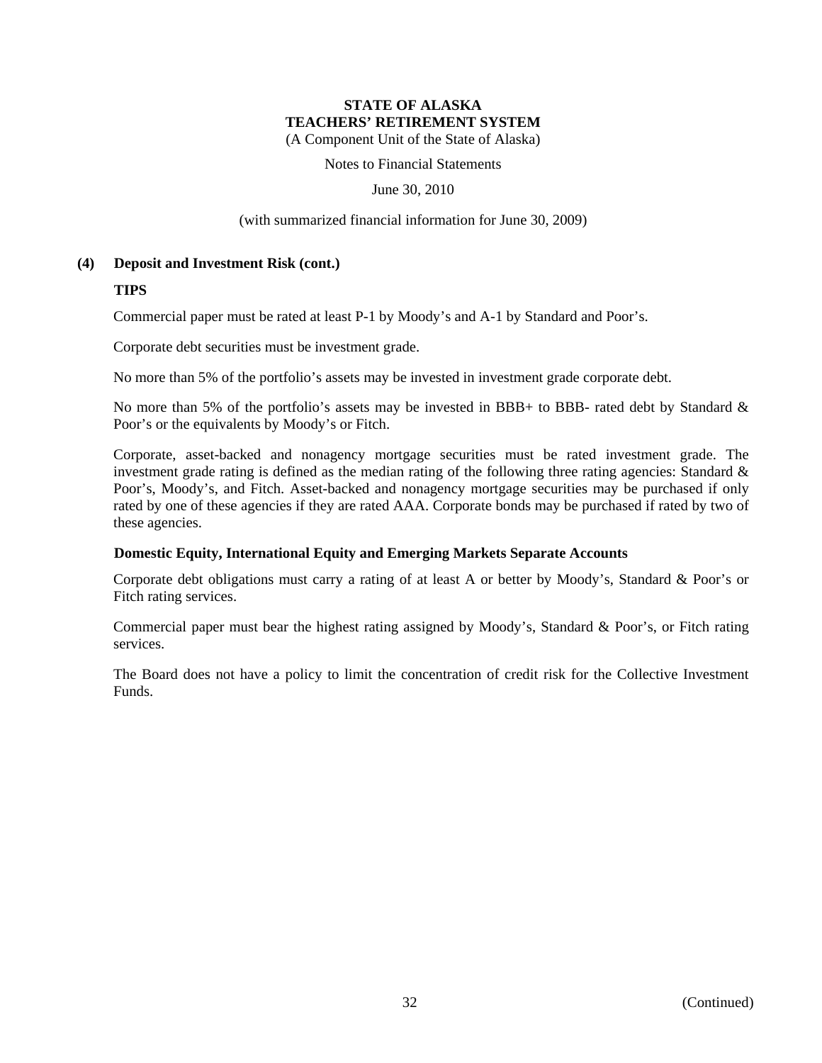### (4) Deposit and Investment Risk (cont.)

**TIPS**

Commercial paper must be rated at least P-1 by Moody's and A-1 by Standard and Poor's.

Corporate debt securities must be investment grade.

No more than 5% of the portfolio's assets may be invested in investment grade corporate debt.

No more than 5% of the portfolio's assets may be invested in BBB+ to BBB- rated debt by Standard & Poor's or the equivalents by Moody's or Fitch.

Corporate, asset-backed and nonagency mortgage securities must be rated investment grade. The investment grade rating is defined as the median rating of the following three rating agencies: Standard & Poor's, Moody's, and Fitch. Asset-backed and nonagency mortgage securities may be purchased if only rated by one of these agencies if they are rated AAA. Corporate bonds may be purchased if rated by two of these agencies.

**Domestic Equity, International Equity and Emerging Markets Separate Accounts**

Corporate debt obligations must carry a rating of at least A or better by Moody's, Standard & Poor's or Fitch rating services.

Commercial paper must bear the highest rating assigned by Moody's, Standard & Poor's, or Fitch rating services.

The Board does not have a policy to limit the concentration of credit risk for the Collective Investment Funds.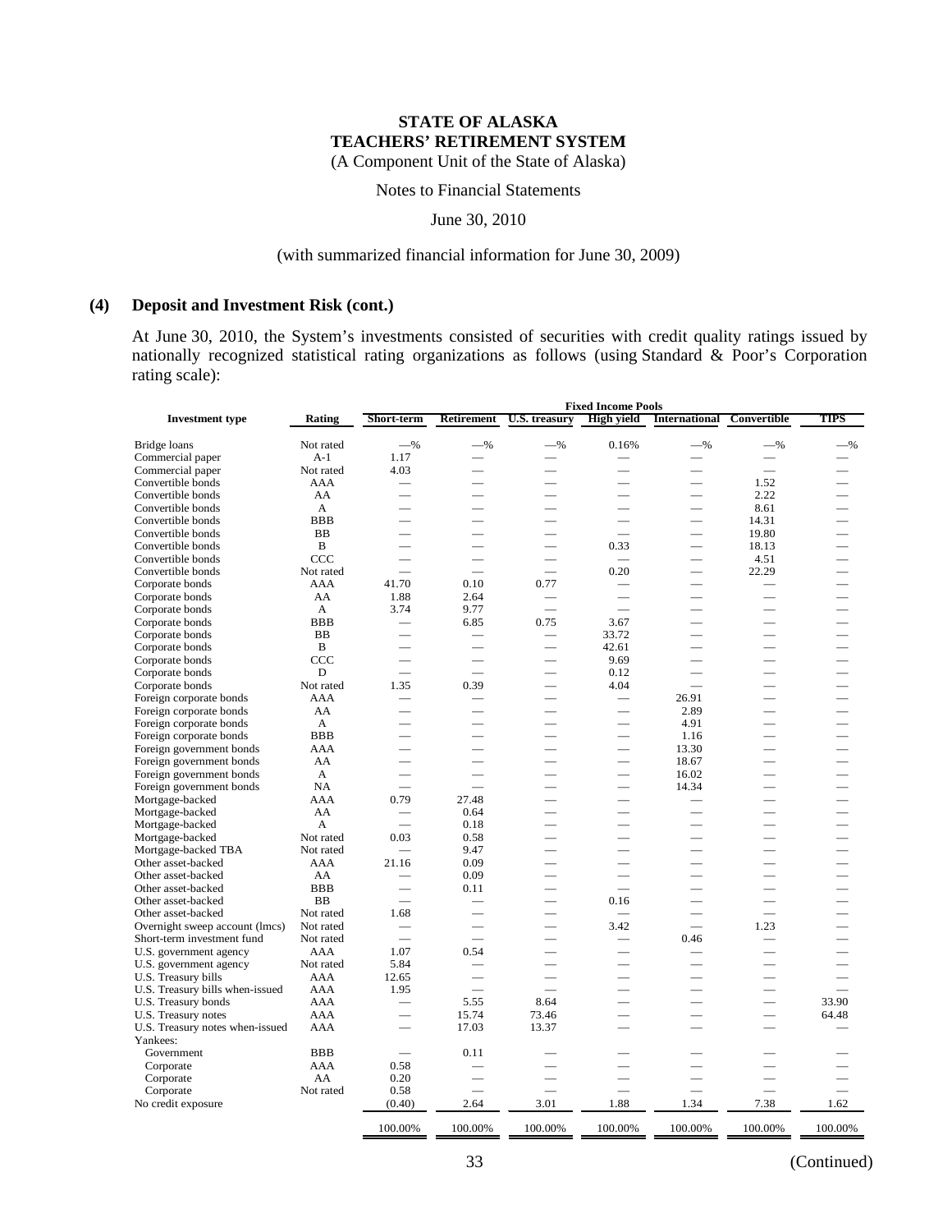**STATE OF ALASKA**
**TEACHERS' RETIREMENT SYSTEM**
(A Component Unit of the State of Alaska)

Notes to Financial Statements

June 30, 2010

(with summarized financial information for June 30, 2009)

## (4) Deposit and Investment Risk (cont.)

At June 30, 2010, the System's investments consisted of securities with credit quality ratings issued by nationally recognized statistical rating organizations as follows (using Standard & Poor's Corporation rating scale):

| | | Fixed Income Pools | | | | | | |
|---|---|---|---|---|---|---|---|---|
| **Investment type** | **Rating** | **Short-term** | **Retirement** | **U.S. treasury** | **High yield** | **International** | **Convertible** | **TIPS** |
| Bridge loans | Not rated | —% | —% | —% | 0.16% | —% | —% | —% |
| Commercial paper | A-1 | 1.17 | — | — | — | — | — | — |
| Commercial paper | Not rated | 4.03 | — | — | — | — | — | — |
| Convertible bonds | AAA | — | — | — | — | — | 1.52 | — |
| Convertible bonds | AA | — | — | — | — | — | 2.22 | — |
| Convertible bonds | A | — | — | — | — | — | 8.61 | — |
| Convertible bonds | BBB | — | — | — | — | — | 14.31 | — |
| Convertible bonds | BB | — | — | — | — | — | 19.80 | — |
| Convertible bonds | B | — | — | — | 0.33 | — | 18.13 | — |
| Convertible bonds | CCC | — | — | — | — | — | 4.51 | — |
| Convertible bonds | Not rated | — | — | — | 0.20 | — | 22.29 | — |
| Corporate bonds | AAA | 41.70 | 0.10 | 0.77 | — | — | — | — |
| Corporate bonds | AA | 1.88 | 2.64 | — | — | — | — | — |
| Corporate bonds | A | 3.74 | 9.77 | — | — | — | — | — |
| Corporate bonds | BBB | — | 6.85 | 0.75 | 3.67 | — | — | — |
| Corporate bonds | BB | — | — | — | 33.72 | — | — | — |
| Corporate bonds | B | — | — | — | 42.61 | — | — | — |
| Corporate bonds | CCC | — | — | — | 9.69 | — | — | — |
| Corporate bonds | D | — | — | — | 0.12 | — | — | — |
| Corporate bonds | Not rated | 1.35 | 0.39 | — | 4.04 | — | — | — |
| Foreign corporate bonds | AAA | — | — | — | — | 26.91 | — | — |
| Foreign corporate bonds | AA | — | — | — | — | 2.89 | — | — |
| Foreign corporate bonds | A | — | — | — | — | 4.91 | — | — |
| Foreign corporate bonds | BBB | — | — | — | — | 1.16 | — | — |
| Foreign government bonds | AAA | — | — | — | — | 13.30 | — | — |
| Foreign government bonds | AA | — | — | — | — | 18.67 | — | — |
| Foreign government bonds | A | — | — | — | — | 16.02 | — | — |
| Foreign government bonds | NA | — | — | — | — | 14.34 | — | — |
| Mortgage-backed | AAA | 0.79 | 27.48 | — | — | — | — | — |
| Mortgage-backed | AA | — | 0.64 | — | — | — | — | — |
| Mortgage-backed | A | — | 0.18 | — | — | — | — | — |
| Mortgage-backed | Not rated | 0.03 | 0.58 | — | — | — | — | — |
| Mortgage-backed TBA | Not rated | — | 9.47 | — | — | — | — | — |
| Other asset-backed | AAA | 21.16 | 0.09 | — | — | — | — | — |
| Other asset-backed | AA | — | 0.09 | — | — | — | — | — |
| Other asset-backed | BBB | — | 0.11 | — | — | — | — | — |
| Other asset-backed | BB | — | — | — | 0.16 | — | — | — |
| Other asset-backed | Not rated | 1.68 | — | — | — | — | — | — |
| Overnight sweep account (lmcs) | Not rated | — | — | — | 3.42 | — | 1.23 | — |
| Short-term investment fund | Not rated | — | — | — | — | 0.46 | — | — |
| U.S. government agency | AAA | 1.07 | 0.54 | — | — | — | — | — |
| U.S. government agency | Not rated | 5.84 | — | — | — | — | — | — |
| U.S. Treasury bills | AAA | 12.65 | — | — | — | — | — | — |
| U.S. Treasury bills when-issued | AAA | 1.95 | — | — | — | — | — | — |
| U.S. Treasury bonds | AAA | — | 5.55 | 8.64 | — | — | — | 33.90 |
| U.S. Treasury notes | AAA | — | 15.74 | 73.46 | — | — | — | 64.48 |
| U.S. Treasury notes when-issued | AAA | — | 17.03 | 13.37 | — | — | — | — |
| Yankees: | | | | | | | | |
| Government | BBB | — | 0.11 | — | — | — | — | — |
| Corporate | AAA | 0.58 | — | — | — | — | — | — |
| Corporate | AA | 0.20 | — | — | — | — | — | — |
| Corporate | Not rated | 0.58 | — | — | — | — | — | — |
| No credit exposure | | (0.40) | 2.64 | 3.01 | 1.88 | 1.34 | 7.38 | 1.62 |
| | | 100.00% | 100.00% | 100.00% | 100.00% | 100.00% | 100.00% | 100.00% |

(Continued)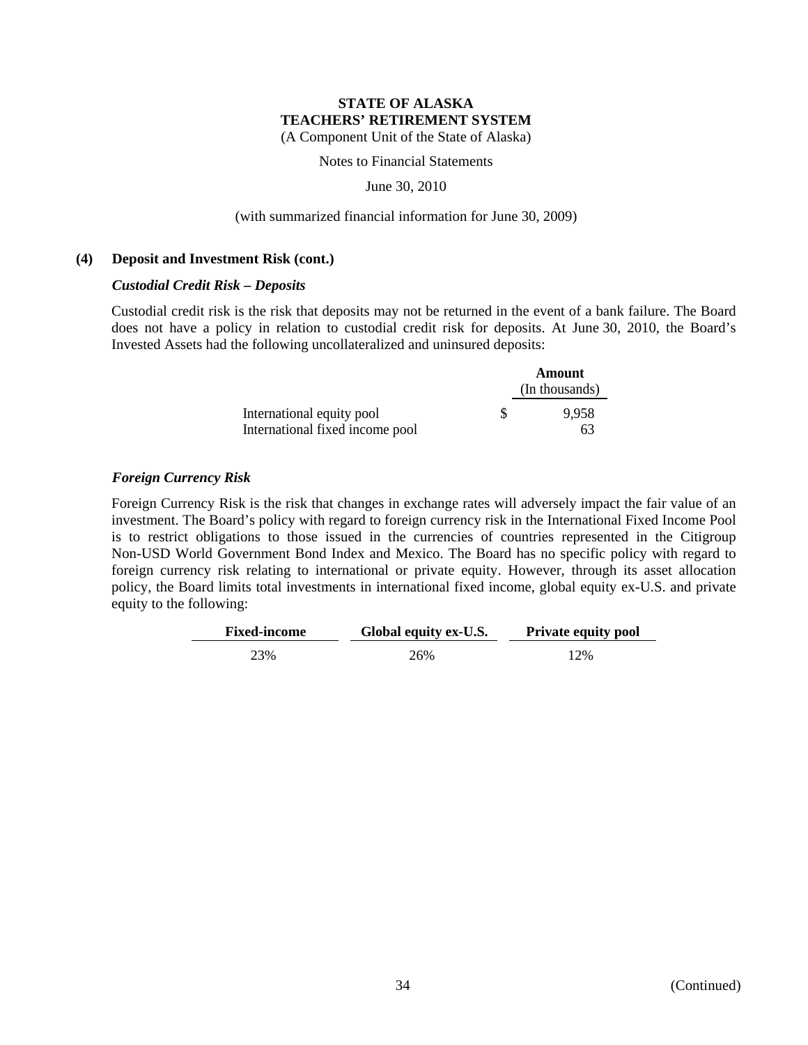**STATE OF ALASKA**
**TEACHERS' RETIREMENT SYSTEM**
(A Component Unit of the State of Alaska)

Notes to Financial Statements

June 30, 2010

(with summarized financial information for June 30, 2009)

## (4) Deposit and Investment Risk (cont.)

### *Custodial Credit Risk – Deposits*

Custodial credit risk is the risk that deposits may not be returned in the event of a bank failure. The Board does not have a policy in relation to custodial credit risk for deposits. At June 30, 2010, the Board's Invested Assets had the following uncollateralized and uninsured deposits:

| | Amount (In thousands) |
|---|---|
| International equity pool | $ 9,958 |
| International fixed income pool | 63 |

### *Foreign Currency Risk*

Foreign Currency Risk is the risk that changes in exchange rates will adversely impact the fair value of an investment. The Board's policy with regard to foreign currency risk in the International Fixed Income Pool is to restrict obligations to those issued in the currencies of countries represented in the Citigroup Non-USD World Government Bond Index and Mexico. The Board has no specific policy with regard to foreign currency risk relating to international or private equity. However, through its asset allocation policy, the Board limits total investments in international fixed income, global equity ex-U.S. and private equity to the following:

| Fixed-income | Global equity ex-U.S. | Private equity pool |
|---|---|---|
| 23% | 26% | 12% |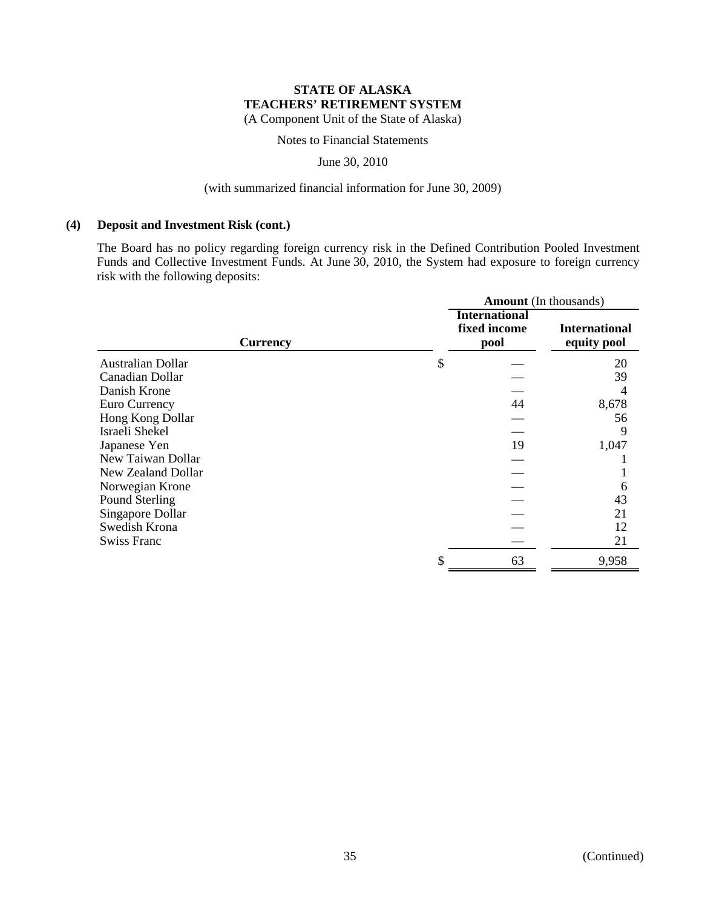**STATE OF ALASKA**
**TEACHERS' RETIREMENT SYSTEM**
(A Component Unit of the State of Alaska)

Notes to Financial Statements

June 30, 2010

(with summarized financial information for June 30, 2009)

**(4) Deposit and Investment Risk (cont.)**

The Board has no policy regarding foreign currency risk in the Defined Contribution Pooled Investment Funds and Collective Investment Funds. At June 30, 2010, the System had exposure to foreign currency risk with the following deposits:

| | **Amount** (In thousands) | |
|---|---|---|
| **Currency** | **International fixed income pool** | **International equity pool** |
| Australian Dollar | $ — | 20 |
| Canadian Dollar | — | 39 |
| Danish Krone | — | 4 |
| Euro Currency | 44 | 8,678 |
| Hong Kong Dollar | — | 56 |
| Israeli Shekel | — | 9 |
| Japanese Yen | 19 | 1,047 |
| New Taiwan Dollar | — | 1 |
| New Zealand Dollar | — | 1 |
| Norwegian Krone | — | 6 |
| Pound Sterling | — | 43 |
| Singapore Dollar | — | 21 |
| Swedish Krona | — | 12 |
| Swiss Franc | — | 21 |
| | $ 63 | 9,958 |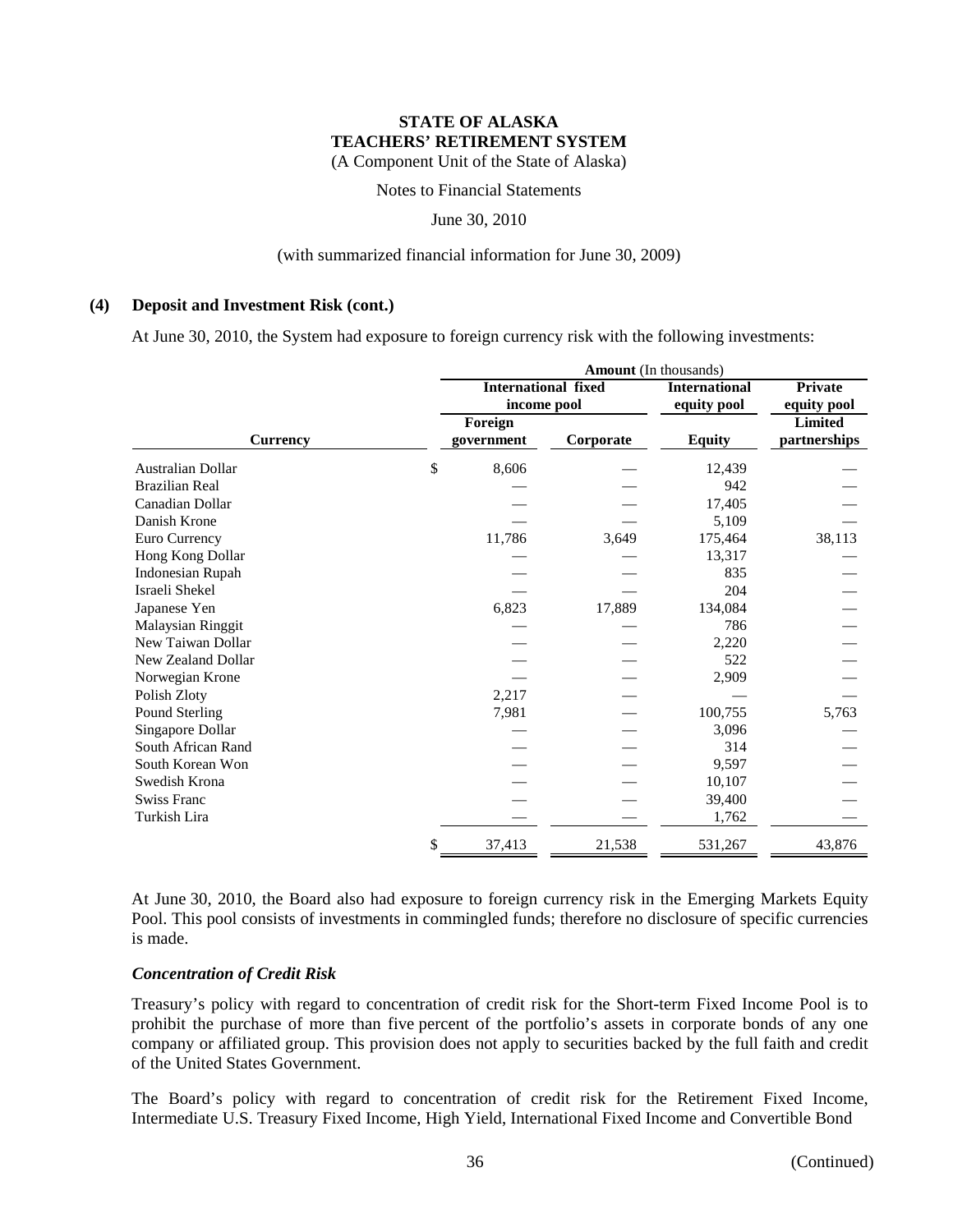**STATE OF ALASKA**
**TEACHERS' RETIREMENT SYSTEM**
(A Component Unit of the State of Alaska)

Notes to Financial Statements

June 30, 2010

(with summarized financial information for June 30, 2009)

**(4) Deposit and Investment Risk (cont.)**

At June 30, 2010, the System had exposure to foreign currency risk with the following investments:

| | **Amount** (In thousands) | | | |
|---|---|---|---|---|
| | **International fixed income pool** | | **International equity pool** | **Private equity pool** |
| **Currency** | **Foreign government** | **Corporate** | **Equity** | **Limited partnerships** |
| Australian Dollar | $ 8,606 | — | 12,439 | — |
| Brazilian Real | — | — | 942 | — |
| Canadian Dollar | — | — | 17,405 | — |
| Danish Krone | — | — | 5,109 | — |
| Euro Currency | 11,786 | 3,649 | 175,464 | 38,113 |
| Hong Kong Dollar | — | — | 13,317 | — |
| Indonesian Rupah | — | — | 835 | — |
| Israeli Shekel | — | — | 204 | — |
| Japanese Yen | 6,823 | 17,889 | 134,084 | — |
| Malaysian Ringgit | — | — | 786 | — |
| New Taiwan Dollar | — | — | 2,220 | — |
| New Zealand Dollar | — | — | 522 | — |
| Norwegian Krone | — | — | 2,909 | — |
| Polish Zloty | 2,217 | — | — | — |
| Pound Sterling | 7,981 | — | 100,755 | 5,763 |
| Singapore Dollar | — | — | 3,096 | — |
| South African Rand | — | — | 314 | — |
| South Korean Won | — | — | 9,597 | — |
| Swedish Krona | — | — | 10,107 | — |
| Swiss Franc | — | — | 39,400 | — |
| Turkish Lira | — | — | 1,762 | — |
| | $ 37,413 | 21,538 | 531,267 | 43,876 |

At June 30, 2010, the Board also had exposure to foreign currency risk in the Emerging Markets Equity Pool. This pool consists of investments in commingled funds; therefore no disclosure of specific currencies is made.

***Concentration of Credit Risk***

Treasury's policy with regard to concentration of credit risk for the Short-term Fixed Income Pool is to prohibit the purchase of more than five percent of the portfolio's assets in corporate bonds of any one company or affiliated group. This provision does not apply to securities backed by the full faith and credit of the United States Government.

The Board's policy with regard to concentration of credit risk for the Retirement Fixed Income, Intermediate U.S. Treasury Fixed Income, High Yield, International Fixed Income and Convertible Bond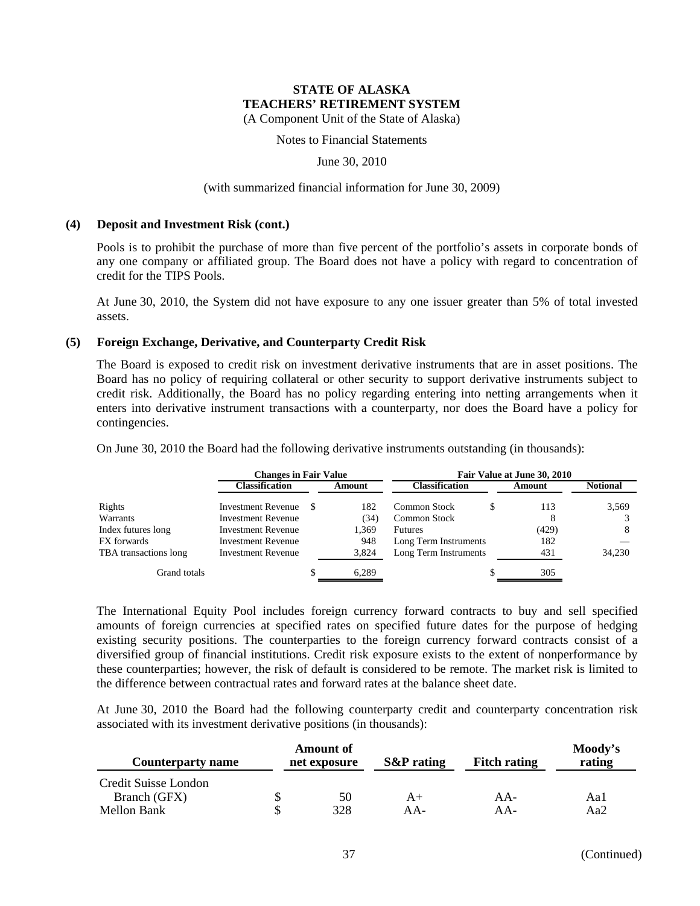**STATE OF ALASKA**
**TEACHERS' RETIREMENT SYSTEM**
(A Component Unit of the State of Alaska)

Notes to Financial Statements

June 30, 2010

(with summarized financial information for June 30, 2009)

**(4) Deposit and Investment Risk (cont.)**

Pools is to prohibit the purchase of more than five percent of the portfolio's assets in corporate bonds of any one company or affiliated group. The Board does not have a policy with regard to concentration of credit for the TIPS Pools.

At June 30, 2010, the System did not have exposure to any one issuer greater than 5% of total invested assets.

**(5) Foreign Exchange, Derivative, and Counterparty Credit Risk**

The Board is exposed to credit risk on investment derivative instruments that are in asset positions. The Board has no policy of requiring collateral or other security to support derivative instruments subject to credit risk. Additionally, the Board has no policy regarding entering into netting arrangements when it enters into derivative instrument transactions with a counterparty, nor does the Board have a policy for contingencies.

On June 30, 2010 the Board had the following derivative instruments outstanding (in thousands):

| | Changes in Fair Value | | Fair Value at June 30, 2010 | | |
|---|---|---|---|---|---|
| | **Classification** | **Amount** | **Classification** | **Amount** | **Notional** |
| Rights | Investment Revenue | $ 182 | Common Stock | $ 113 | 3,569 |
| Warrants | Investment Revenue | (34) | Common Stock | 8 | 3 |
| Index futures long | Investment Revenue | 1,369 | Futures | (429) | 8 |
| FX forwards | Investment Revenue | 948 | Long Term Instruments | 182 | — |
| TBA transactions long | Investment Revenue | 3,824 | Long Term Instruments | 431 | 34,230 |
| Grand totals | | $ 6,289 | | $ 305 | |

The International Equity Pool includes foreign currency forward contracts to buy and sell specified amounts of foreign currencies at specified rates on specified future dates for the purpose of hedging existing security positions. The counterparties to the foreign currency forward contracts consist of a diversified group of financial institutions. Credit risk exposure exists to the extent of nonperformance by these counterparties; however, the risk of default is considered to be remote. The market risk is limited to the difference between contractual rates and forward rates at the balance sheet date.

At June 30, 2010 the Board had the following counterparty credit and counterparty concentration risk associated with its investment derivative positions (in thousands):

| Counterparty name | Amount of net exposure | S&P rating | Fitch rating | Moody's rating |
|---|---|---|---|---|
| Credit Suisse London Branch (GFX) | $ 50 | A+ | AA- | Aa1 |
| Mellon Bank | $ 328 | AA- | AA- | Aa2 |

(Continued)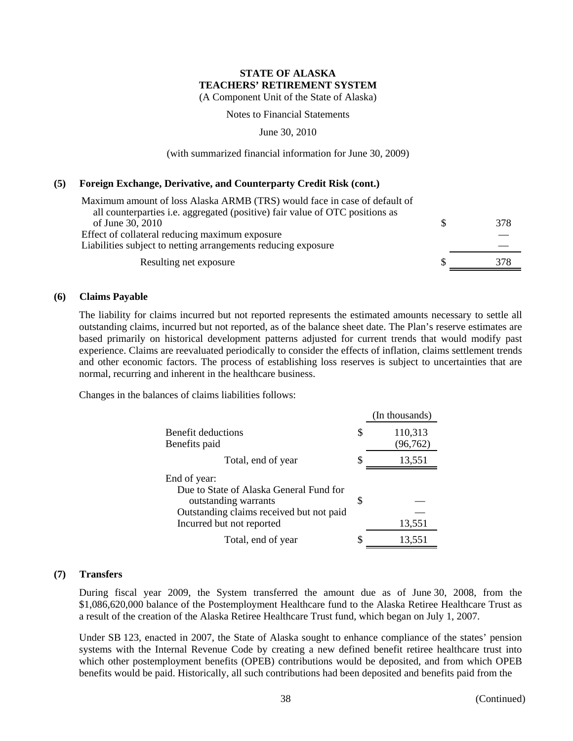**STATE OF ALASKA**
**TEACHERS' RETIREMENT SYSTEM**
(A Component Unit of the State of Alaska)

Notes to Financial Statements

June 30, 2010

(with summarized financial information for June 30, 2009)

## (5) Foreign Exchange, Derivative, and Counterparty Credit Risk (cont.)

| | | |
|---|---|---|
| Maximum amount of loss Alaska ARMB (TRS) would face in case of default of all counterparties i.e. aggregated (positive) fair value of OTC positions as of June 30, 2010 | $ | 378 |
| Effect of collateral reducing maximum exposure | | — |
| Liabilities subject to netting arrangements reducing exposure | | — |
| Resulting net exposure | $ | 378 |

## (6) Claims Payable

The liability for claims incurred but not reported represents the estimated amounts necessary to settle all outstanding claims, incurred but not reported, as of the balance sheet date. The Plan's reserve estimates are based primarily on historical development patterns adjusted for current trends that would modify past experience. Claims are reevaluated periodically to consider the effects of inflation, claims settlement trends and other economic factors. The process of establishing loss reserves is subject to uncertainties that are normal, recurring and inherent in the healthcare business.

Changes in the balances of claims liabilities follows:

| | | (In thousands) |
|---|---|---|
| Benefit deductions | $ | 110,313 |
| Benefits paid | | (96,762) |
| Total, end of year | $ | 13,551 |
| End of year: | | |
| Due to State of Alaska General Fund for outstanding warrants | $ | — |
| Outstanding claims received but not paid | | — |
| Incurred but not reported | | 13,551 |
| Total, end of year | $ | 13,551 |

## (7) Transfers

During fiscal year 2009, the System transferred the amount due as of June 30, 2008, from the $1,086,620,000 balance of the Postemployment Healthcare fund to the Alaska Retiree Healthcare Trust as a result of the creation of the Alaska Retiree Healthcare Trust fund, which began on July 1, 2007.

Under SB 123, enacted in 2007, the State of Alaska sought to enhance compliance of the states' pension systems with the Internal Revenue Code by creating a new defined benefit retiree healthcare trust into which other postemployment benefits (OPEB) contributions would be deposited, and from which OPEB benefits would be paid. Historically, all such contributions had been deposited and benefits paid from the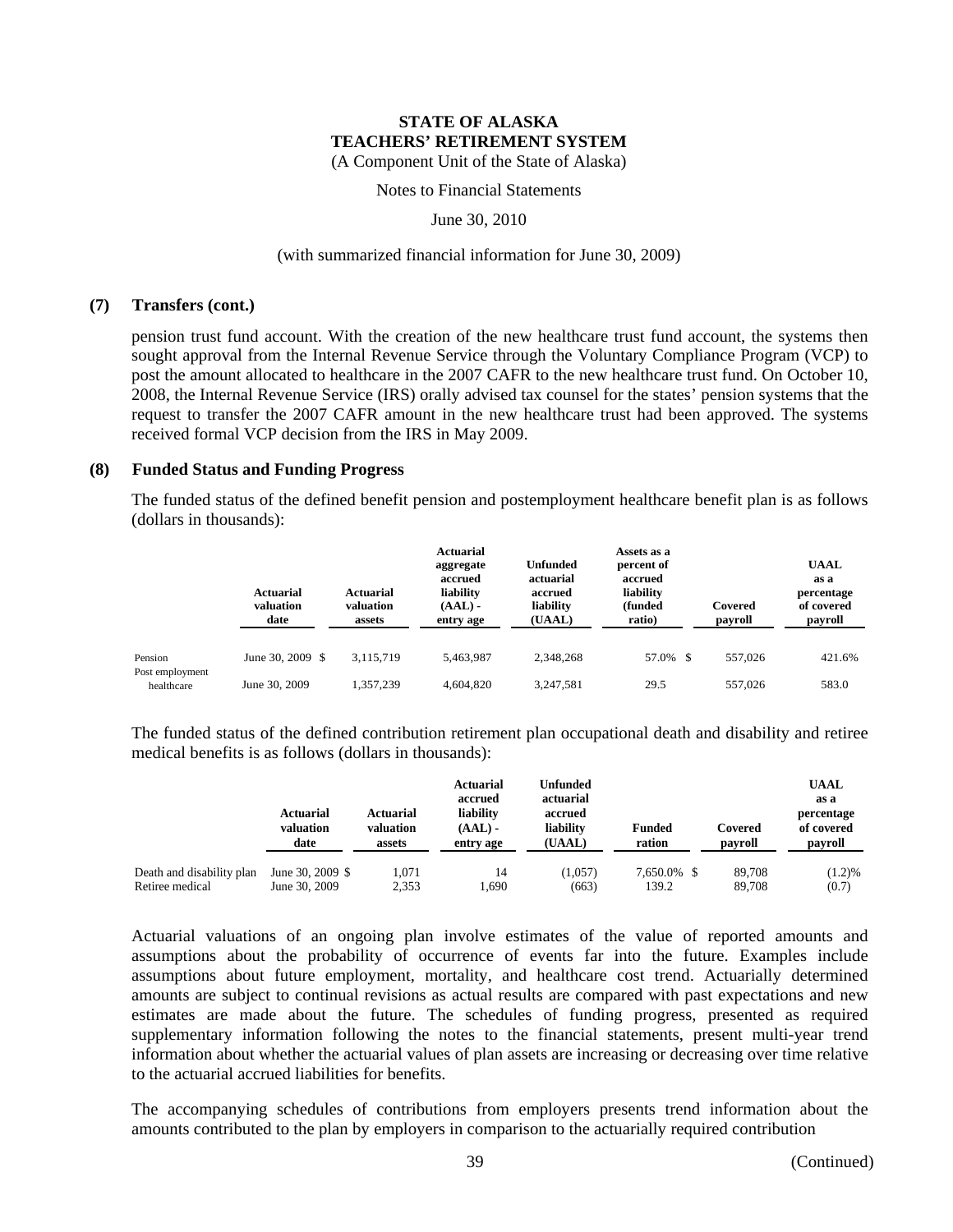**STATE OF ALASKA**
**TEACHERS' RETIREMENT SYSTEM**
(A Component Unit of the State of Alaska)

Notes to Financial Statements

June 30, 2010

(with summarized financial information for June 30, 2009)

### (7) Transfers (cont.)

pension trust fund account. With the creation of the new healthcare trust fund account, the systems then sought approval from the Internal Revenue Service through the Voluntary Compliance Program (VCP) to post the amount allocated to healthcare in the 2007 CAFR to the new healthcare trust fund. On October 10, 2008, the Internal Revenue Service (IRS) orally advised tax counsel for the states' pension systems that the request to transfer the 2007 CAFR amount in the new healthcare trust had been approved. The systems received formal VCP decision from the IRS in May 2009.

### (8) Funded Status and Funding Progress

The funded status of the defined benefit pension and postemployment healthcare benefit plan is as follows (dollars in thousands):

| | Actuarial valuation date | Actuarial valuation assets | Actuarial aggregate accrued liability (AAL) - entry age | Unfunded actuarial accrued liability (UAAL) | Assets as a percent of accrued liability (funded ratio) | Covered payroll | UAAL as a percentage of covered payroll |
|---|---|---|---|---|---|---|---|
| Pension | June 30, 2009 $ | 3,115,719 | 5,463,987 | 2,348,268 | 57.0% $ | 557,026 | 421.6% |
| Post employment healthcare | June 30, 2009 | 1,357,239 | 4,604,820 | 3,247,581 | 29.5 | 557,026 | 583.0 |

The funded status of the defined contribution retirement plan occupational death and disability and retiree medical benefits is as follows (dollars in thousands):

| | Actuarial valuation date | Actuarial valuation assets | Actuarial accrued liability (AAL) - entry age | Unfunded actuarial accrued liability (UAAL) | Funded ration | Covered payroll | UAAL as a percentage of covered payroll |
|---|---|---|---|---|---|---|---|
| Death and disability plan | June 30, 2009 $ | 1,071 | 14 | (1,057) | 7,650.0% $ | 89,708 | (1.2)% |
| Retiree medical | June 30, 2009 | 2,353 | 1,690 | (663) | 139.2 | 89,708 | (0.7) |

Actuarial valuations of an ongoing plan involve estimates of the value of reported amounts and assumptions about the probability of occurrence of events far into the future. Examples include assumptions about future employment, mortality, and healthcare cost trend. Actuarially determined amounts are subject to continual revisions as actual results are compared with past expectations and new estimates are made about the future. The schedules of funding progress, presented as required supplementary information following the notes to the financial statements, present multi-year trend information about whether the actuarial values of plan assets are increasing or decreasing over time relative to the actuarial accrued liabilities for benefits.

The accompanying schedules of contributions from employers presents trend information about the amounts contributed to the plan by employers in comparison to the actuarially required contribution

(Continued)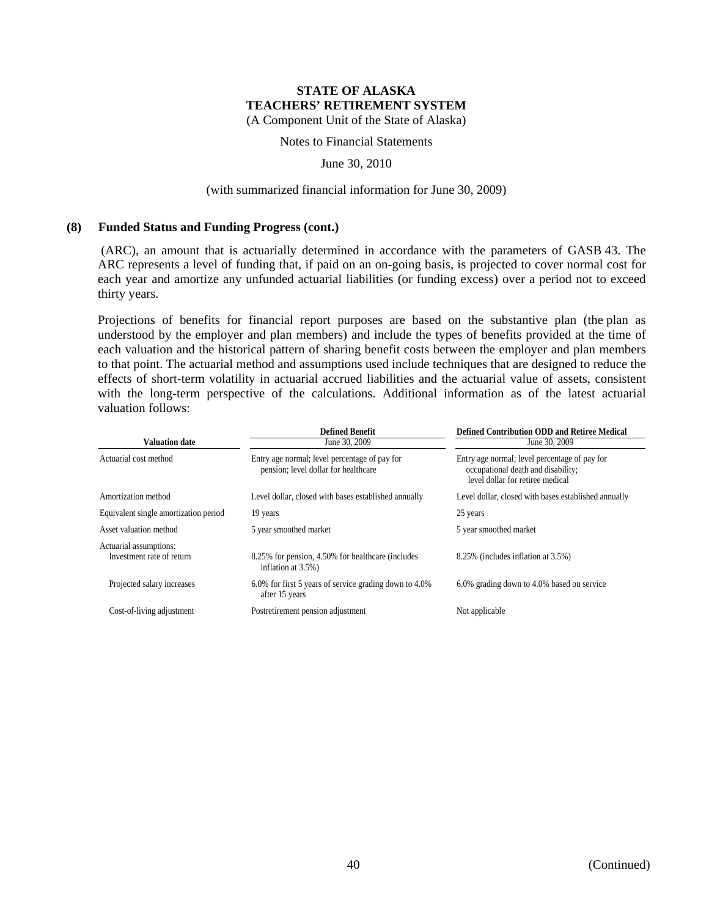# STATE OF ALASKA
# TEACHERS' RETIREMENT SYSTEM

(A Component Unit of the State of Alaska)

Notes to Financial Statements

June 30, 2010

(with summarized financial information for June 30, 2009)

## (8) Funded Status and Funding Progress (cont.)

(ARC), an amount that is actuarially determined in accordance with the parameters of GASB 43. The ARC represents a level of funding that, if paid on an on-going basis, is projected to cover normal cost for each year and amortize any unfunded actuarial liabilities (or funding excess) over a period not to exceed thirty years.

Projections of benefits for financial report purposes are based on the substantive plan (the plan as understood by the employer and plan members) and include the types of benefits provided at the time of each valuation and the historical pattern of sharing benefit costs between the employer and plan members to that point. The actuarial method and assumptions used include techniques that are designed to reduce the effects of short-term volatility in actuarial accrued liabilities and the actuarial value of assets, consistent with the long-term perspective of the calculations. Additional information as of the latest actuarial valuation follows:

| Valuation date | Defined Benefit<br>June 30, 2009 | Defined Contribution ODD and Retiree Medical<br>June 30, 2009 |
|---|---|---|
| Actuarial cost method | Entry age normal; level percentage of pay for pension; level dollar for healthcare | Entry age normal; level percentage of pay for occupational death and disability; level dollar for retiree medical |
| Amortization method | Level dollar, closed with bases established annually | Level dollar, closed with bases established annually |
| Equivalent single amortization period | 19 years | 25 years |
| Asset valuation method | 5 year smoothed market | 5 year smoothed market |
| Actuarial assumptions: | | |
| Investment rate of return | 8.25% for pension, 4.50% for healthcare (includes inflation at 3.5%) | 8.25% (includes inflation at 3.5%) |
| Projected salary increases | 6.0% for first 5 years of service grading down to 4.0% after 15 years | 6.0% grading down to 4.0% based on service |
| Cost-of-living adjustment | Postretirement pension adjustment | Not applicable |

(Continued)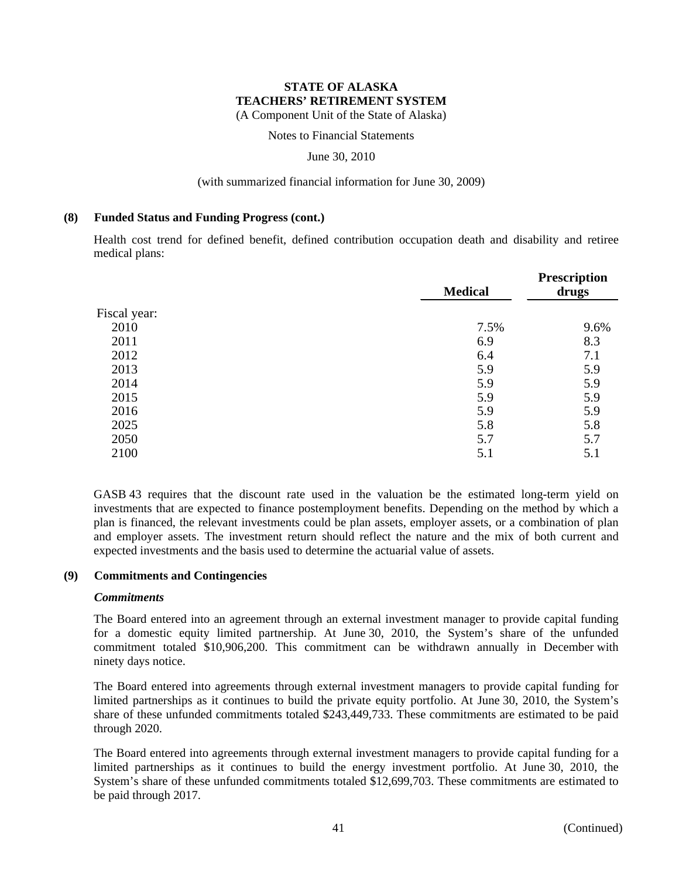**STATE OF ALASKA**
**TEACHERS' RETIREMENT SYSTEM**
(A Component Unit of the State of Alaska)

Notes to Financial Statements

June 30, 2010

(with summarized financial information for June 30, 2009)

**(8) Funded Status and Funding Progress (cont.)**

Health cost trend for defined benefit, defined contribution occupation death and disability and retiree medical plans:

| | Medical | Prescription drugs |
|---|---|---|
| Fiscal year: | | |
| 2010 | 7.5% | 9.6% |
| 2011 | 6.9 | 8.3 |
| 2012 | 6.4 | 7.1 |
| 2013 | 5.9 | 5.9 |
| 2014 | 5.9 | 5.9 |
| 2015 | 5.9 | 5.9 |
| 2016 | 5.9 | 5.9 |
| 2025 | 5.8 | 5.8 |
| 2050 | 5.7 | 5.7 |
| 2100 | 5.1 | 5.1 |

GASB 43 requires that the discount rate used in the valuation be the estimated long-term yield on investments that are expected to finance postemployment benefits. Depending on the method by which a plan is financed, the relevant investments could be plan assets, employer assets, or a combination of plan and employer assets. The investment return should reflect the nature and the mix of both current and expected investments and the basis used to determine the actuarial value of assets.

**(9) Commitments and Contingencies**

***Commitments***

The Board entered into an agreement through an external investment manager to provide capital funding for a domestic equity limited partnership. At June 30, 2010, the System's share of the unfunded commitment totaled $10,906,200. This commitment can be withdrawn annually in December with ninety days notice.

The Board entered into agreements through external investment managers to provide capital funding for limited partnerships as it continues to build the private equity portfolio. At June 30, 2010, the System's share of these unfunded commitments totaled $243,449,733. These commitments are estimated to be paid through 2020.

The Board entered into agreements through external investment managers to provide capital funding for a limited partnerships as it continues to build the energy investment portfolio. At June 30, 2010, the System's share of these unfunded commitments totaled $12,699,703. These commitments are estimated to be paid through 2017.

(Continued)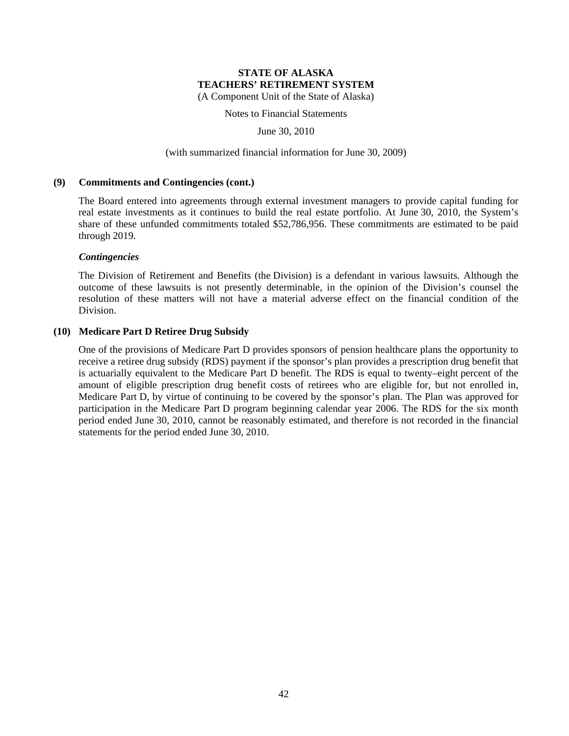# STATE OF ALASKA
# TEACHERS' RETIREMENT SYSTEM

(A Component Unit of the State of Alaska)

Notes to Financial Statements

June 30, 2010

(with summarized financial information for June 30, 2009)

## (9) Commitments and Contingencies (cont.)

The Board entered into agreements through external investment managers to provide capital funding for real estate investments as it continues to build the real estate portfolio. At June 30, 2010, the System's share of these unfunded commitments totaled $52,786,956. These commitments are estimated to be paid through 2019.

### *Contingencies*

The Division of Retirement and Benefits (the Division) is a defendant in various lawsuits. Although the outcome of these lawsuits is not presently determinable, in the opinion of the Division's counsel the resolution of these matters will not have a material adverse effect on the financial condition of the Division.

## (10) Medicare Part D Retiree Drug Subsidy

One of the provisions of Medicare Part D provides sponsors of pension healthcare plans the opportunity to receive a retiree drug subsidy (RDS) payment if the sponsor's plan provides a prescription drug benefit that is actuarially equivalent to the Medicare Part D benefit. The RDS is equal to twenty–eight percent of the amount of eligible prescription drug benefit costs of retirees who are eligible for, but not enrolled in, Medicare Part D, by virtue of continuing to be covered by the sponsor's plan. The Plan was approved for participation in the Medicare Part D program beginning calendar year 2006. The RDS for the six month period ended June 30, 2010, cannot be reasonably estimated, and therefore is not recorded in the financial statements for the period ended June 30, 2010.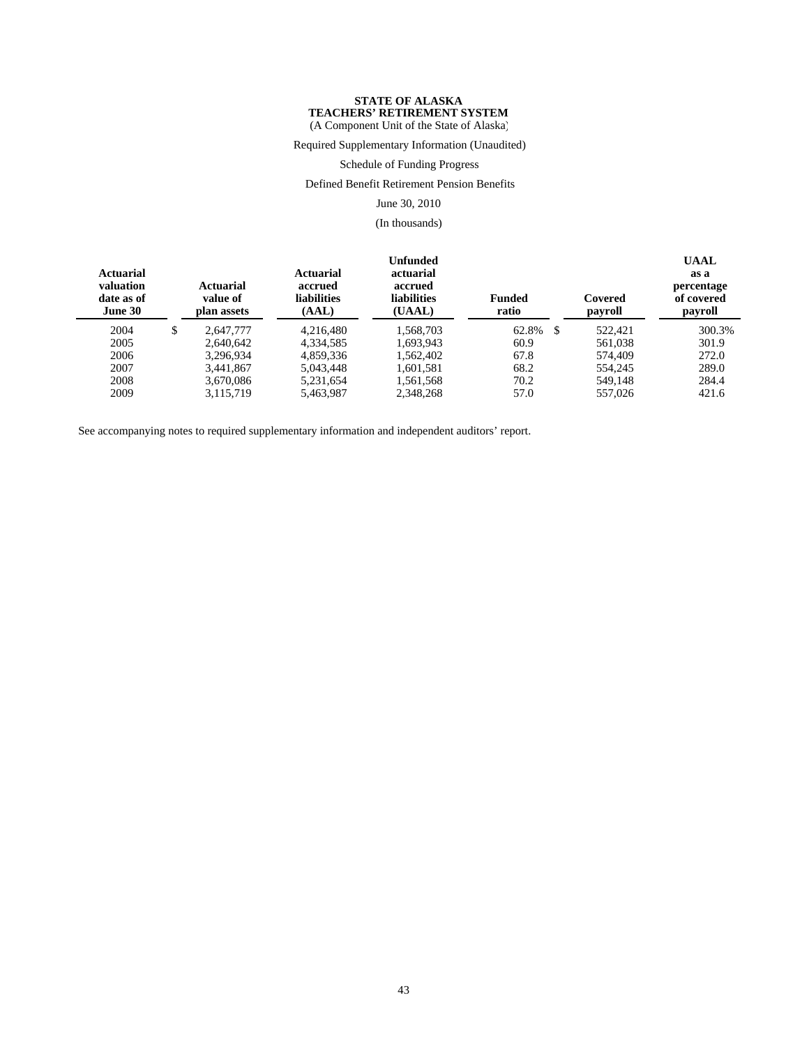**STATE OF ALASKA**
**TEACHERS' RETIREMENT SYSTEM**
(A Component Unit of the State of Alaska)

Required Supplementary Information (Unaudited)

Schedule of Funding Progress

Defined Benefit Retirement Pension Benefits

June 30, 2010

(In thousands)

| Actuarial valuation date as of June 30 | Actuarial value of plan assets | Actuarial accrued liabilities (AAL) | Unfunded actuarial accrued liabilities (UAAL) | Funded ratio | Covered payroll | UAAL as a percentage of covered payroll |
|---|---|---|---|---|---|---|
| 2004 | $ 2,647,777 | 4,216,480 | 1,568,703 | 62.8% | $ 522,421 | 300.3% |
| 2005 | 2,640,642 | 4,334,585 | 1,693,943 | 60.9 | 561,038 | 301.9 |
| 2006 | 3,296,934 | 4,859,336 | 1,562,402 | 67.8 | 574,409 | 272.0 |
| 2007 | 3,441,867 | 5,043,448 | 1,601,581 | 68.2 | 554,245 | 289.0 |
| 2008 | 3,670,086 | 5,231,654 | 1,561,568 | 70.2 | 549,148 | 284.4 |
| 2009 | 3,115,719 | 5,463,987 | 2,348,268 | 57.0 | 557,026 | 421.6 |

See accompanying notes to required supplementary information and independent auditors' report.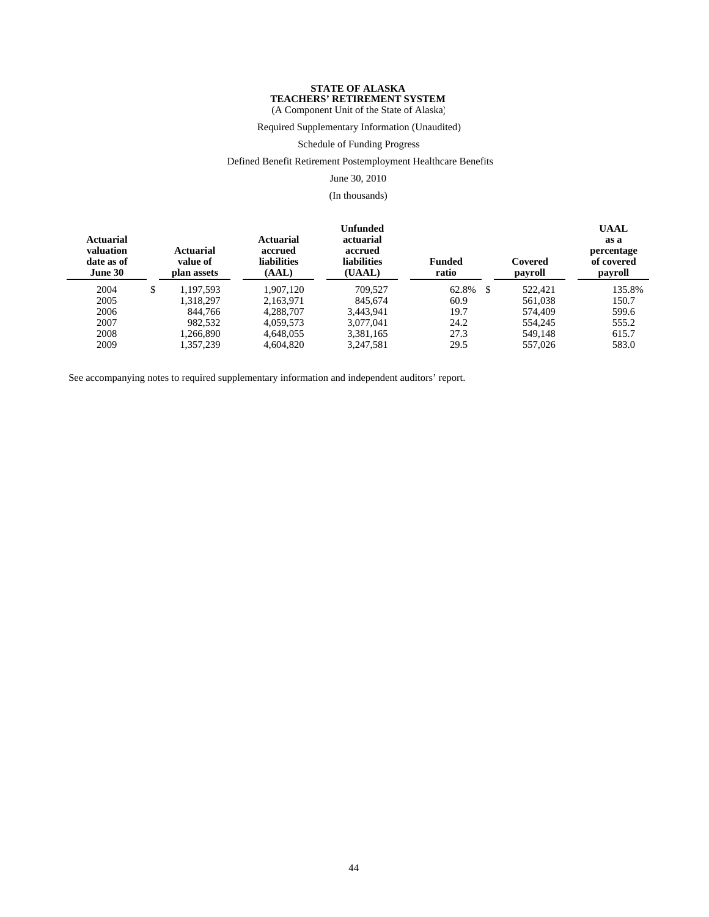**STATE OF ALASKA**
**TEACHERS' RETIREMENT SYSTEM**
(A Component Unit of the State of Alaska)

Required Supplementary Information (Unaudited)

Schedule of Funding Progress

Defined Benefit Retirement Postemployment Healthcare Benefits

June 30, 2010

(In thousands)

| Actuarial valuation date as of June 30 | Actuarial value of plan assets | Actuarial accrued liabilities (AAL) | Unfunded actuarial accrued liabilities (UAAL) | Funded ratio | Covered payroll | UAAL as a percentage of covered payroll |
|---|---|---|---|---|---|---|
| 2004 | $ 1,197,593 | 1,907,120 | 709,527 | 62.8% | $ 522,421 | 135.8% |
| 2005 | 1,318,297 | 2,163,971 | 845,674 | 60.9 | 561,038 | 150.7 |
| 2006 | 844,766 | 4,288,707 | 3,443,941 | 19.7 | 574,409 | 599.6 |
| 2007 | 982,532 | 4,059,573 | 3,077,041 | 24.2 | 554,245 | 555.2 |
| 2008 | 1,266,890 | 4,648,055 | 3,381,165 | 27.3 | 549,148 | 615.7 |
| 2009 | 1,357,239 | 4,604,820 | 3,247,581 | 29.5 | 557,026 | 583.0 |

See accompanying notes to required supplementary information and independent auditors' report.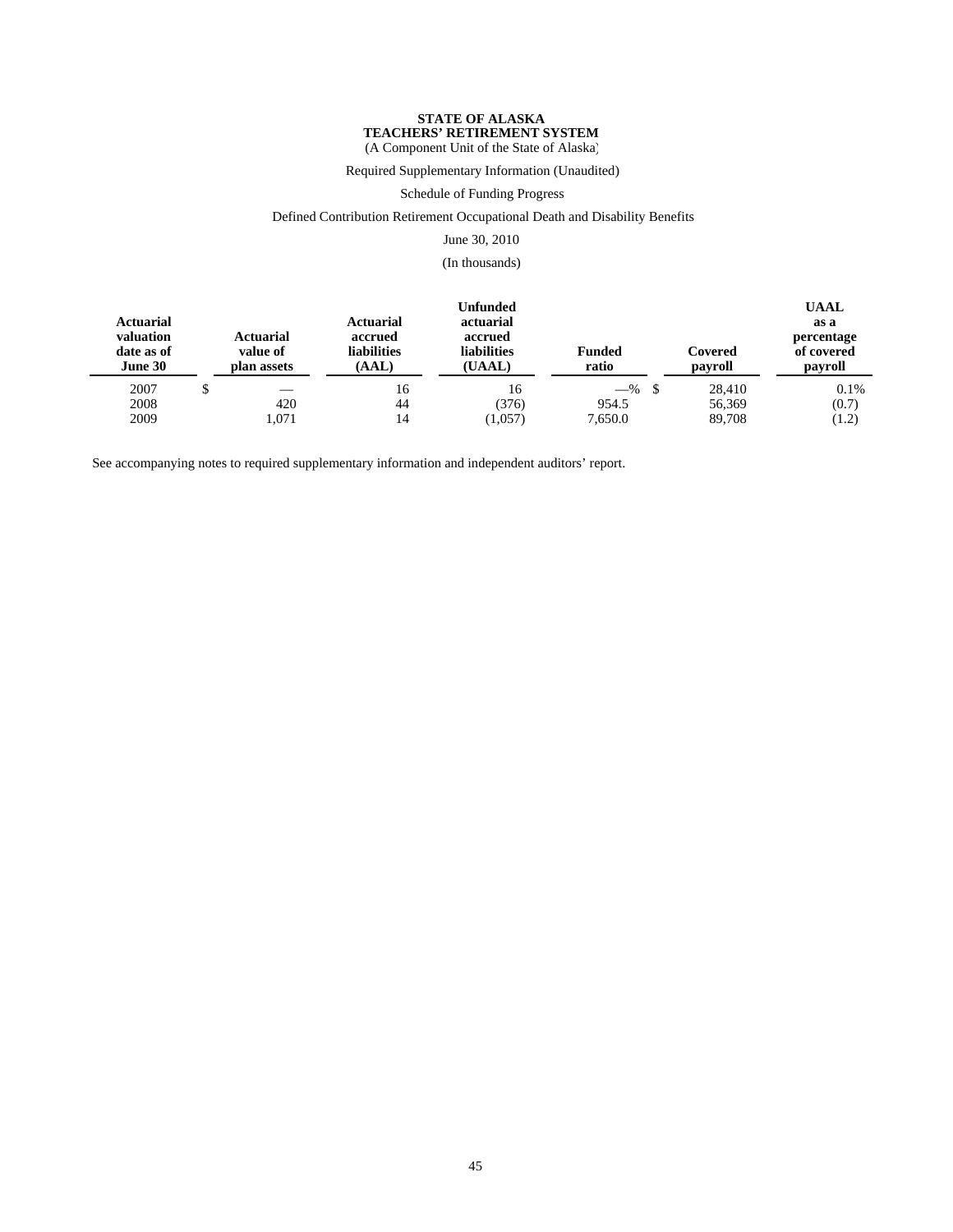**STATE OF ALASKA**
**TEACHERS' RETIREMENT SYSTEM**
(A Component Unit of the State of Alaska)

Required Supplementary Information (Unaudited)

Schedule of Funding Progress

Defined Contribution Retirement Occupational Death and Disability Benefits

June 30, 2010

(In thousands)

| Actuarial valuation date as of June 30 | Actuarial value of plan assets | Actuarial accrued liabilities (AAL) | Unfunded actuarial accrued liabilities (UAAL) | Funded ratio | Covered payroll | UAAL as a percentage of covered payroll |
|---|---|---|---|---|---|---|
| 2007 | $ — | 16 | 16 | —% | $ 28,410 | 0.1% |
| 2008 | 420 | 44 | (376) | 954.5 | 56,369 | (0.7) |
| 2009 | 1,071 | 14 | (1,057) | 7,650.0 | 89,708 | (1.2) |

See accompanying notes to required supplementary information and independent auditors' report.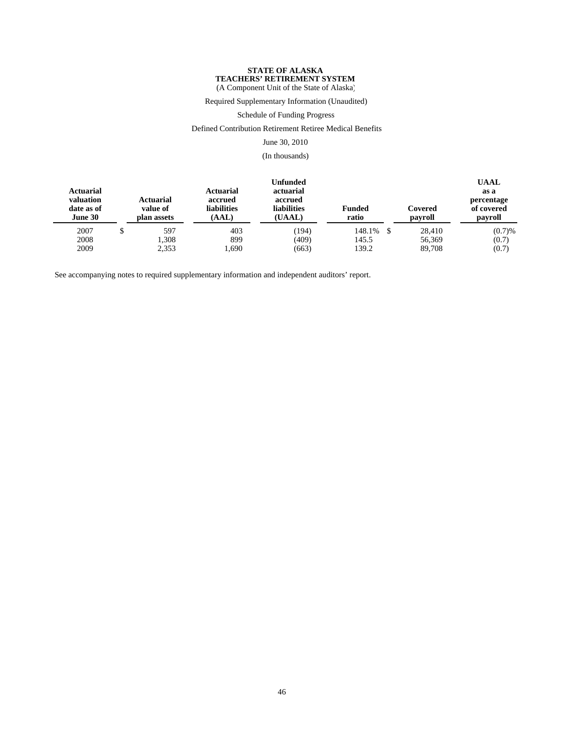**STATE OF ALASKA**
**TEACHERS' RETIREMENT SYSTEM**
(A Component Unit of the State of Alaska)

Required Supplementary Information (Unaudited)

Schedule of Funding Progress

Defined Contribution Retirement Retiree Medical Benefits

June 30, 2010

(In thousands)

| Actuarial valuation date as of June 30 | Actuarial value of plan assets | Actuarial accrued liabilities (AAL) | Unfunded actuarial accrued liabilities (UAAL) | Funded ratio | Covered payroll | UAAL as a percentage of covered payroll |
|---|---|---|---|---|---|---|
| 2007 | $ 597 | 403 | (194) | 148.1% | $ 28,410 | (0.7)% |
| 2008 | 1,308 | 899 | (409) | 145.5 | 56,369 | (0.7) |
| 2009 | 2,353 | 1,690 | (663) | 139.2 | 89,708 | (0.7) |

See accompanying notes to required supplementary information and independent auditors' report.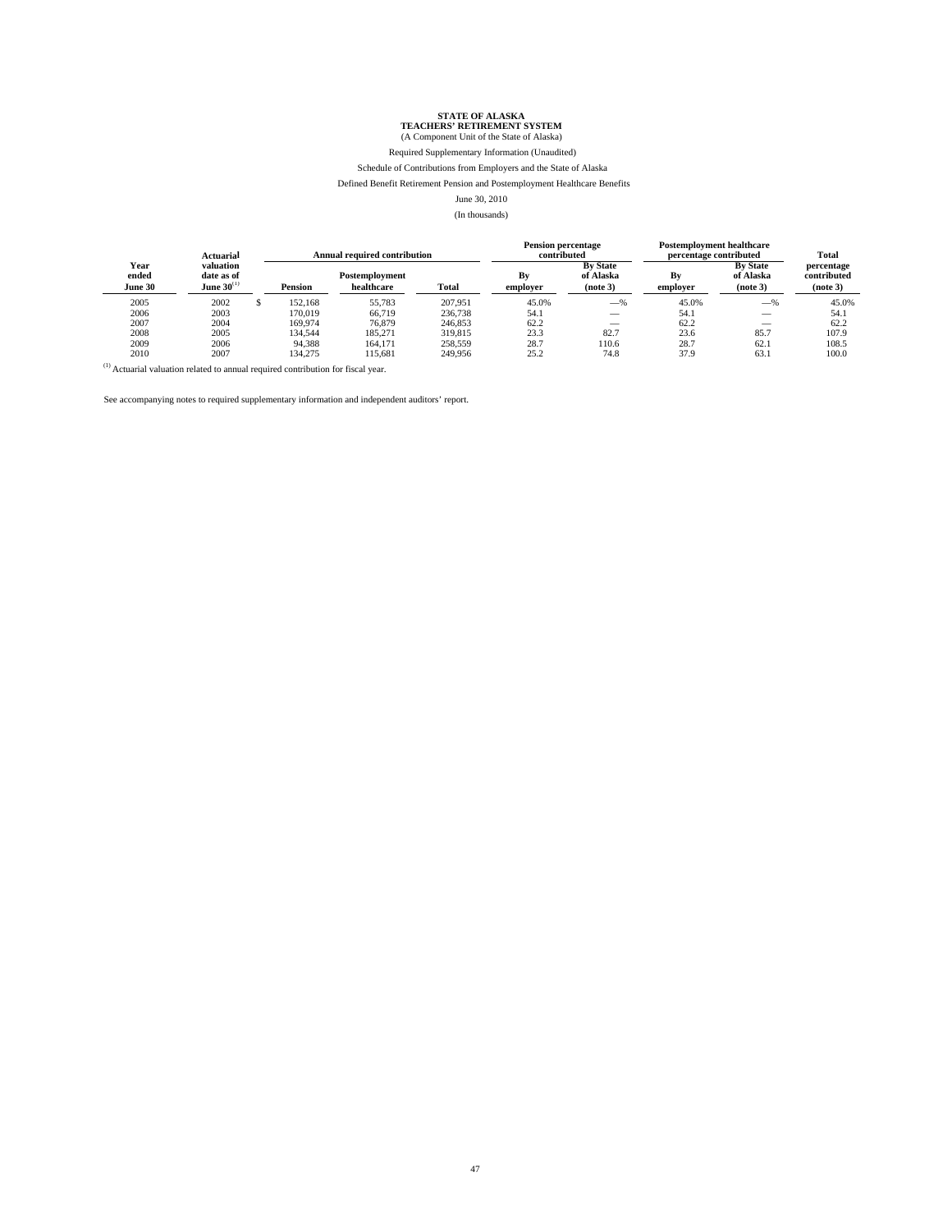# STATE OF ALASKA
## TEACHERS' RETIREMENT SYSTEM

(A Component Unit of the State of Alaska)

Required Supplementary Information (Unaudited)

Schedule of Contributions from Employers and the State of Alaska

Defined Benefit Retirement Pension and Postemployment Healthcare Benefits

June 30, 2010

(In thousands)

| Year ended June 30 | Actuarial valuation date as of June 30[(1)] | Annual required contribution | | | Pension percentage contributed | | Postemployment healthcare percentage contributed | | Total percentage contributed (note 3) |
|---|---|---|---|---|---|---|---|---|---|
| | | Pension | Postemployment healthcare | Total | By employer | By State of Alaska (note 3) | By employer | By State of Alaska (note 3) | |
| 2005 | 2002 | $ 152,168 | 55,783 | 207,951 | 45.0% | —% | 45.0% | —% | 45.0% |
| 2006 | 2003 | 170,019 | 66,719 | 236,738 | 54.1 | — | 54.1 | — | 54.1 |
| 2007 | 2004 | 169,974 | 76,879 | 246,853 | 62.2 | — | 62.2 | — | 62.2 |
| 2008 | 2005 | 134,544 | 185,271 | 319,815 | 23.3 | 82.7 | 23.6 | 85.7 | 107.9 |
| 2009 | 2006 | 94,388 | 164,171 | 258,559 | 28.7 | 110.6 | 28.7 | 62.1 | 108.5 |
| 2010 | 2007 | 134,275 | 115,681 | 249,956 | 25.2 | 74.8 | 37.9 | 63.1 | 100.0 |

[(1)] Actuarial valuation related to annual required contribution for fiscal year.

See accompanying notes to required supplementary information and independent auditors' report.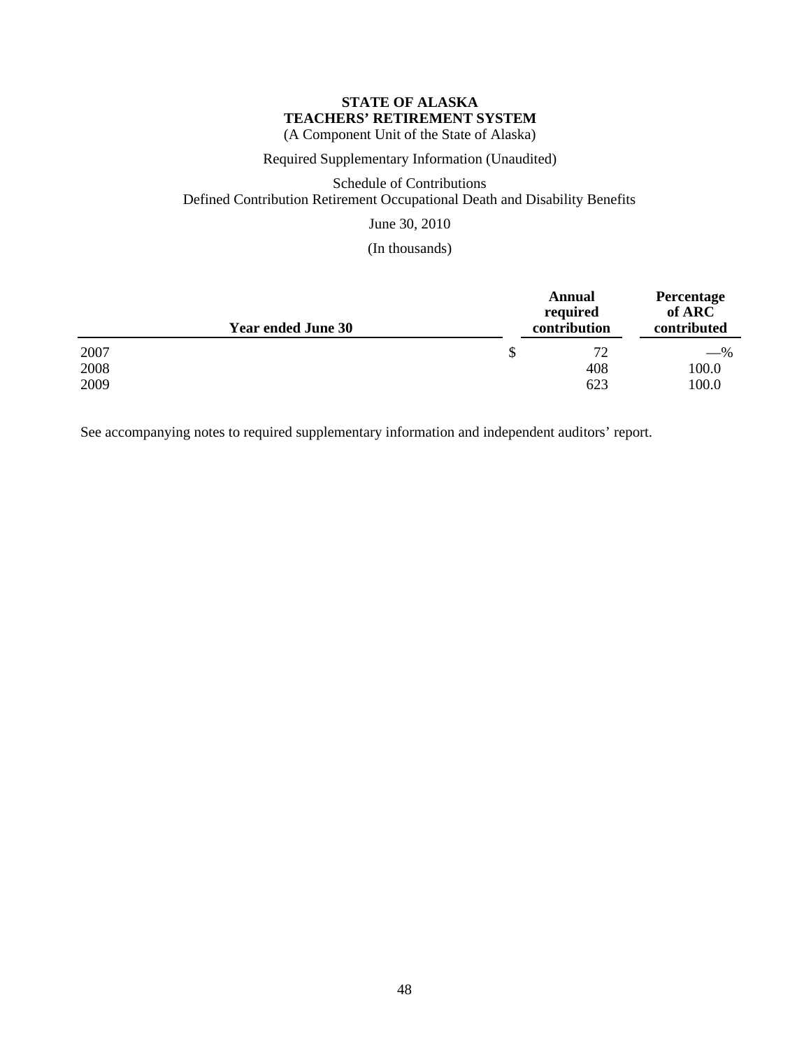**STATE OF ALASKA**
**TEACHERS' RETIREMENT SYSTEM**
(A Component Unit of the State of Alaska)

Required Supplementary Information (Unaudited)

Schedule of Contributions
Defined Contribution Retirement Occupational Death and Disability Benefits

June 30, 2010

(In thousands)

| Year ended June 30 | Annual required contribution | Percentage of ARC contributed |
|---|---|---|
| 2007 | $ 72 | —% |
| 2008 | 408 | 100.0 |
| 2009 | 623 | 100.0 |

See accompanying notes to required supplementary information and independent auditors' report.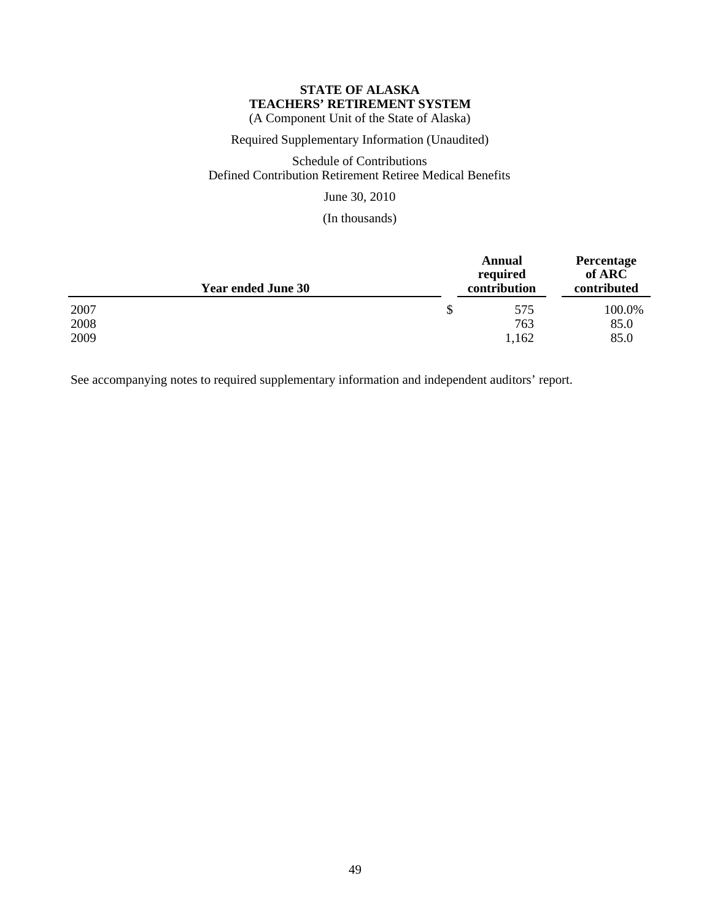**STATE OF ALASKA**
**TEACHERS' RETIREMENT SYSTEM**
(A Component Unit of the State of Alaska)

Required Supplementary Information (Unaudited)

Schedule of Contributions
Defined Contribution Retirement Retiree Medical Benefits

June 30, 2010

(In thousands)

| Year ended June 30 | Annual required contribution | Percentage of ARC contributed |
|---|---|---|
| 2007 | $ 575 | 100.0% |
| 2008 | 763 | 85.0 |
| 2009 | 1,162 | 85.0 |

See accompanying notes to required supplementary information and independent auditors' report.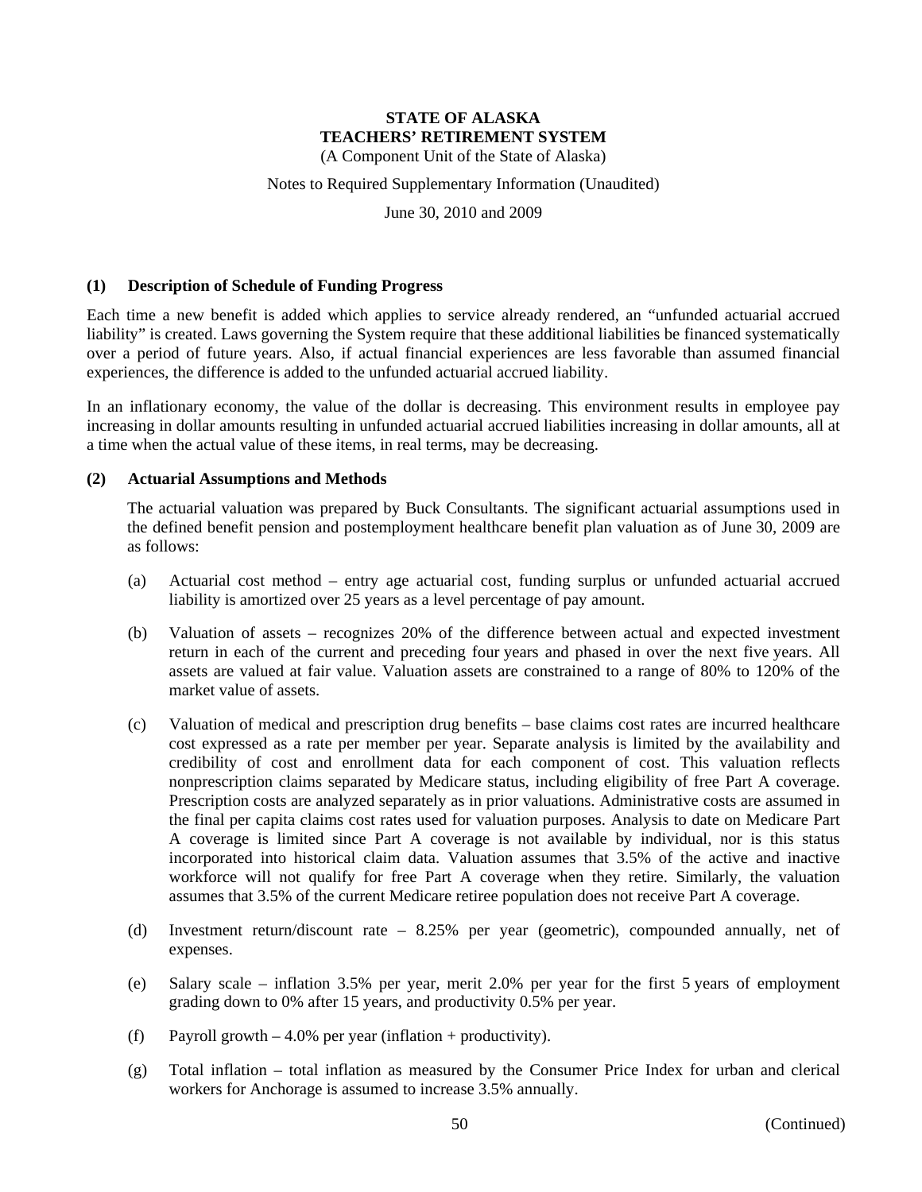# STATE OF ALASKA
# TEACHERS' RETIREMENT SYSTEM

(A Component Unit of the State of Alaska)

Notes to Required Supplementary Information (Unaudited)

June 30, 2010 and 2009

## (1) Description of Schedule of Funding Progress

Each time a new benefit is added which applies to service already rendered, an "unfunded actuarial accrued liability" is created. Laws governing the System require that these additional liabilities be financed systematically over a period of future years. Also, if actual financial experiences are less favorable than assumed financial experiences, the difference is added to the unfunded actuarial accrued liability.

In an inflationary economy, the value of the dollar is decreasing. This environment results in employee pay increasing in dollar amounts resulting in unfunded actuarial accrued liabilities increasing in dollar amounts, all at a time when the actual value of these items, in real terms, may be decreasing.

## (2) Actuarial Assumptions and Methods

The actuarial valuation was prepared by Buck Consultants. The significant actuarial assumptions used in the defined benefit pension and postemployment healthcare benefit plan valuation as of June 30, 2009 are as follows:

(a) Actuarial cost method – entry age actuarial cost, funding surplus or unfunded actuarial accrued liability is amortized over 25 years as a level percentage of pay amount.

(b) Valuation of assets – recognizes 20% of the difference between actual and expected investment return in each of the current and preceding four years and phased in over the next five years. All assets are valued at fair value. Valuation assets are constrained to a range of 80% to 120% of the market value of assets.

(c) Valuation of medical and prescription drug benefits – base claims cost rates are incurred healthcare cost expressed as a rate per member per year. Separate analysis is limited by the availability and credibility of cost and enrollment data for each component of cost. This valuation reflects nonprescription claims separated by Medicare status, including eligibility of free Part A coverage. Prescription costs are analyzed separately as in prior valuations. Administrative costs are assumed in the final per capita claims cost rates used for valuation purposes. Analysis to date on Medicare Part A coverage is limited since Part A coverage is not available by individual, nor is this status incorporated into historical claim data. Valuation assumes that 3.5% of the active and inactive workforce will not qualify for free Part A coverage when they retire. Similarly, the valuation assumes that 3.5% of the current Medicare retiree population does not receive Part A coverage.

(d) Investment return/discount rate – 8.25% per year (geometric), compounded annually, net of expenses.

(e) Salary scale – inflation 3.5% per year, merit 2.0% per year for the first 5 years of employment grading down to 0% after 15 years, and productivity 0.5% per year.

(f) Payroll growth – 4.0% per year (inflation + productivity).

(g) Total inflation – total inflation as measured by the Consumer Price Index for urban and clerical workers for Anchorage is assumed to increase 3.5% annually.

(Continued)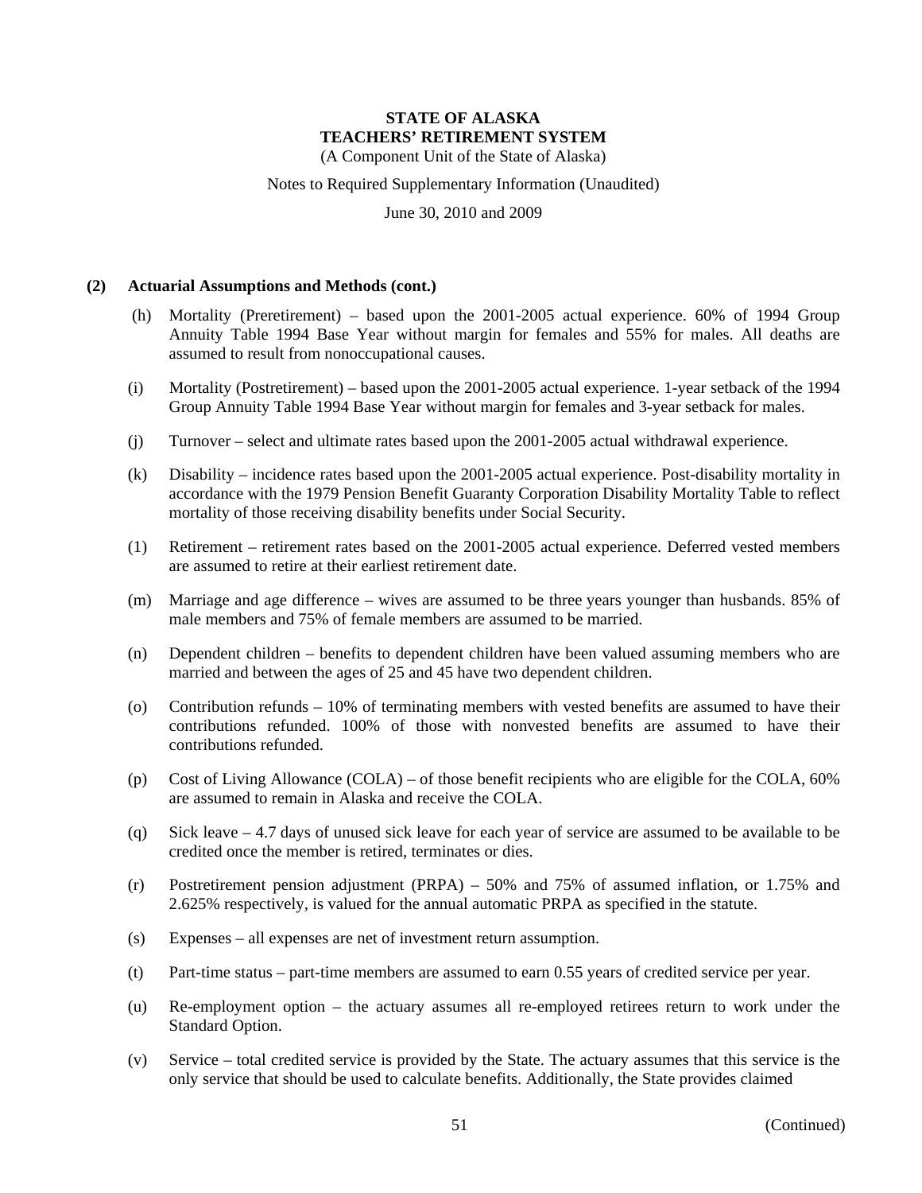**STATE OF ALASKA**
**TEACHERS' RETIREMENT SYSTEM**
(A Component Unit of the State of Alaska)

Notes to Required Supplementary Information (Unaudited)

June 30, 2010 and 2009

**(2) Actuarial Assumptions and Methods (cont.)**

(h) Mortality (Preretirement) – based upon the 2001-2005 actual experience. 60% of 1994 Group Annuity Table 1994 Base Year without margin for females and 55% for males. All deaths are assumed to result from nonoccupational causes.

(i) Mortality (Postretirement) – based upon the 2001-2005 actual experience. 1-year setback of the 1994 Group Annuity Table 1994 Base Year without margin for females and 3-year setback for males.

(j) Turnover – select and ultimate rates based upon the 2001-2005 actual withdrawal experience.

(k) Disability – incidence rates based upon the 2001-2005 actual experience. Post-disability mortality in accordance with the 1979 Pension Benefit Guaranty Corporation Disability Mortality Table to reflect mortality of those receiving disability benefits under Social Security.

(1) Retirement – retirement rates based on the 2001-2005 actual experience. Deferred vested members are assumed to retire at their earliest retirement date.

(m) Marriage and age difference – wives are assumed to be three years younger than husbands. 85% of male members and 75% of female members are assumed to be married.

(n) Dependent children – benefits to dependent children have been valued assuming members who are married and between the ages of 25 and 45 have two dependent children.

(o) Contribution refunds – 10% of terminating members with vested benefits are assumed to have their contributions refunded. 100% of those with nonvested benefits are assumed to have their contributions refunded.

(p) Cost of Living Allowance (COLA) – of those benefit recipients who are eligible for the COLA, 60% are assumed to remain in Alaska and receive the COLA.

(q) Sick leave – 4.7 days of unused sick leave for each year of service are assumed to be available to be credited once the member is retired, terminates or dies.

(r) Postretirement pension adjustment (PRPA) – 50% and 75% of assumed inflation, or 1.75% and 2.625% respectively, is valued for the annual automatic PRPA as specified in the statute.

(s) Expenses – all expenses are net of investment return assumption.

(t) Part-time status – part-time members are assumed to earn 0.55 years of credited service per year.

(u) Re-employment option – the actuary assumes all re-employed retirees return to work under the Standard Option.

(v) Service – total credited service is provided by the State. The actuary assumes that this service is the only service that should be used to calculate benefits. Additionally, the State provides claimed

(Continued)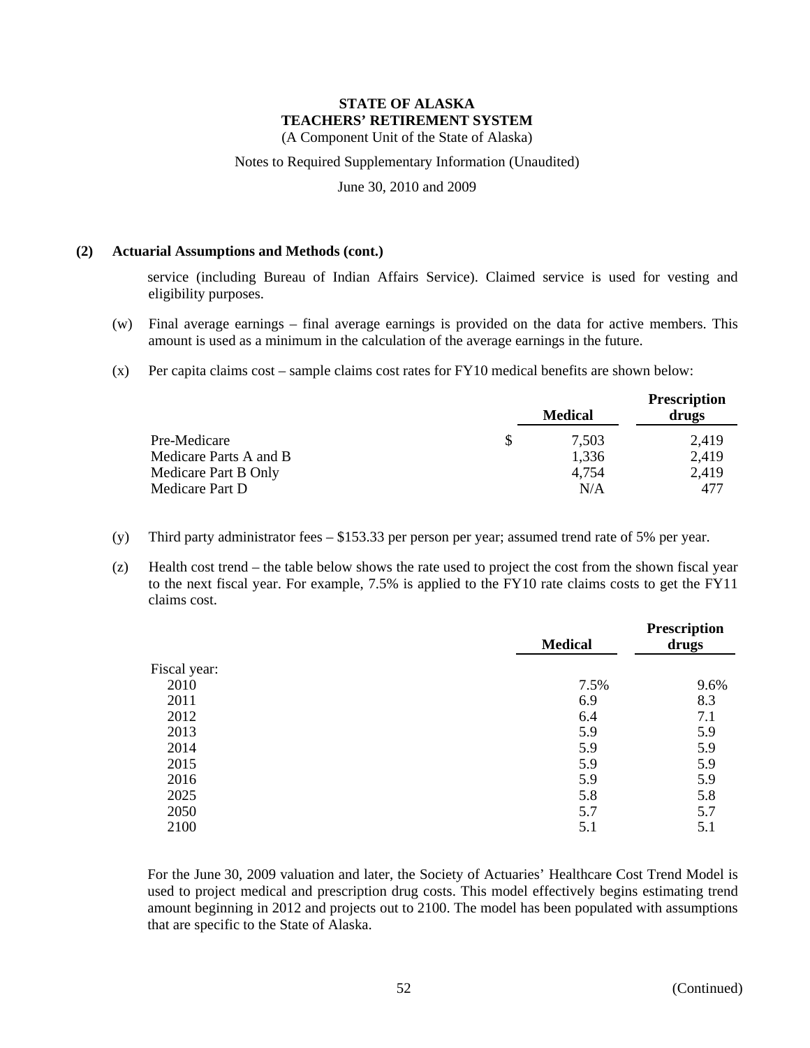**(2) Actuarial Assumptions and Methods (cont.)**

service (including Bureau of Indian Affairs Service). Claimed service is used for vesting and eligibility purposes.

(w) Final average earnings – final average earnings is provided on the data for active members. This amount is used as a minimum in the calculation of the average earnings in the future.

(x) Per capita claims cost – sample claims cost rates for FY10 medical benefits are shown below:

| | Medical | Prescription drugs |
|---|---|---|
| Pre-Medicare | $ 7,503 | 2,419 |
| Medicare Parts A and B | 1,336 | 2,419 |
| Medicare Part B Only | 4,754 | 2,419 |
| Medicare Part D | N/A | 477 |

(y) Third party administrator fees – $153.33 per person per year; assumed trend rate of 5% per year.

(z) Health cost trend – the table below shows the rate used to project the cost from the shown fiscal year to the next fiscal year. For example, 7.5% is applied to the FY10 rate claims costs to get the FY11 claims cost.

| | Medical | Prescription drugs |
|---|---|---|
| Fiscal year: | | |
| 2010 | 7.5% | 9.6% |
| 2011 | 6.9 | 8.3 |
| 2012 | 6.4 | 7.1 |
| 2013 | 5.9 | 5.9 |
| 2014 | 5.9 | 5.9 |
| 2015 | 5.9 | 5.9 |
| 2016 | 5.9 | 5.9 |
| 2025 | 5.8 | 5.8 |
| 2050 | 5.7 | 5.7 |
| 2100 | 5.1 | 5.1 |

For the June 30, 2009 valuation and later, the Society of Actuaries' Healthcare Cost Trend Model is used to project medical and prescription drug costs. This model effectively begins estimating trend amount beginning in 2012 and projects out to 2100. The model has been populated with assumptions that are specific to the State of Alaska.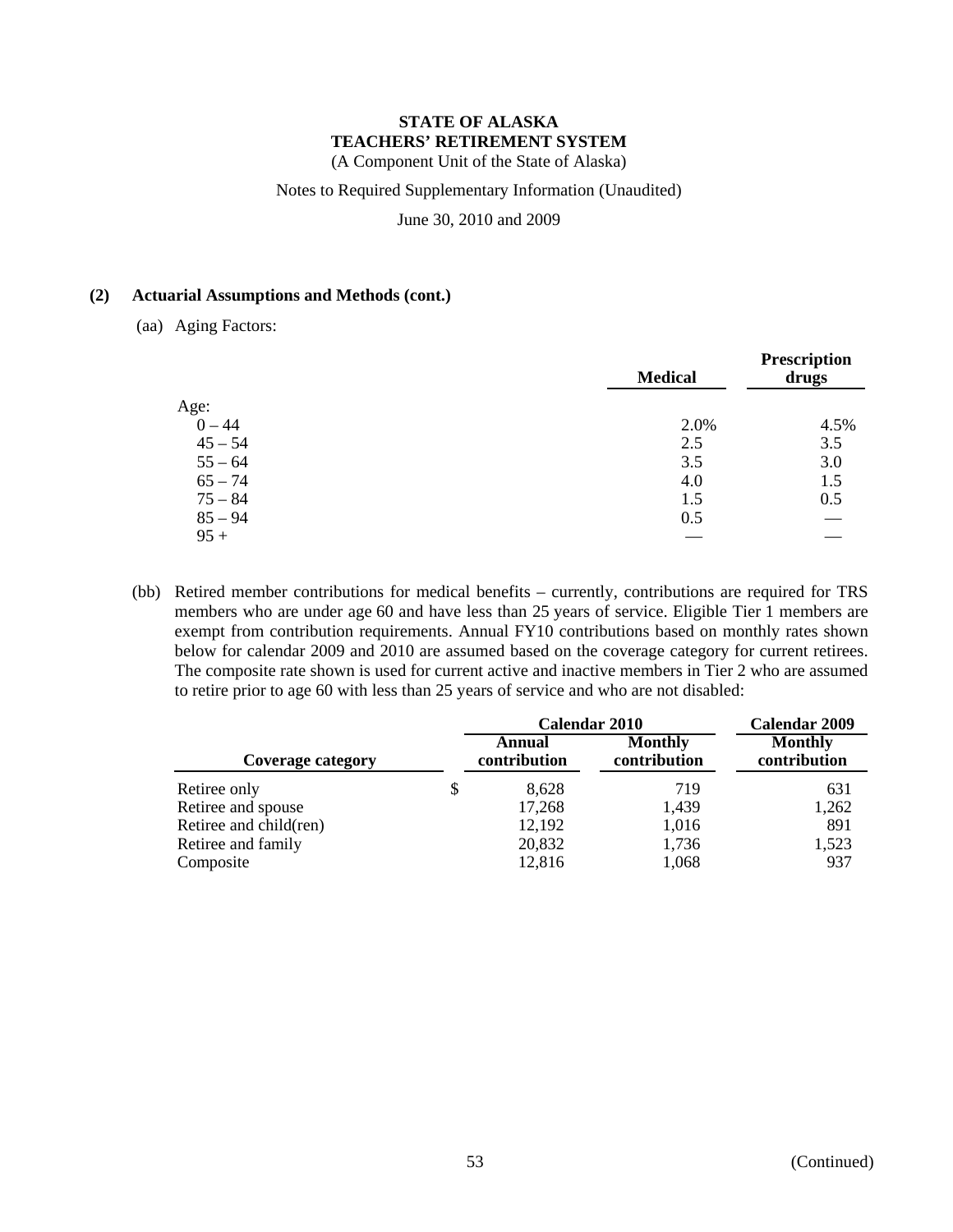**STATE OF ALASKA**
**TEACHERS' RETIREMENT SYSTEM**
(A Component Unit of the State of Alaska)

Notes to Required Supplementary Information (Unaudited)

June 30, 2010 and 2009

**(2) Actuarial Assumptions and Methods (cont.)**

(aa) Aging Factors:

| | Medical | Prescription drugs |
|---|---|---|
| Age: | | |
| 0 – 44 | 2.0% | 4.5% |
| 45 – 54 | 2.5 | 3.5 |
| 55 – 64 | 3.5 | 3.0 |
| 65 – 74 | 4.0 | 1.5 |
| 75 – 84 | 1.5 | 0.5 |
| 85 – 94 | 0.5 | — |
| 95 + | — | — |

(bb) Retired member contributions for medical benefits – currently, contributions are required for TRS members who are under age 60 and have less than 25 years of service. Eligible Tier 1 members are exempt from contribution requirements. Annual FY10 contributions based on monthly rates shown below for calendar 2009 and 2010 are assumed based on the coverage category for current retirees. The composite rate shown is used for current active and inactive members in Tier 2 who are assumed to retire prior to age 60 with less than 25 years of service and who are not disabled:

| | Calendar 2010 | | Calendar 2009 |
|---|---|---|---|
| Coverage category | Annual contribution | Monthly contribution | Monthly contribution |
| Retiree only | $ 8,628 | 719 | 631 |
| Retiree and spouse | 17,268 | 1,439 | 1,262 |
| Retiree and child(ren) | 12,192 | 1,016 | 891 |
| Retiree and family | 20,832 | 1,736 | 1,523 |
| Composite | 12,816 | 1,068 | 937 |

(Continued)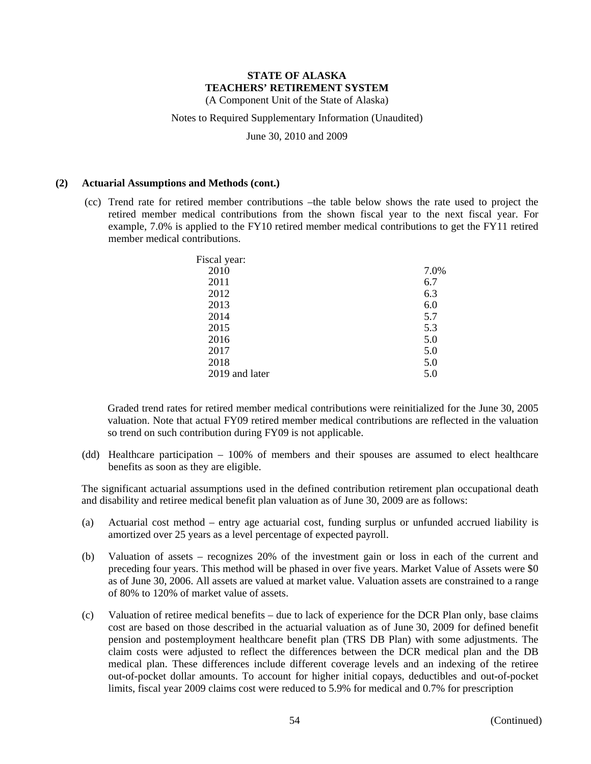**STATE OF ALASKA**
**TEACHERS' RETIREMENT SYSTEM**
(A Component Unit of the State of Alaska)

Notes to Required Supplementary Information (Unaudited)

June 30, 2010 and 2009

**(2) Actuarial Assumptions and Methods (cont.)**

(cc) Trend rate for retired member contributions –the table below shows the rate used to project the retired member medical contributions from the shown fiscal year to the next fiscal year. For example, 7.0% is applied to the FY10 retired member medical contributions to get the FY11 retired member medical contributions.

| Fiscal year: | |
|---|---|
| 2010 | 7.0% |
| 2011 | 6.7 |
| 2012 | 6.3 |
| 2013 | 6.0 |
| 2014 | 5.7 |
| 2015 | 5.3 |
| 2016 | 5.0 |
| 2017 | 5.0 |
| 2018 | 5.0 |
| 2019 and later | 5.0 |

Graded trend rates for retired member medical contributions were reinitialized for the June 30, 2005 valuation. Note that actual FY09 retired member medical contributions are reflected in the valuation so trend on such contribution during FY09 is not applicable.

(dd) Healthcare participation – 100% of members and their spouses are assumed to elect healthcare benefits as soon as they are eligible.

The significant actuarial assumptions used in the defined contribution retirement plan occupational death and disability and retiree medical benefit plan valuation as of June 30, 2009 are as follows:

(a) Actuarial cost method – entry age actuarial cost, funding surplus or unfunded accrued liability is amortized over 25 years as a level percentage of expected payroll.

(b) Valuation of assets – recognizes 20% of the investment gain or loss in each of the current and preceding four years. This method will be phased in over five years. Market Value of Assets were $0 as of June 30, 2006. All assets are valued at market value. Valuation assets are constrained to a range of 80% to 120% of market value of assets.

(c) Valuation of retiree medical benefits – due to lack of experience for the DCR Plan only, base claims cost are based on those described in the actuarial valuation as of June 30, 2009 for defined benefit pension and postemployment healthcare benefit plan (TRS DB Plan) with some adjustments. The claim costs were adjusted to reflect the differences between the DCR medical plan and the DB medical plan. These differences include different coverage levels and an indexing of the retiree out-of-pocket dollar amounts. To account for higher initial copays, deductibles and out-of-pocket limits, fiscal year 2009 claims cost were reduced to 5.9% for medical and 0.7% for prescription

(Continued)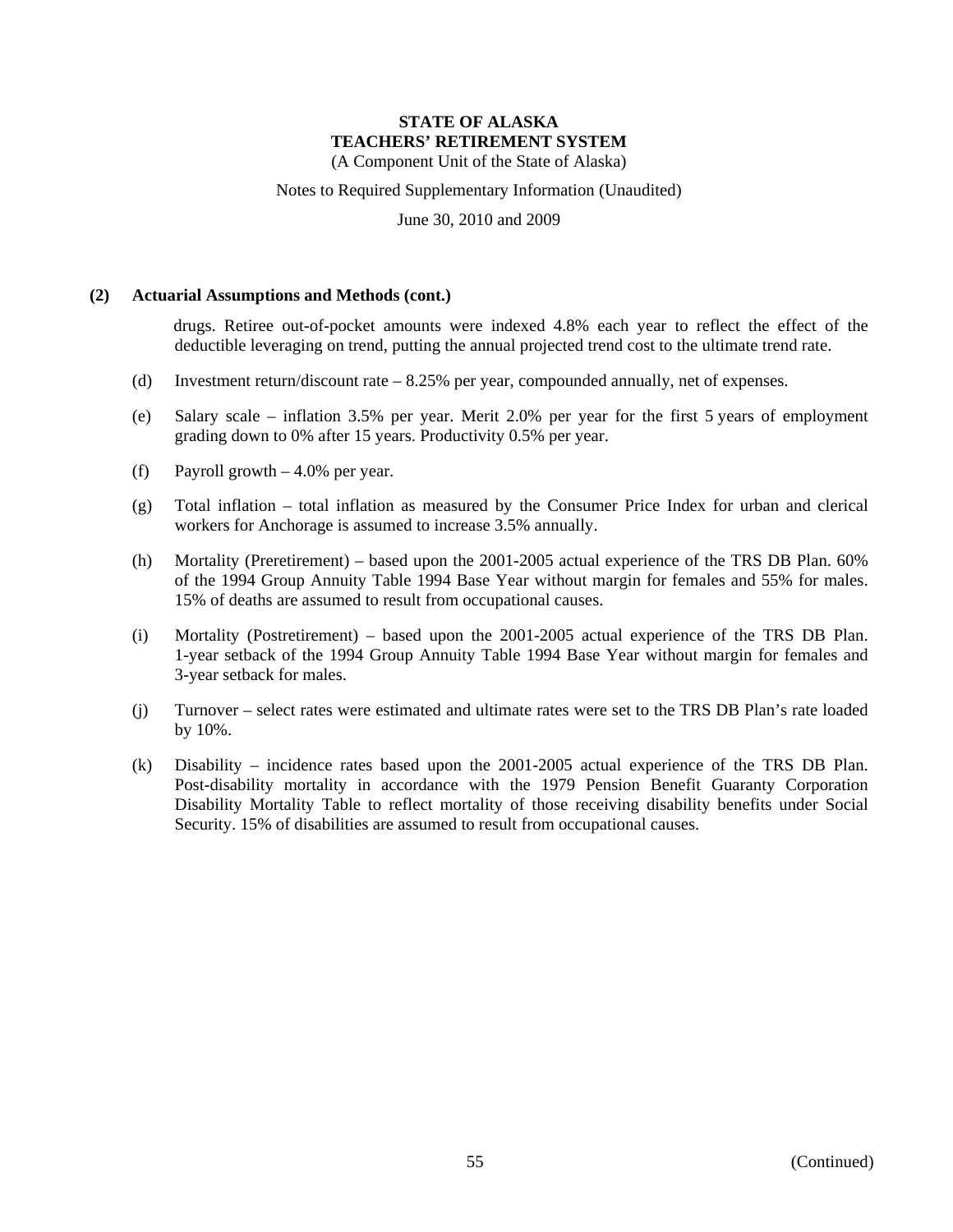# STATE OF ALASKA
## TEACHERS' RETIREMENT SYSTEM

(A Component Unit of the State of Alaska)

Notes to Required Supplementary Information (Unaudited)

June 30, 2010 and 2009

**(2) Actuarial Assumptions and Methods (cont.)**

drugs. Retiree out-of-pocket amounts were indexed 4.8% each year to reflect the effect of the deductible leveraging on trend, putting the annual projected trend cost to the ultimate trend rate.

(d) Investment return/discount rate – 8.25% per year, compounded annually, net of expenses.

(e) Salary scale – inflation 3.5% per year. Merit 2.0% per year for the first 5 years of employment grading down to 0% after 15 years. Productivity 0.5% per year.

(f) Payroll growth – 4.0% per year.

(g) Total inflation – total inflation as measured by the Consumer Price Index for urban and clerical workers for Anchorage is assumed to increase 3.5% annually.

(h) Mortality (Preretirement) – based upon the 2001-2005 actual experience of the TRS DB Plan. 60% of the 1994 Group Annuity Table 1994 Base Year without margin for females and 55% for males. 15% of deaths are assumed to result from occupational causes.

(i) Mortality (Postretirement) – based upon the 2001-2005 actual experience of the TRS DB Plan. 1-year setback of the 1994 Group Annuity Table 1994 Base Year without margin for females and 3-year setback for males.

(j) Turnover – select rates were estimated and ultimate rates were set to the TRS DB Plan's rate loaded by 10%.

(k) Disability – incidence rates based upon the 2001-2005 actual experience of the TRS DB Plan. Post-disability mortality in accordance with the 1979 Pension Benefit Guaranty Corporation Disability Mortality Table to reflect mortality of those receiving disability benefits under Social Security. 15% of disabilities are assumed to result from occupational causes.

(Continued)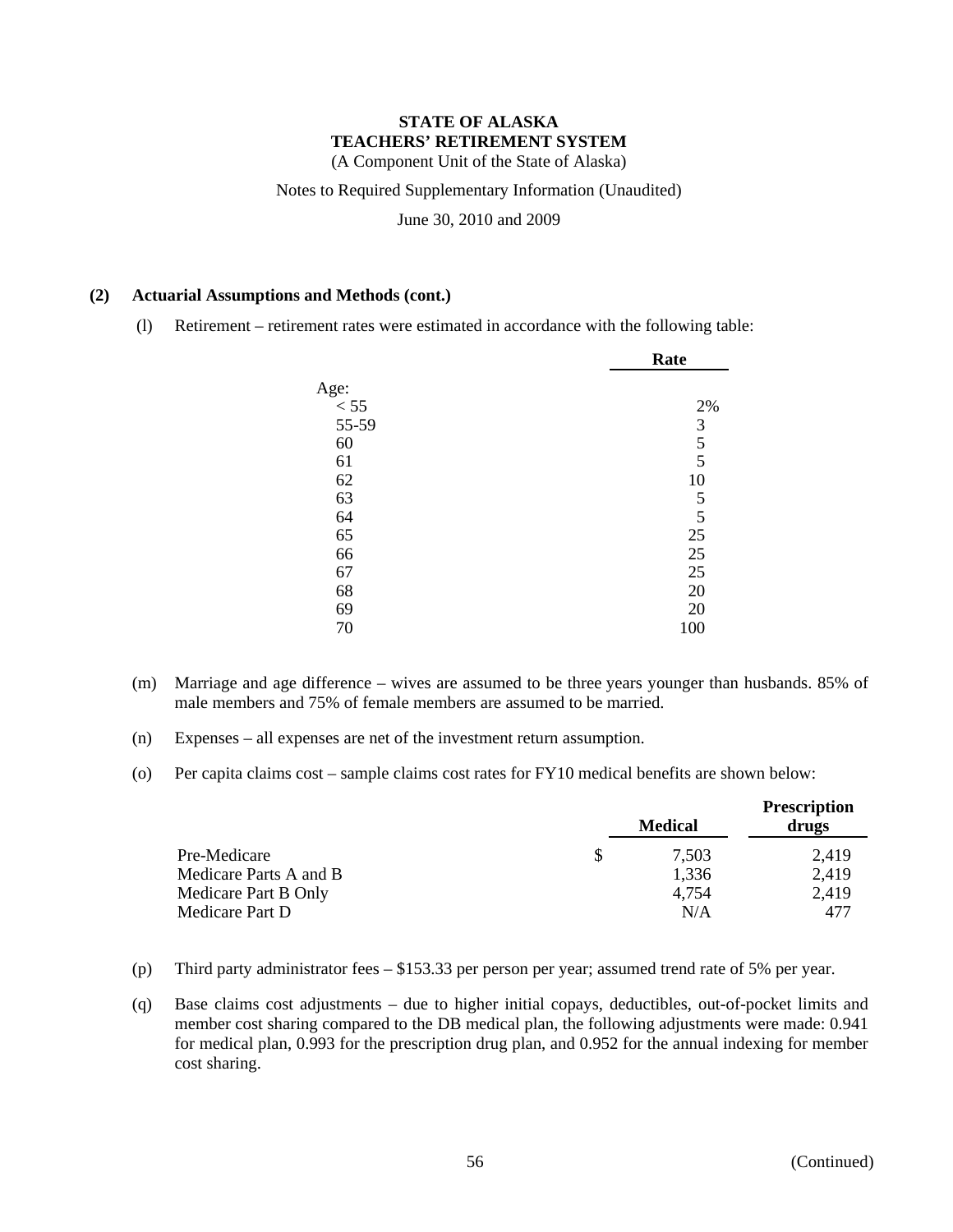**STATE OF ALASKA**
**TEACHERS' RETIREMENT SYSTEM**
(A Component Unit of the State of Alaska)

Notes to Required Supplementary Information (Unaudited)

June 30, 2010 and 2009

**(2) Actuarial Assumptions and Methods (cont.)**

(l) Retirement – retirement rates were estimated in accordance with the following table:

| | Rate |
|---|---|
| Age: | |
| < 55 | 2% |
| 55-59 | 3 |
| 60 | 5 |
| 61 | 5 |
| 62 | 10 |
| 63 | 5 |
| 64 | 5 |
| 65 | 25 |
| 66 | 25 |
| 67 | 25 |
| 68 | 20 |
| 69 | 20 |
| 70 | 100 |

(m) Marriage and age difference – wives are assumed to be three years younger than husbands. 85% of male members and 75% of female members are assumed to be married.

(n) Expenses – all expenses are net of the investment return assumption.

(o) Per capita claims cost – sample claims cost rates for FY10 medical benefits are shown below:

| | Medical | Prescription drugs |
|---|---|---|
| Pre-Medicare | $ 7,503 | 2,419 |
| Medicare Parts A and B | 1,336 | 2,419 |
| Medicare Part B Only | 4,754 | 2,419 |
| Medicare Part D | N/A | 477 |

(p) Third party administrator fees – $153.33 per person per year; assumed trend rate of 5% per year.

(q) Base claims cost adjustments – due to higher initial copays, deductibles, out-of-pocket limits and member cost sharing compared to the DB medical plan, the following adjustments were made: 0.941 for medical plan, 0.993 for the prescription drug plan, and 0.952 for the annual indexing for member cost sharing.

(Continued)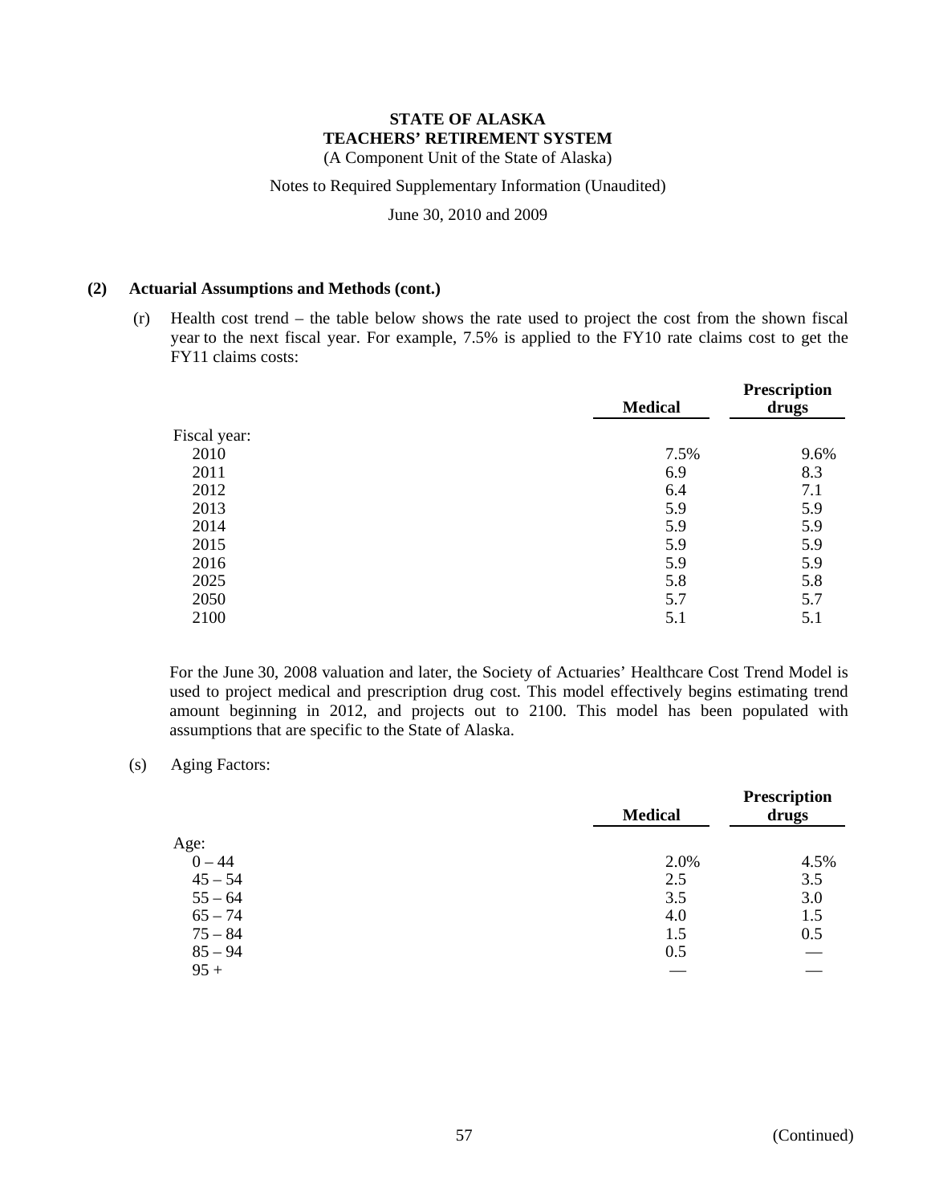**STATE OF ALASKA**
**TEACHERS' RETIREMENT SYSTEM**
(A Component Unit of the State of Alaska)

Notes to Required Supplementary Information (Unaudited)

June 30, 2010 and 2009

**(2) Actuarial Assumptions and Methods (cont.)**

(r) Health cost trend – the table below shows the rate used to project the cost from the shown fiscal year to the next fiscal year. For example, 7.5% is applied to the FY10 rate claims cost to get the FY11 claims costs:

| | Medical | Prescription drugs |
|---|---|---|
| Fiscal year: | | |
| 2010 | 7.5% | 9.6% |
| 2011 | 6.9 | 8.3 |
| 2012 | 6.4 | 7.1 |
| 2013 | 5.9 | 5.9 |
| 2014 | 5.9 | 5.9 |
| 2015 | 5.9 | 5.9 |
| 2016 | 5.9 | 5.9 |
| 2025 | 5.8 | 5.8 |
| 2050 | 5.7 | 5.7 |
| 2100 | 5.1 | 5.1 |

For the June 30, 2008 valuation and later, the Society of Actuaries' Healthcare Cost Trend Model is used to project medical and prescription drug cost. This model effectively begins estimating trend amount beginning in 2012, and projects out to 2100. This model has been populated with assumptions that are specific to the State of Alaska.

(s) Aging Factors:

| | Medical | Prescription drugs |
|---|---|---|
| Age: | | |
| 0 – 44 | 2.0% | 4.5% |
| 45 – 54 | 2.5 | 3.5 |
| 55 – 64 | 3.5 | 3.0 |
| 65 – 74 | 4.0 | 1.5 |
| 75 – 84 | 1.5 | 0.5 |
| 85 – 94 | 0.5 | — |
| 95 + | — | — |

(Continued)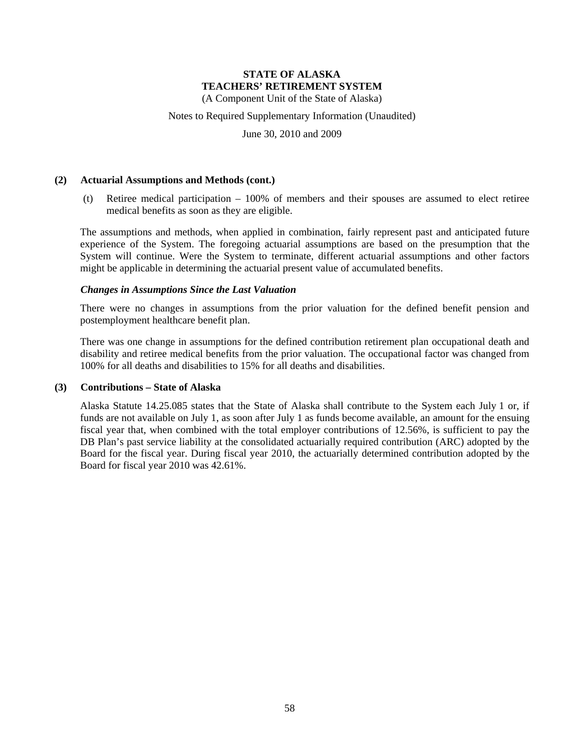**STATE OF ALASKA**
**TEACHERS' RETIREMENT SYSTEM**
(A Component Unit of the State of Alaska)

Notes to Required Supplementary Information (Unaudited)

June 30, 2010 and 2009

**(2) Actuarial Assumptions and Methods (cont.)**

(t) Retiree medical participation – 100% of members and their spouses are assumed to elect retiree medical benefits as soon as they are eligible.

The assumptions and methods, when applied in combination, fairly represent past and anticipated future experience of the System. The foregoing actuarial assumptions are based on the presumption that the System will continue. Were the System to terminate, different actuarial assumptions and other factors might be applicable in determining the actuarial present value of accumulated benefits.

***Changes in Assumptions Since the Last Valuation***

There were no changes in assumptions from the prior valuation for the defined benefit pension and postemployment healthcare benefit plan.

There was one change in assumptions for the defined contribution retirement plan occupational death and disability and retiree medical benefits from the prior valuation. The occupational factor was changed from 100% for all deaths and disabilities to 15% for all deaths and disabilities.

**(3) Contributions – State of Alaska**

Alaska Statute 14.25.085 states that the State of Alaska shall contribute to the System each July 1 or, if funds are not available on July 1, as soon after July 1 as funds become available, an amount for the ensuing fiscal year that, when combined with the total employer contributions of 12.56%, is sufficient to pay the DB Plan's past service liability at the consolidated actuarially required contribution (ARC) adopted by the Board for the fiscal year. During fiscal year 2010, the actuarially determined contribution adopted by the Board for fiscal year 2010 was 42.61%.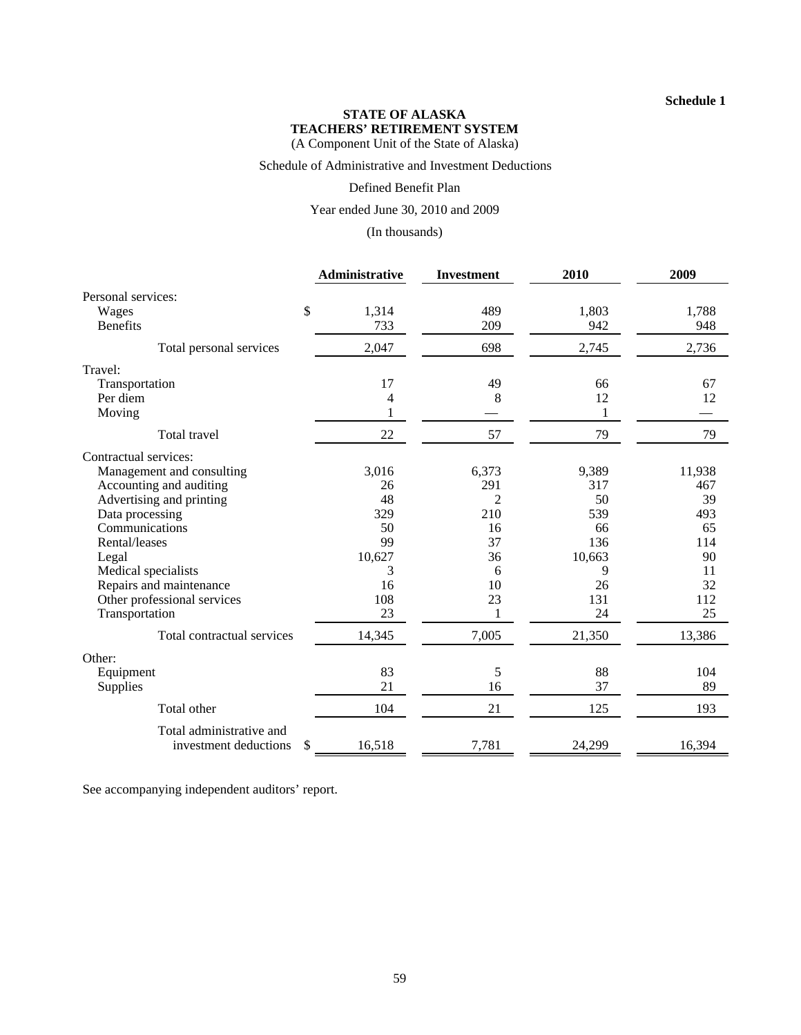**Schedule 1**

**STATE OF ALASKA**
**TEACHERS' RETIREMENT SYSTEM**
(A Component Unit of the State of Alaska)

Schedule of Administrative and Investment Deductions

Defined Benefit Plan

Year ended June 30, 2010 and 2009

(In thousands)

| | Administrative | Investment | 2010 | 2009 |
|---|---|---|---|---|
| Personal services: | | | | |
| Wages | $ 1,314 | 489 | 1,803 | 1,788 |
| Benefits | 733 | 209 | 942 | 948 |
| Total personal services | 2,047 | 698 | 2,745 | 2,736 |
| Travel: | | | | |
| Transportation | 17 | 49 | 66 | 67 |
| Per diem | 4 | 8 | 12 | 12 |
| Moving | 1 | — | 1 | — |
| Total travel | 22 | 57 | 79 | 79 |
| Contractual services: | | | | |
| Management and consulting | 3,016 | 6,373 | 9,389 | 11,938 |
| Accounting and auditing | 26 | 291 | 317 | 467 |
| Advertising and printing | 48 | 2 | 50 | 39 |
| Data processing | 329 | 210 | 539 | 493 |
| Communications | 50 | 16 | 66 | 65 |
| Rental/leases | 99 | 37 | 136 | 114 |
| Legal | 10,627 | 36 | 10,663 | 90 |
| Medical specialists | 3 | 6 | 9 | 11 |
| Repairs and maintenance | 16 | 10 | 26 | 32 |
| Other professional services | 108 | 23 | 131 | 112 |
| Transportation | 23 | 1 | 24 | 25 |
| Total contractual services | 14,345 | 7,005 | 21,350 | 13,386 |
| Other: | | | | |
| Equipment | 83 | 5 | 88 | 104 |
| Supplies | 21 | 16 | 37 | 89 |
| Total other | 104 | 21 | 125 | 193 |
| Total administrative and investment deductions | $ 16,518 | 7,781 | 24,299 | 16,394 |

See accompanying independent auditors' report.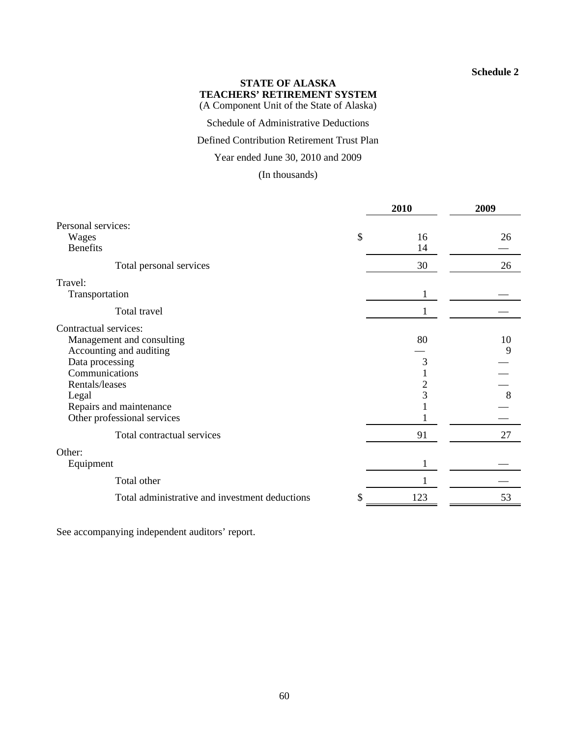**Schedule 2**

**STATE OF ALASKA**
**TEACHERS' RETIREMENT SYSTEM**
(A Component Unit of the State of Alaska)

Schedule of Administrative Deductions

Defined Contribution Retirement Trust Plan

Year ended June 30, 2010 and 2009

(In thousands)

| | 2010 | 2009 |
|---|---|---|
| Personal services: | | |
| Wages | $ 16 | 26 |
| Benefits | 14 | — |
| Total personal services | 30 | 26 |
| Travel: | | |
| Transportation | 1 | — |
| Total travel | 1 | — |
| Contractual services: | | |
| Management and consulting | 80 | 10 |
| Accounting and auditing | — | 9 |
| Data processing | 3 | — |
| Communications | 1 | — |
| Rentals/leases | 2 | — |
| Legal | 3 | 8 |
| Repairs and maintenance | 1 | — |
| Other professional services | 1 | — |
| Total contractual services | 91 | 27 |
| Other: | | |
| Equipment | 1 | — |
| Total other | 1 | — |
| Total administrative and investment deductions | $ 123 | 53 |

See accompanying independent auditors' report.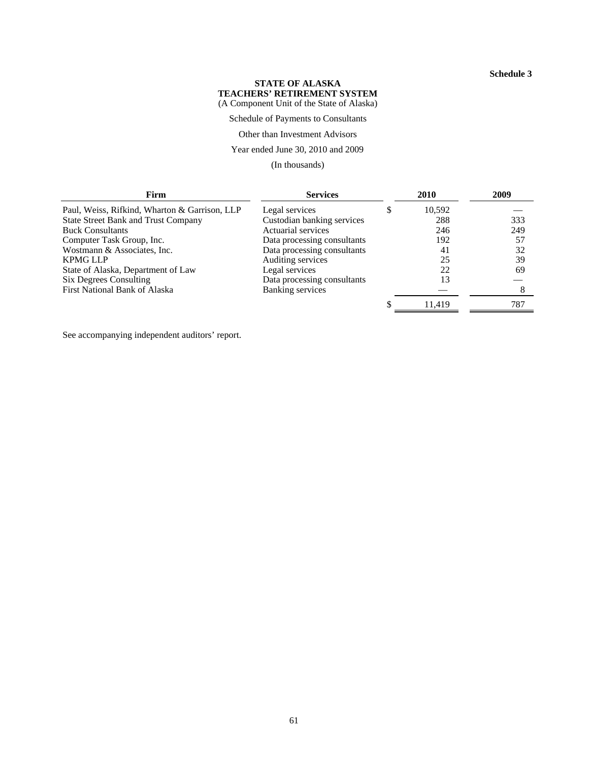**Schedule 3**

**STATE OF ALASKA**
**TEACHERS' RETIREMENT SYSTEM**
(A Component Unit of the State of Alaska)

Schedule of Payments to Consultants

Other than Investment Advisors

Year ended June 30, 2010 and 2009

(In thousands)

| Firm | Services | 2010 | 2009 |
|---|---|---|---|
| Paul, Weiss, Rifkind, Wharton & Garrison, LLP | Legal services | $ 10,592 | — |
| State Street Bank and Trust Company | Custodian banking services | 288 | 333 |
| Buck Consultants | Actuarial services | 246 | 249 |
| Computer Task Group, Inc. | Data processing consultants | 192 | 57 |
| Wostmann & Associates, Inc. | Data processing consultants | 41 | 32 |
| KPMG LLP | Auditing services | 25 | 39 |
| State of Alaska, Department of Law | Legal services | 22 | 69 |
| Six Degrees Consulting | Data processing consultants | 13 | — |
| First National Bank of Alaska | Banking services | — | 8 |
| | | $ 11,419 | 787 |

See accompanying independent auditors' report.